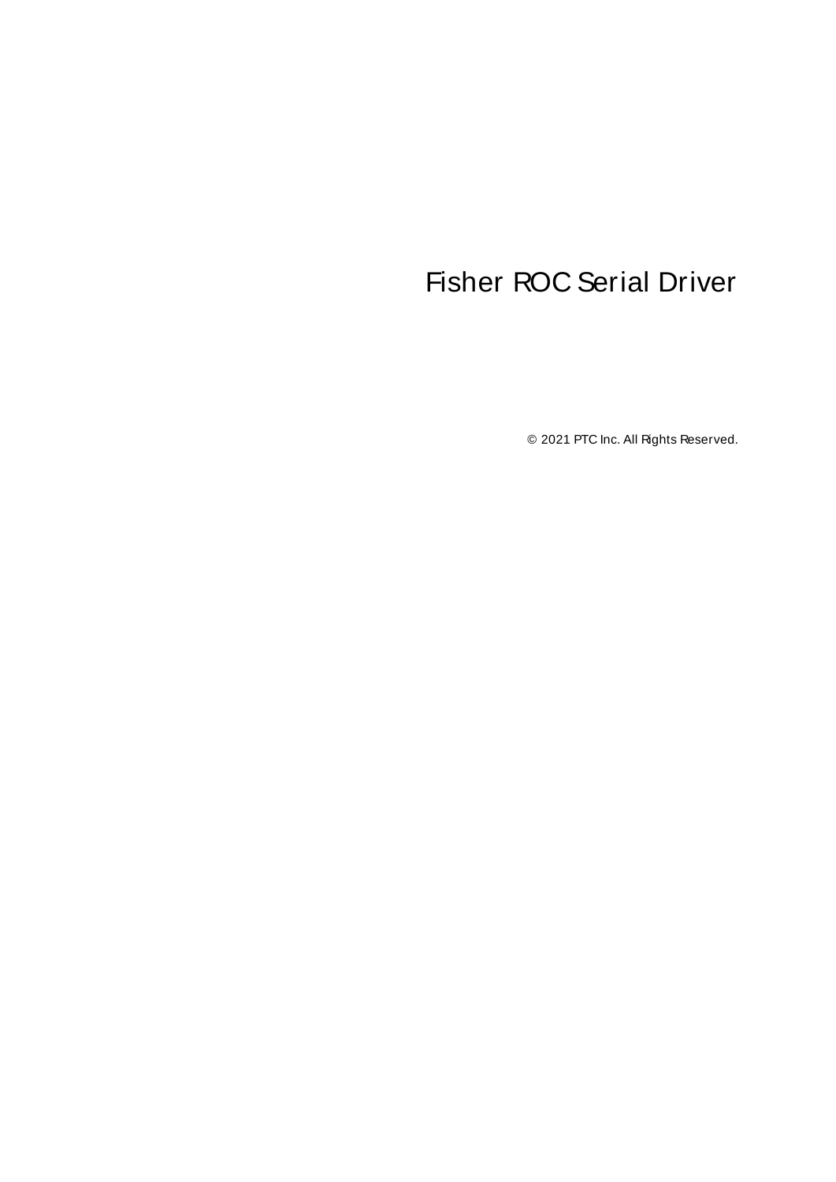# Fisher ROC Serial Driver

© 2021 PTC Inc. All Rights Reserved.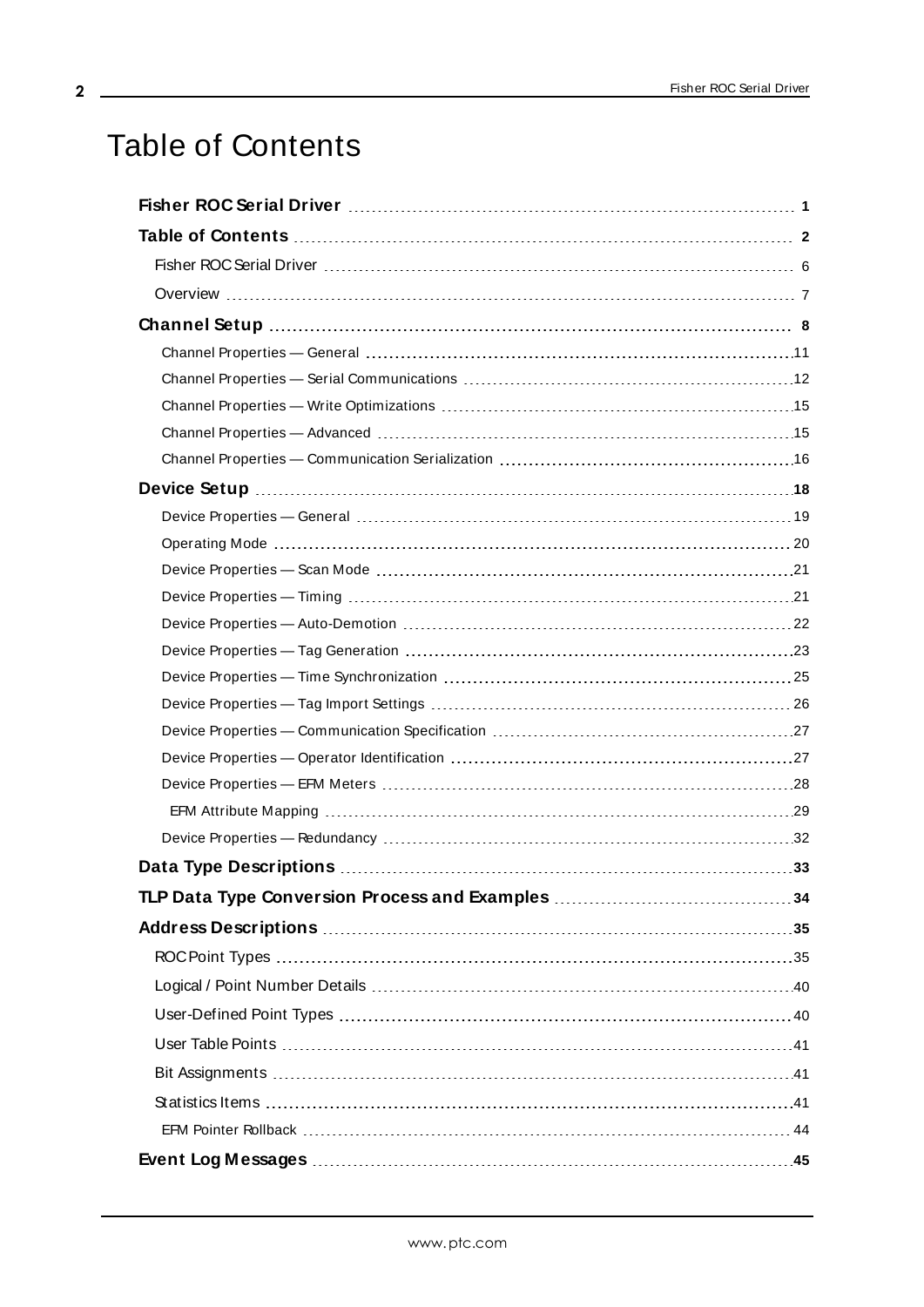# Table of Contents

**Fisher ROC Serial Driver** ..... **1**

**Table of Contents** ..... **2**

- Fisher ROC Serial Driver ..... 6
- Overview ..... 7

**Channel Setup** ..... **8**

- Channel Properties — General ..... 11
- Channel Properties — Serial Communications ..... 12
- Channel Properties — Write Optimizations ..... 15
- Channel Properties — Advanced ..... 15
- Channel Properties — Communication Serialization ..... 16

**Device Setup** ..... **18**

- Device Properties — General ..... 19
- Operating Mode ..... 20
- Device Properties — Scan Mode ..... 21
- Device Properties — Timing ..... 21
- Device Properties — Auto-Demotion ..... 22
- Device Properties — Tag Generation ..... 23
- Device Properties — Time Synchronization ..... 25
- Device Properties — Tag Import Settings ..... 26
- Device Properties — Communication Specification ..... 27
- Device Properties — Operator Identification ..... 27
- Device Properties — EFM Meters ..... 28
  - EFM Attribute Mapping ..... 29
- Device Properties — Redundancy ..... 32

**Data Type Descriptions** ..... **33**

**TLP Data Type Conversion Process and Examples** ..... **34**

**Address Descriptions** ..... **35**

- ROC Point Types ..... 35
- Logical / Point Number Details ..... 40
- User-Defined Point Types ..... 40
- User Table Points ..... 41
- Bit Assignments ..... 41
- Statistics Items ..... 41
  - EFM Pointer Rollback ..... 44

**Event Log Messages** ..... **45**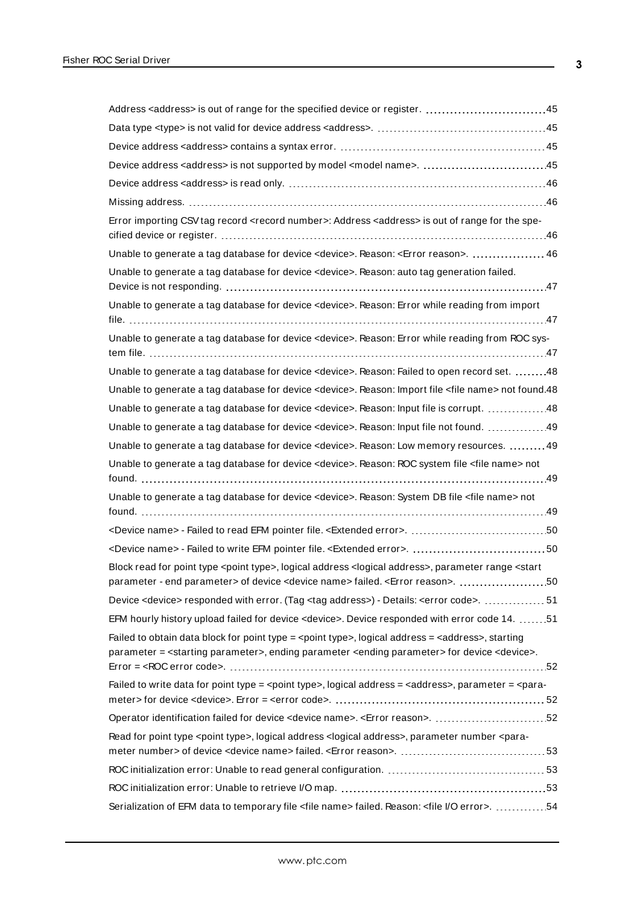Address <address> is out of range for the specified device or register. 45

Data type <type> is not valid for device address <address>. 45

Device address <address> contains a syntax error. 45

Device address <address> is not supported by model <model name>. 45

Device address <address> is read only. 46

Missing address. 46

Error importing CSV tag record <record number>: Address <address> is out of range for the specified device or register. 46

Unable to generate a tag database for device <device>. Reason: <Error reason>. 46

Unable to generate a tag database for device <device>. Reason: auto tag generation failed. Device is not responding. 47

Unable to generate a tag database for device <device>. Reason: Error while reading from import file. 47

Unable to generate a tag database for device <device>. Reason: Error while reading from ROC system file. 47

Unable to generate a tag database for device <device>. Reason: Failed to open record set. 48

Unable to generate a tag database for device <device>. Reason: Import file <file name> not found. 48

Unable to generate a tag database for device <device>. Reason: Input file is corrupt. 48

Unable to generate a tag database for device <device>. Reason: Input file not found. 49

Unable to generate a tag database for device <device>. Reason: Low memory resources. 49

Unable to generate a tag database for device <device>. Reason: ROC system file <file name> not found. 49

Unable to generate a tag database for device <device>. Reason: System DB file <file name> not found. 49

<Device name> - Failed to read EFM pointer file. <Extended error>. 50

<Device name> - Failed to write EFM pointer file. <Extended error>. 50

Block read for point type <point type>, logical address <logical address>, parameter range <start parameter - end parameter> of device <device name> failed. <Error reason>. 50

Device <device> responded with error. (Tag <tag address>) - Details: <error code>. 51

EFM hourly history upload failed for device <device>. Device responded with error code 14. 51

Failed to obtain data block for point type = <point type>, logical address = <address>, starting parameter = <starting parameter>, ending parameter <ending parameter> for device <device>. Error = <ROC error code>. 52

Failed to write data for point type = <point type>, logical address = <address>, parameter = <parameter> for device <device>. Error = <error code>. 52

Operator identification failed for device <device name>. <Error reason>. 52

Read for point type <point type>, logical address <logical address>, parameter number <parameter number> of device <device name> failed. <Error reason>. 53

ROC initialization error: Unable to read general configuration. 53

ROC initialization error: Unable to retrieve I/O map. 53

Serialization of EFM data to temporary file <file name> failed. Reason: <file I/O error>. 54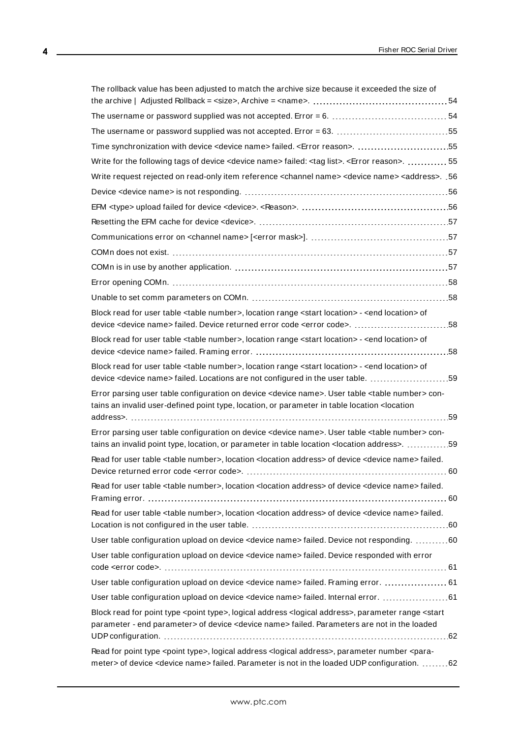The rollback value has been adjusted to match the archive size because it exceeded the size of the archive | Adjusted Rollback = <size>, Archive = <name>. 54

The username or password supplied was not accepted. Error = 6. 54

The username or password supplied was not accepted. Error = 63. 55

Time synchronization with device <device name> failed. <Error reason>. 55

Write for the following tags of device <device name> failed: <tag list>. <Error reason>. 55

Write request rejected on read-only item reference <channel name> <device name> <address>. 56

Device <device name> is not responding. 56

EFM <type> upload failed for device <device>. <Reason>. 56

Resetting the EFM cache for device <device>. 57

Communications error on <channel name> [<error mask>]. 57

COMn does not exist. 57

COMn is in use by another application. 57

Error opening COMn. 58

Unable to set comm parameters on COMn. 58

Block read for user table <table number>, location range <start location> - <end location> of device <device name> failed. Device returned error code <error code>. 58

Block read for user table <table number>, location range <start location> - <end location> of device <device name> failed. Framing error. 58

Block read for user table <table number>, location range <start location> - <end location> of device <device name> failed. Locations are not configured in the user table. 59

Error parsing user table configuration on device <device name>. User table <table number> contains an invalid user-defined point type, location, or parameter in table location <location address>. 59

Error parsing user table configuration on device <device name>. User table <table number> contains an invalid point type, location, or parameter in table location <location address>. 59

Read for user table <table number>, location <location address> of device <device name> failed. Device returned error code <error code>. 60

Read for user table <table number>, location <location address> of device <device name> failed. Framing error. 60

Read for user table <table number>, location <location address> of device <device name> failed. Location is not configured in the user table. 60

User table configuration upload on device <device name> failed. Device not responding. 60

User table configuration upload on device <device name> failed. Device responded with error code <error code>. 61

User table configuration upload on device <device name> failed. Framing error. 61

User table configuration upload on device <device name> failed. Internal error. 61

Block read for point type <point type>, logical address <logical address>, parameter range <start parameter - end parameter> of device <device name> failed. Parameters are not in the loaded UDP configuration. 62

Read for point type <point type>, logical address <logical address>, parameter number <parameter> of device <device name> failed. Parameter is not in the loaded UDP configuration. 62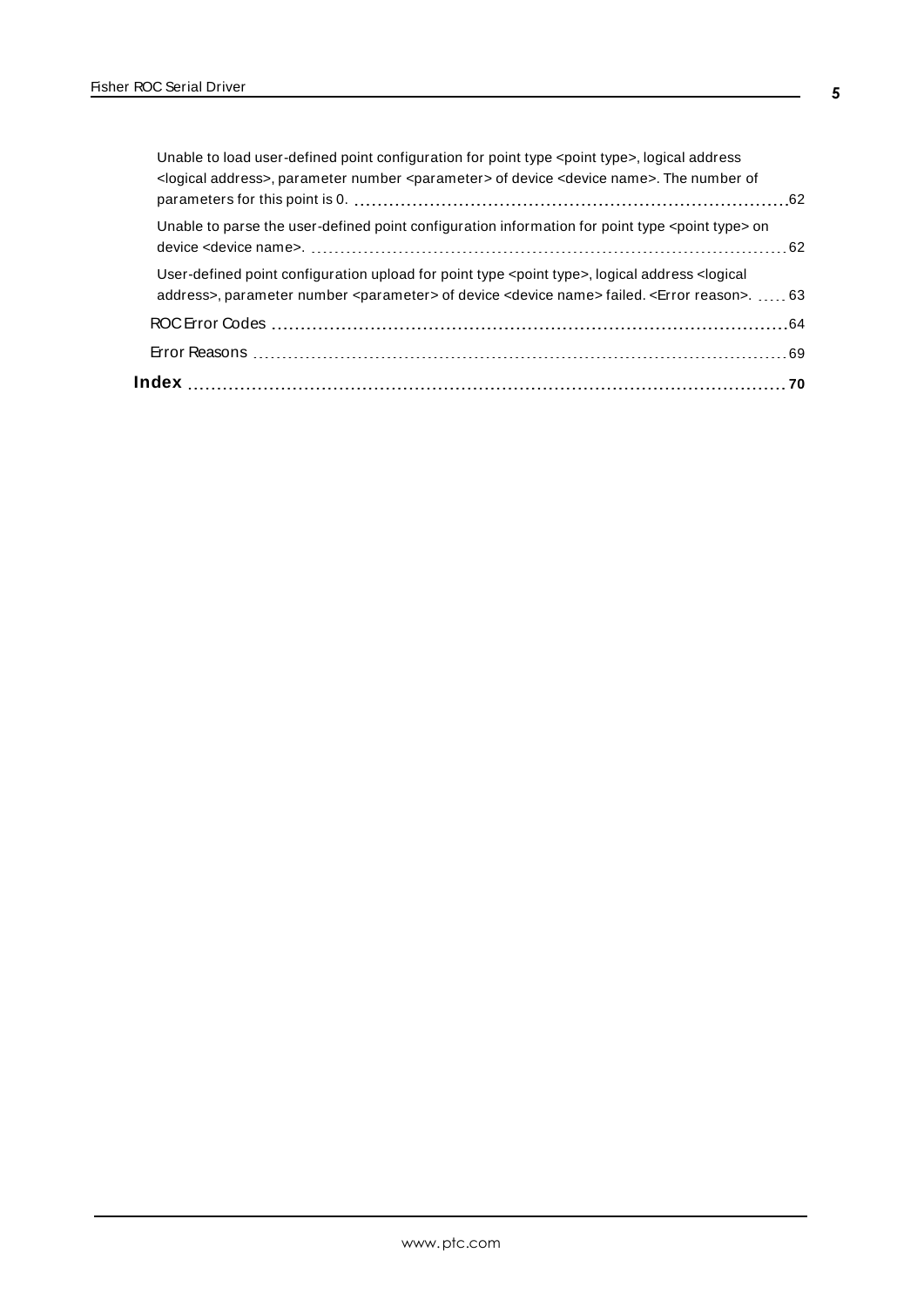Unable to load user-defined point configuration for point type <point type>, logical address <logical address>, parameter number <parameter> of device <device name>. The number of parameters for this point is 0. 62

Unable to parse the user-defined point configuration information for point type <point type> on device <device name>. 62

User-defined point configuration upload for point type <point type>, logical address <logical address>, parameter number <parameter> of device <device name> failed. <Error reason>. 63

ROC Error Codes 64

Error Reasons 69

**Index 70**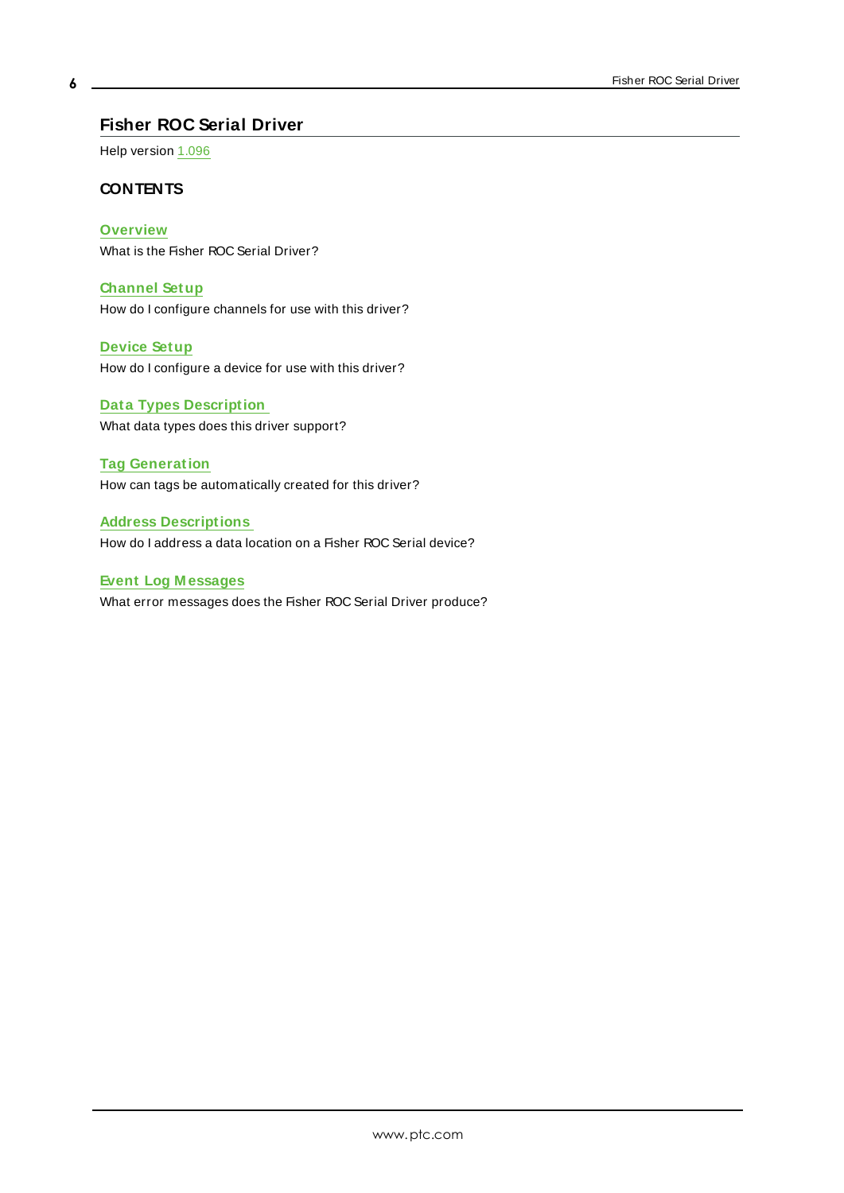# Fisher ROC Serial Driver

Help version 1.096

## CONTENTS

**Overview**
What is the Fisher ROC Serial Driver?

**Channel Setup**
How do I configure channels for use with this driver?

**Device Setup**
How do I configure a device for use with this driver?

**Data Types Description**
What data types does this driver support?

**Tag Generation**
How can tags be automatically created for this driver?

**Address Descriptions**
How do I address a data location on a Fisher ROC Serial device?

**Event Log Messages**
What error messages does the Fisher ROC Serial Driver produce?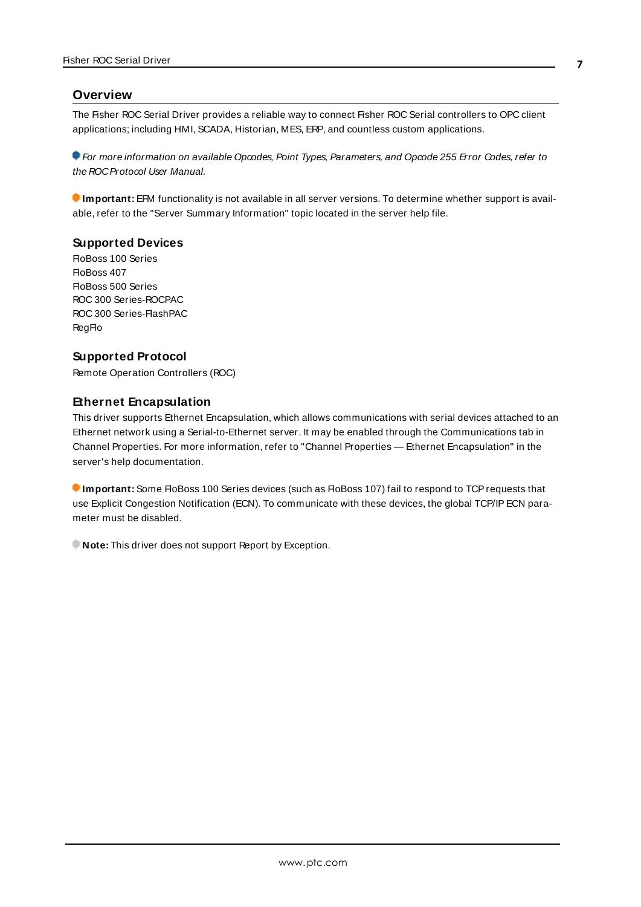## Overview

The Fisher ROC Serial Driver provides a reliable way to connect Fisher ROC Serial controllers to OPC client applications; including HMI, SCADA, Historian, MES, ERP, and countless custom applications.

*For more information on available Opcodes, Point Types, Parameters, and Opcode 255 Error Codes, refer to the ROC Protocol User Manual.*

**Important:** EFM functionality is not available in all server versions. To determine whether support is available, refer to the "Server Summary Information" topic located in the server help file.

### Supported Devices

FloBoss 100 Series
FloBoss 407
FloBoss 500 Series
ROC 300 Series-ROCPAC
ROC 300 Series-FlashPAC
RegFlo

### Supported Protocol

Remote Operation Controllers (ROC)

### Ethernet Encapsulation

This driver supports Ethernet Encapsulation, which allows communications with serial devices attached to an Ethernet network using a Serial-to-Ethernet server. It may be enabled through the Communications tab in Channel Properties. For more information, refer to "Channel Properties — Ethernet Encapsulation" in the server's help documentation.

**Important:** Some FloBoss 100 Series devices (such as FloBoss 107) fail to respond to TCP requests that use Explicit Congestion Notification (ECN). To communicate with these devices, the global TCP/IP ECN parameter must be disabled.

**Note:** This driver does not support Report by Exception.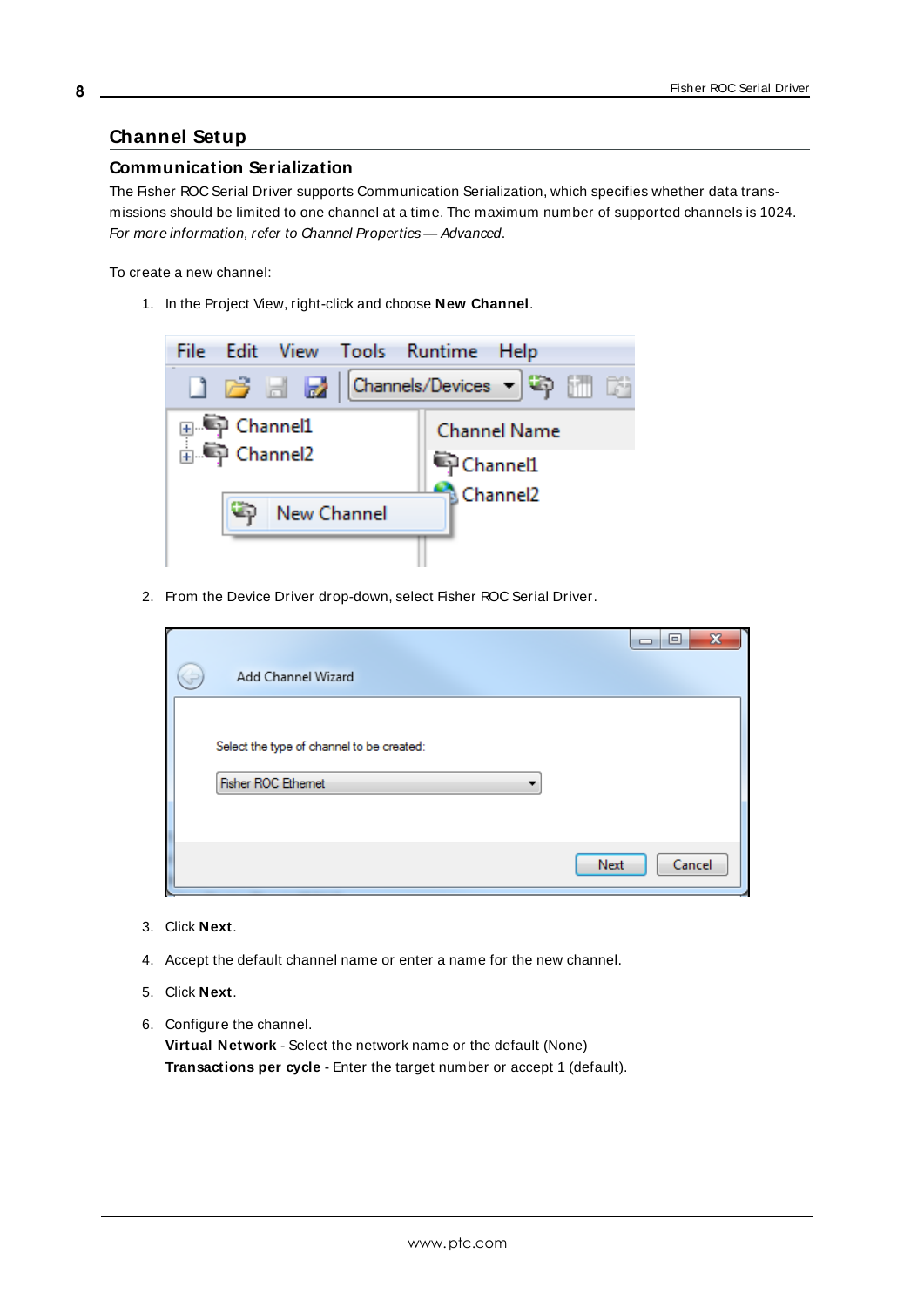# Channel Setup

## Communication Serialization

The Fisher ROC Serial Driver supports Communication Serialization, which specifies whether data transmissions should be limited to one channel at a time. The maximum number of supported channels is 1024. *For more information, refer to Channel Properties — Advanced.*

To create a new channel:

1. In the Project View, right-click and choose **New Channel**.

2. From the Device Driver drop-down, select Fisher ROC Serial Driver.

3. Click **Next**.

4. Accept the default channel name or enter a name for the new channel.

5. Click **Next**.

6. Configure the channel.
   **Virtual Network** - Select the network name or the default (None)
   **Transactions per cycle** - Enter the target number or accept 1 (default).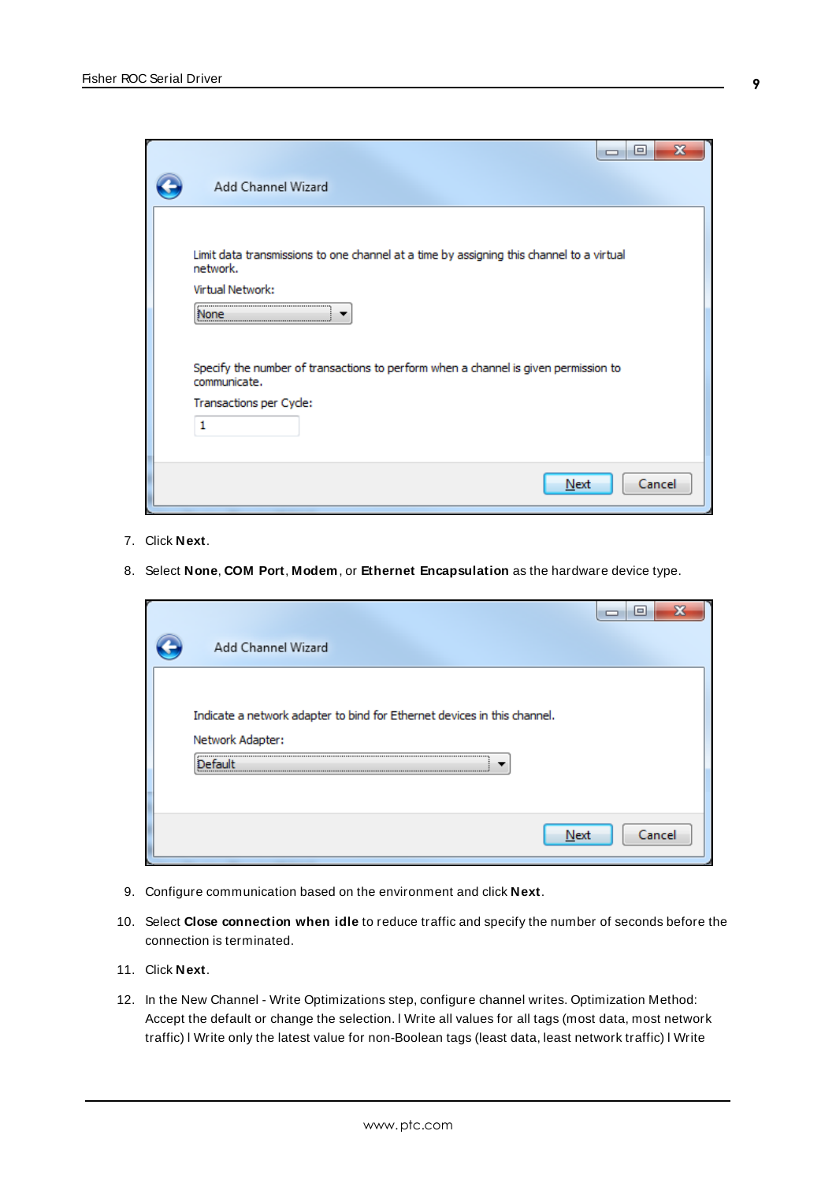7. Click **Next**.

8. Select **None**, **COM Port**, **Modem**, or **Ethernet Encapsulation** as the hardware device type.

9. Configure communication based on the environment and click **Next**.

10. Select **Close connection when idle** to reduce traffic and specify the number of seconds before the connection is terminated.

11. Click **Next**.

12. In the New Channel - Write Optimizations step, configure channel writes. Optimization Method: Accept the default or change the selection. l Write all values for all tags (most data, most network traffic) l Write only the latest value for non-Boolean tags (least data, least network traffic) l Write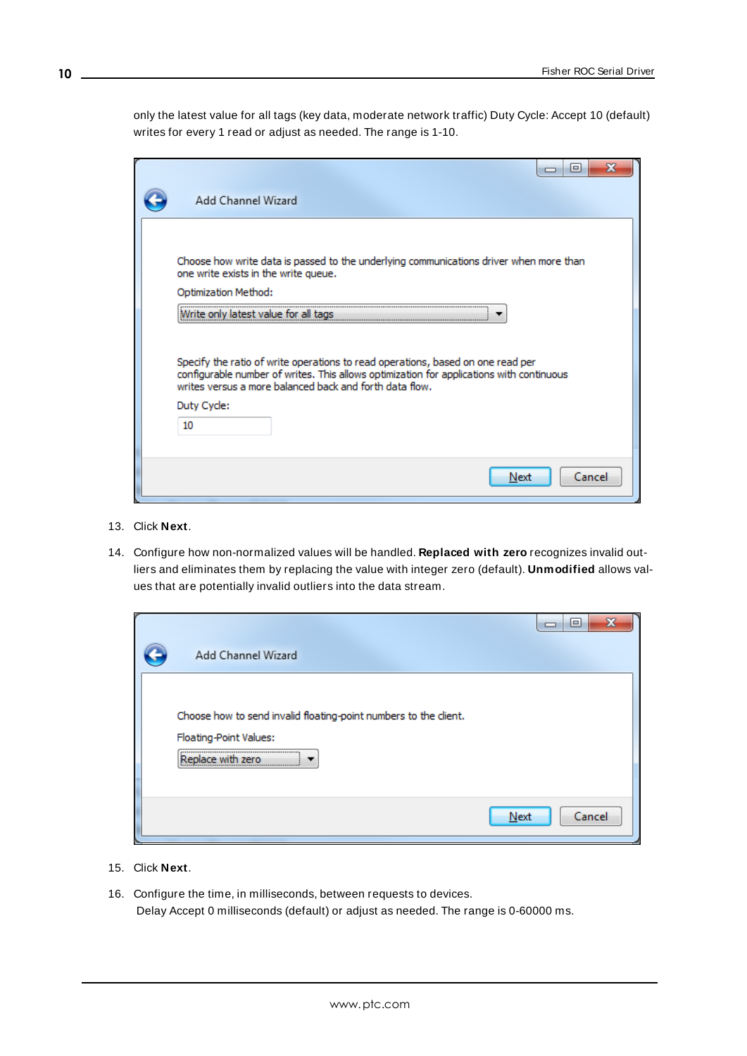only the latest value for all tags (key data, moderate network traffic) Duty Cycle: Accept 10 (default) writes for every 1 read or adjust as needed. The range is 1-10.

13. Click **Next**.

14. Configure how non-normalized values will be handled. **Replaced with zero** recognizes invalid outliers and eliminates them by replacing the value with integer zero (default). **Unmodified** allows values that are potentially invalid outliers into the data stream.

15. Click **Next**.

16. Configure the time, in milliseconds, between requests to devices.
    Delay Accept 0 milliseconds (default) or adjust as needed. The range is 0-60000 ms.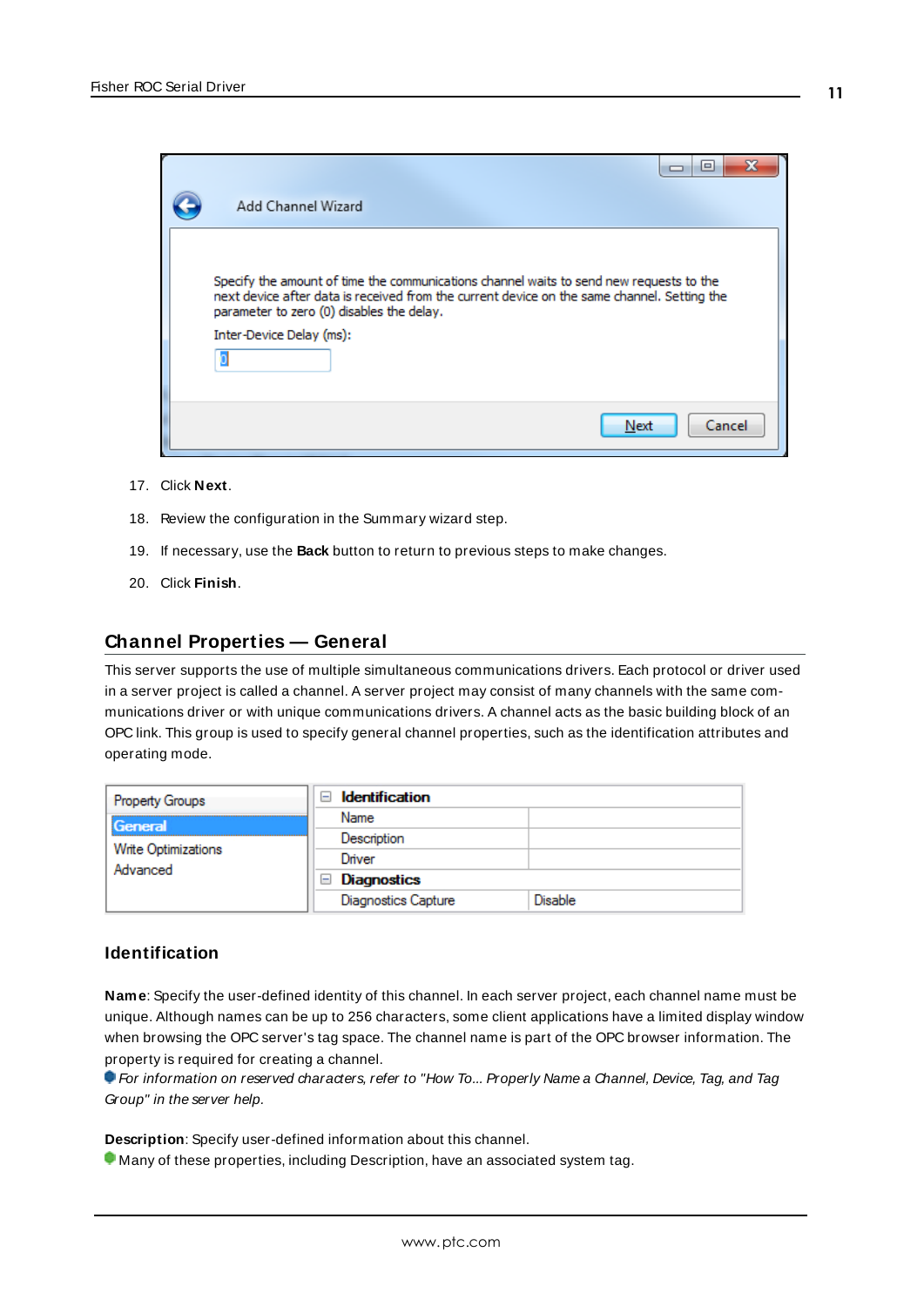17. Click **Next**.

18. Review the configuration in the Summary wizard step.

19. If necessary, use the **Back** button to return to previous steps to make changes.

20. Click **Finish**.

## Channel Properties — General

This server supports the use of multiple simultaneous communications drivers. Each protocol or driver used in a server project is called a channel. A server project may consist of many channels with the same communications driver or with unique communications drivers. A channel acts as the basic building block of an OPC link. This group is used to specify general channel properties, such as the identification attributes and operating mode.

### Identification

**Name**: Specify the user-defined identity of this channel. In each server project, each channel name must be unique. Although names can be up to 256 characters, some client applications have a limited display window when browsing the OPC server's tag space. The channel name is part of the OPC browser information. The property is required for creating a channel.

*For information on reserved characters, refer to "How To... Properly Name a Channel, Device, Tag, and Tag Group" in the server help.*

**Description**: Specify user-defined information about this channel.

Many of these properties, including Description, have an associated system tag.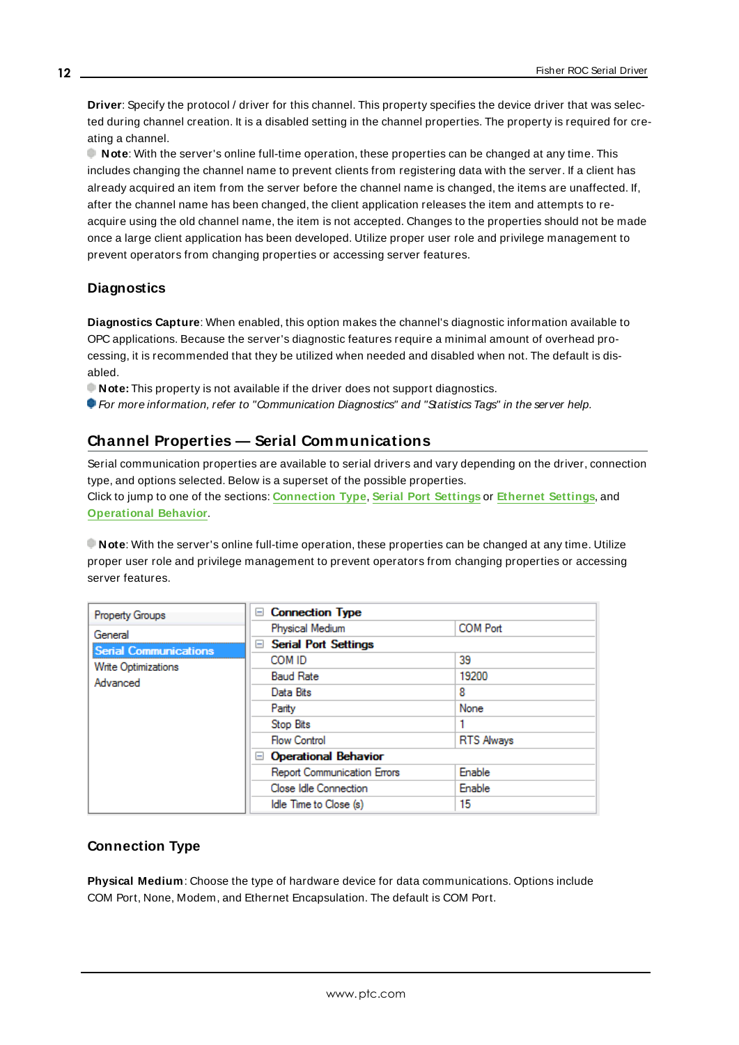**Driver**: Specify the protocol / driver for this channel. This property specifies the device driver that was selected during channel creation. It is a disabled setting in the channel properties. The property is required for creating a channel.

**Note**: With the server's online full-time operation, these properties can be changed at any time. This includes changing the channel name to prevent clients from registering data with the server. If a client has already acquired an item from the server before the channel name is changed, the items are unaffected. If, after the channel name has been changed, the client application releases the item and attempts to re-acquire using the old channel name, the item is not accepted. Changes to the properties should not be made once a large client application has been developed. Utilize proper user role and privilege management to prevent operators from changing properties or accessing server features.

### Diagnostics

**Diagnostics Capture**: When enabled, this option makes the channel's diagnostic information available to OPC applications. Because the server's diagnostic features require a minimal amount of overhead processing, it is recommended that they be utilized when needed and disabled when not. The default is disabled.

**Note:** This property is not available if the driver does not support diagnostics.

*For more information, refer to "Communication Diagnostics" and "Statistics Tags" in the server help.*

## Channel Properties — Serial Communications

Serial communication properties are available to serial drivers and vary depending on the driver, connection type, and options selected. Below is a superset of the possible properties.

Click to jump to one of the sections: Connection Type, Serial Port Settings or Ethernet Settings, and Operational Behavior.

**Note**: With the server's online full-time operation, these properties can be changed at any time. Utilize proper user role and privilege management to prevent operators from changing properties or accessing server features.

| Property Groups | | |
|---|---|---|
| General | **Connection Type** | |
| **Serial Communications** | Physical Medium | COM Port |
| Write Optimizations | **Serial Port Settings** | |
| Advanced | COM ID | 39 |
| | Baud Rate | 19200 |
| | Data Bits | 8 |
| | Parity | None |
| | Stop Bits | 1 |
| | Flow Control | RTS Always |
| | **Operational Behavior** | |
| | Report Communication Errors | Enable |
| | Close Idle Connection | Enable |
| | Idle Time to Close (s) | 15 |

### Connection Type

**Physical Medium**: Choose the type of hardware device for data communications. Options include COM Port, None, Modem, and Ethernet Encapsulation. The default is COM Port.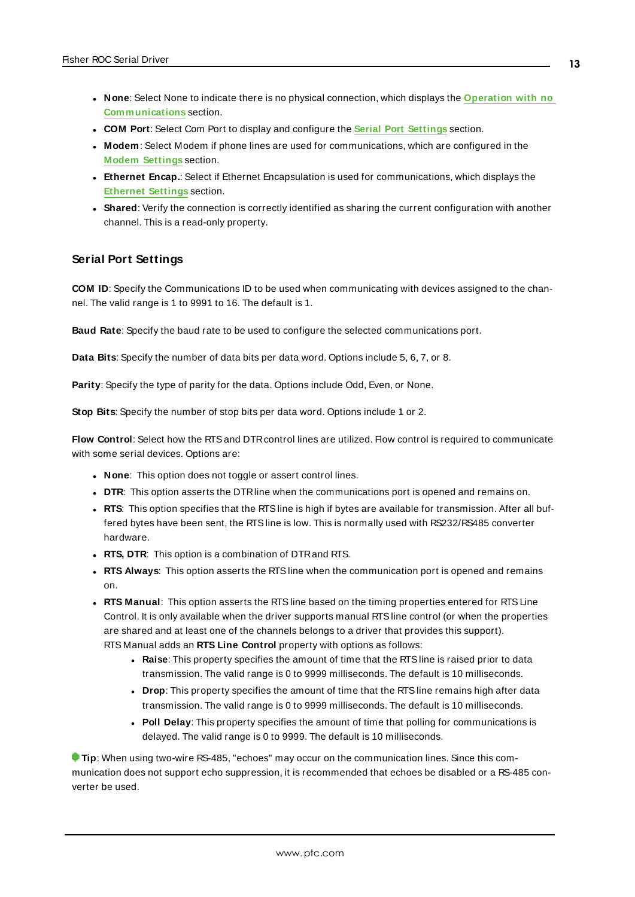- **None**: Select None to indicate there is no physical connection, which displays the **Operation with no Communications** section.
- **COM Port**: Select Com Port to display and configure the **Serial Port Settings** section.
- **Modem**: Select Modem if phone lines are used for communications, which are configured in the **Modem Settings** section.
- **Ethernet Encap.**: Select if Ethernet Encapsulation is used for communications, which displays the **Ethernet Settings** section.
- **Shared**: Verify the connection is correctly identified as sharing the current configuration with another channel. This is a read-only property.

### Serial Port Settings

**COM ID**: Specify the Communications ID to be used when communicating with devices assigned to the channel. The valid range is 1 to 9991 to 16. The default is 1.

**Baud Rate**: Specify the baud rate to be used to configure the selected communications port.

**Data Bits**: Specify the number of data bits per data word. Options include 5, 6, 7, or 8.

**Parity**: Specify the type of parity for the data. Options include Odd, Even, or None.

**Stop Bits**: Specify the number of stop bits per data word. Options include 1 or 2.

**Flow Control**: Select how the RTS and DTR control lines are utilized. Flow control is required to communicate with some serial devices. Options are:

- **None**: This option does not toggle or assert control lines.
- **DTR**: This option asserts the DTR line when the communications port is opened and remains on.
- **RTS**: This option specifies that the RTS line is high if bytes are available for transmission. After all buffered bytes have been sent, the RTS line is low. This is normally used with RS232/RS485 converter hardware.
- **RTS, DTR**: This option is a combination of DTR and RTS.
- **RTS Always**: This option asserts the RTS line when the communication port is opened and remains on.
- **RTS Manual**: This option asserts the RTS line based on the timing properties entered for RTS Line Control. It is only available when the driver supports manual RTS line control (or when the properties are shared and at least one of the channels belongs to a driver that provides this support). RTS Manual adds an **RTS Line Control** property with options as follows:
  - **Raise**: This property specifies the amount of time that the RTS line is raised prior to data transmission. The valid range is 0 to 9999 milliseconds. The default is 10 milliseconds.
  - **Drop**: This property specifies the amount of time that the RTS line remains high after data transmission. The valid range is 0 to 9999 milliseconds. The default is 10 milliseconds.
  - **Poll Delay**: This property specifies the amount of time that polling for communications is delayed. The valid range is 0 to 9999. The default is 10 milliseconds.

**Tip**: When using two-wire RS-485, "echoes" may occur on the communication lines. Since this communication does not support echo suppression, it is recommended that echoes be disabled or a RS-485 converter be used.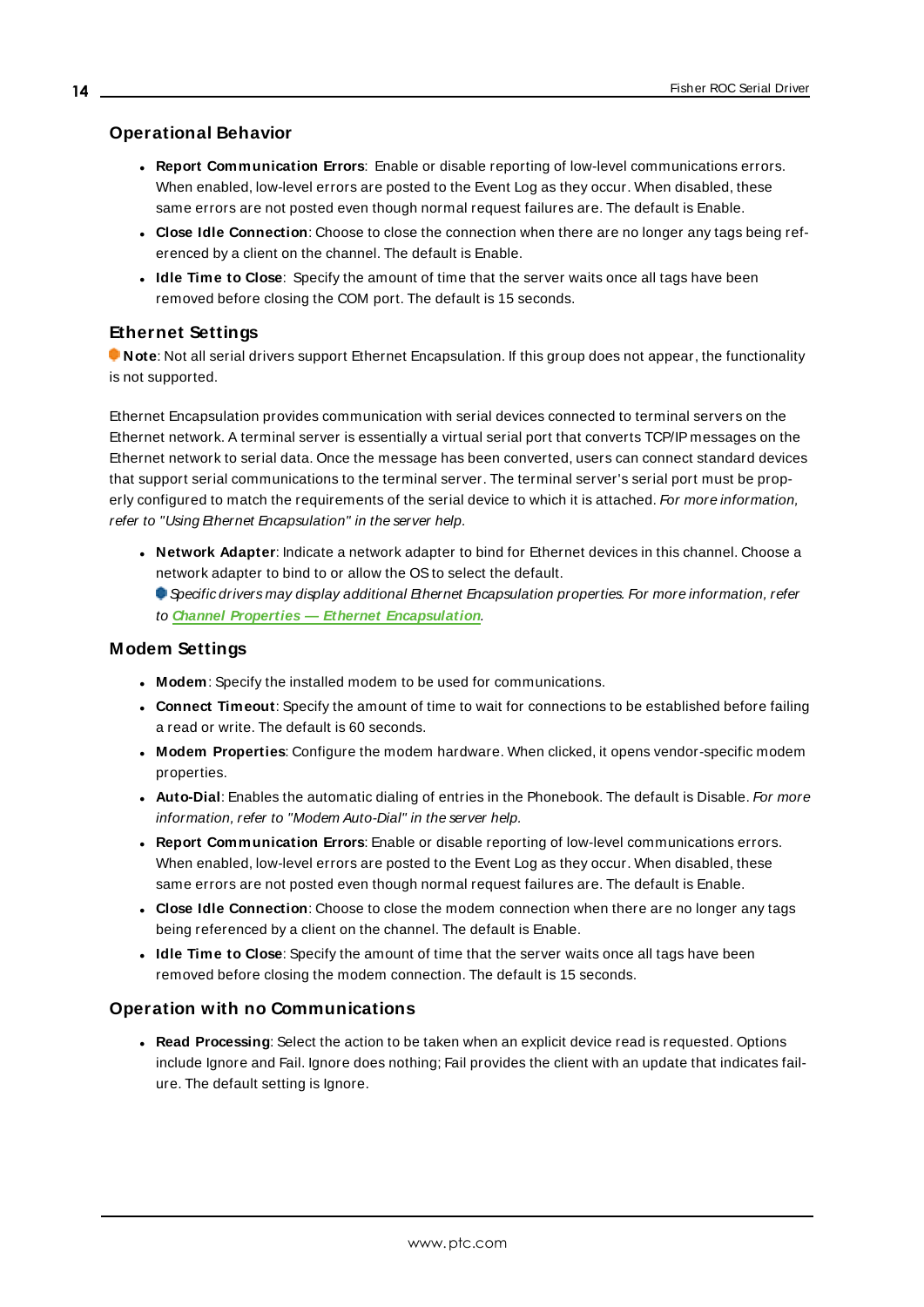### Operational Behavior

- **Report Communication Errors**: Enable or disable reporting of low-level communications errors. When enabled, low-level errors are posted to the Event Log as they occur. When disabled, these same errors are not posted even though normal request failures are. The default is Enable.
- **Close Idle Connection**: Choose to close the connection when there are no longer any tags being referenced by a client on the channel. The default is Enable.
- **Idle Time to Close**: Specify the amount of time that the server waits once all tags have been removed before closing the COM port. The default is 15 seconds.

### Ethernet Settings

**Note**: Not all serial drivers support Ethernet Encapsulation. If this group does not appear, the functionality is not supported.

Ethernet Encapsulation provides communication with serial devices connected to terminal servers on the Ethernet network. A terminal server is essentially a virtual serial port that converts TCP/IP messages on the Ethernet network to serial data. Once the message has been converted, users can connect standard devices that support serial communications to the terminal server. The terminal server's serial port must be properly configured to match the requirements of the serial device to which it is attached. *For more information, refer to "Using Ethernet Encapsulation" in the server help.*

- **Network Adapter**: Indicate a network adapter to bind for Ethernet devices in this channel. Choose a network adapter to bind to or allow the OS to select the default.
  *Specific drivers may display additional Ethernet Encapsulation properties. For more information, refer to* ***Channel Properties — Ethernet Encapsulation***.

### Modem Settings

- **Modem**: Specify the installed modem to be used for communications.
- **Connect Timeout**: Specify the amount of time to wait for connections to be established before failing a read or write. The default is 60 seconds.
- **Modem Properties**: Configure the modem hardware. When clicked, it opens vendor-specific modem properties.
- **Auto-Dial**: Enables the automatic dialing of entries in the Phonebook. The default is Disable. *For more information, refer to "Modem Auto-Dial" in the server help.*
- **Report Communication Errors**: Enable or disable reporting of low-level communications errors. When enabled, low-level errors are posted to the Event Log as they occur. When disabled, these same errors are not posted even though normal request failures are. The default is Enable.
- **Close Idle Connection**: Choose to close the modem connection when there are no longer any tags being referenced by a client on the channel. The default is Enable.
- **Idle Time to Close**: Specify the amount of time that the server waits once all tags have been removed before closing the modem connection. The default is 15 seconds.

### Operation with no Communications

- **Read Processing**: Select the action to be taken when an explicit device read is requested. Options include Ignore and Fail. Ignore does nothing; Fail provides the client with an update that indicates failure. The default setting is Ignore.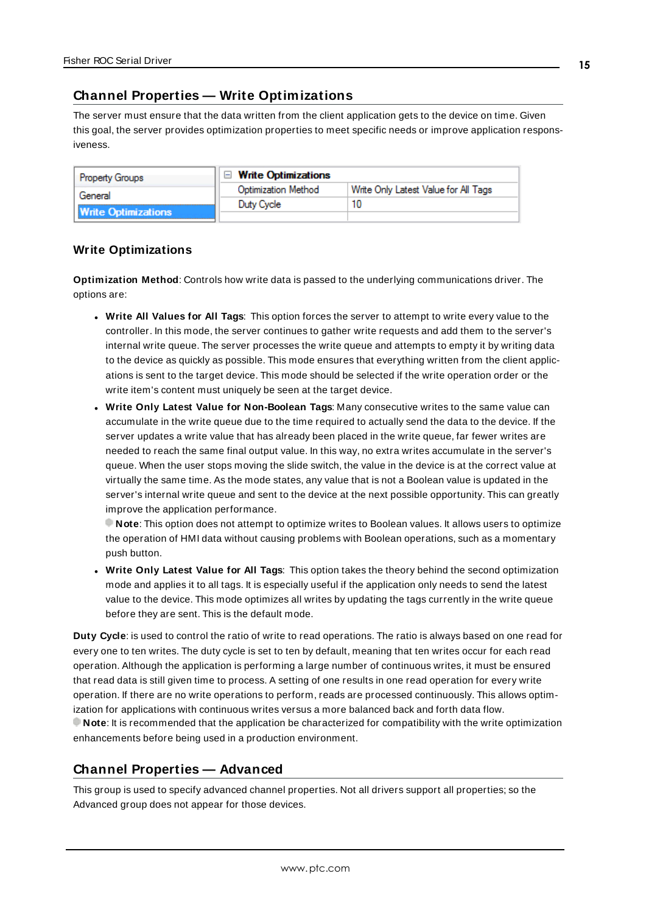## Channel Properties — Write Optimizations

The server must ensure that the data written from the client application gets to the device on time. Given this goal, the server provides optimization properties to meet specific needs or improve application responsiveness.

| Property Groups | Write Optimizations | |
|---|---|---|
| General | Optimization Method | Write Only Latest Value for All Tags |
| **Write Optimizations** | Duty Cycle | 10 |

### Write Optimizations

**Optimization Method**: Controls how write data is passed to the underlying communications driver. The options are:

- **Write All Values for All Tags**: This option forces the server to attempt to write every value to the controller. In this mode, the server continues to gather write requests and add them to the server's internal write queue. The server processes the write queue and attempts to empty it by writing data to the device as quickly as possible. This mode ensures that everything written from the client applications is sent to the target device. This mode should be selected if the write operation order or the write item's content must uniquely be seen at the target device.
- **Write Only Latest Value for Non-Boolean Tags**: Many consecutive writes to the same value can accumulate in the write queue due to the time required to actually send the data to the device. If the server updates a write value that has already been placed in the write queue, far fewer writes are needed to reach the same final output value. In this way, no extra writes accumulate in the server's queue. When the user stops moving the slide switch, the value in the device is at the correct value at virtually the same time. As the mode states, any value that is not a Boolean value is updated in the server's internal write queue and sent to the device at the next possible opportunity. This can greatly improve the application performance.
  **Note**: This option does not attempt to optimize writes to Boolean values. It allows users to optimize the operation of HMI data without causing problems with Boolean operations, such as a momentary push button.
- **Write Only Latest Value for All Tags**: This option takes the theory behind the second optimization mode and applies it to all tags. It is especially useful if the application only needs to send the latest value to the device. This mode optimizes all writes by updating the tags currently in the write queue before they are sent. This is the default mode.

**Duty Cycle**: is used to control the ratio of write to read operations. The ratio is always based on one read for every one to ten writes. The duty cycle is set to ten by default, meaning that ten writes occur for each read operation. Although the application is performing a large number of continuous writes, it must be ensured that read data is still given time to process. A setting of one results in one read operation for every write operation. If there are no write operations to perform, reads are processed continuously. This allows optimization for applications with continuous writes versus a more balanced back and forth data flow.
**Note**: It is recommended that the application be characterized for compatibility with the write optimization enhancements before being used in a production environment.

## Channel Properties — Advanced

This group is used to specify advanced channel properties. Not all drivers support all properties; so the Advanced group does not appear for those devices.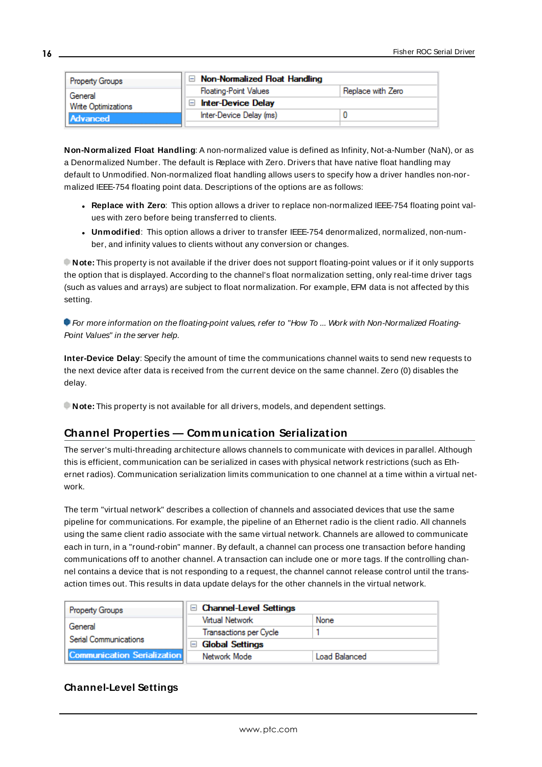| Property Groups | Non-Normalized Float Handling | |
|---|---|---|
| General | Floating-Point Values | Replace with Zero |
| Write Optimizations | Inter-Device Delay | |
| Advanced | Inter-Device Delay (ms) | 0 |

**Non-Normalized Float Handling**: A non-normalized value is defined as Infinity, Not-a-Number (NaN), or as a Denormalized Number. The default is Replace with Zero. Drivers that have native float handling may default to Unmodified. Non-normalized float handling allows users to specify how a driver handles non-normalized IEEE-754 floating point data. Descriptions of the options are as follows:

- **Replace with Zero**: This option allows a driver to replace non-normalized IEEE-754 floating point values with zero before being transferred to clients.
- **Unmodified**: This option allows a driver to transfer IEEE-754 denormalized, normalized, non-number, and infinity values to clients without any conversion or changes.

**Note:** This property is not available if the driver does not support floating-point values or if it only supports the option that is displayed. According to the channel's float normalization setting, only real-time driver tags (such as values and arrays) are subject to float normalization. For example, EFM data is not affected by this setting.

*For more information on the floating-point values, refer to "How To ... Work with Non-Normalized Floating-Point Values" in the server help.*

**Inter-Device Delay**: Specify the amount of time the communications channel waits to send new requests to the next device after data is received from the current device on the same channel. Zero (0) disables the delay.

**Note:** This property is not available for all drivers, models, and dependent settings.

## Channel Properties — Communication Serialization

The server's multi-threading architecture allows channels to communicate with devices in parallel. Although this is efficient, communication can be serialized in cases with physical network restrictions (such as Ethernet radios). Communication serialization limits communication to one channel at a time within a virtual network.

The term "virtual network" describes a collection of channels and associated devices that use the same pipeline for communications. For example, the pipeline of an Ethernet radio is the client radio. All channels using the same client radio associate with the same virtual network. Channels are allowed to communicate each in turn, in a "round-robin" manner. By default, a channel can process one transaction before handing communications off to another channel. A transaction can include one or more tags. If the controlling channel contains a device that is not responding to a request, the channel cannot release control until the transaction times out. This results in data update delays for the other channels in the virtual network.

| Property Groups | Channel-Level Settings | |
|---|---|---|
| General | Virtual Network | None |
| Serial Communications | Transactions per Cycle | 1 |
| Communication Serialization | Global Settings | |
| | Network Mode | Load Balanced |

### Channel-Level Settings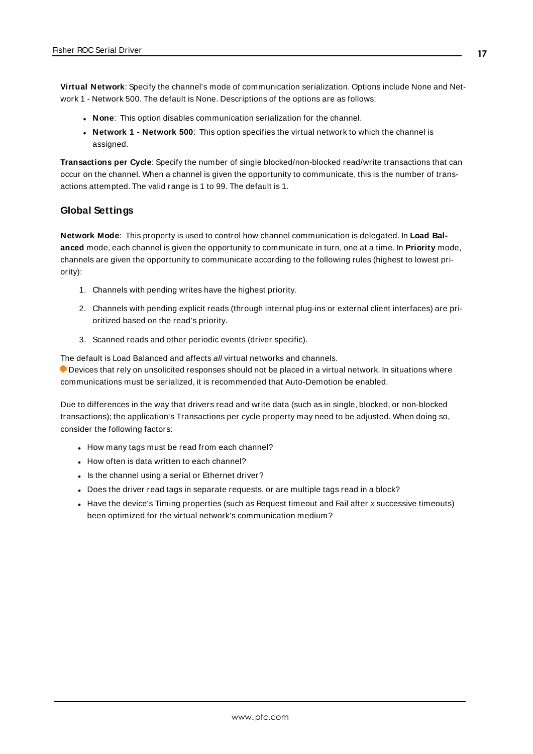**Virtual Network**: Specify the channel's mode of communication serialization. Options include None and Network 1 - Network 500. The default is None. Descriptions of the options are as follows:

- **None**: This option disables communication serialization for the channel.
- **Network 1 - Network 500**: This option specifies the virtual network to which the channel is assigned.

**Transactions per Cycle**: Specify the number of single blocked/non-blocked read/write transactions that can occur on the channel. When a channel is given the opportunity to communicate, this is the number of transactions attempted. The valid range is 1 to 99. The default is 1.

### Global Settings

**Network Mode**: This property is used to control how channel communication is delegated. In **Load Balanced** mode, each channel is given the opportunity to communicate in turn, one at a time. In **Priority** mode, channels are given the opportunity to communicate according to the following rules (highest to lowest priority):

1. Channels with pending writes have the highest priority.
2. Channels with pending explicit reads (through internal plug-ins or external client interfaces) are prioritized based on the read's priority.
3. Scanned reads and other periodic events (driver specific).

The default is Load Balanced and affects *all* virtual networks and channels.

Devices that rely on unsolicited responses should not be placed in a virtual network. In situations where communications must be serialized, it is recommended that Auto-Demotion be enabled.

Due to differences in the way that drivers read and write data (such as in single, blocked, or non-blocked transactions); the application's Transactions per cycle property may need to be adjusted. When doing so, consider the following factors:

- How many tags must be read from each channel?
- How often is data written to each channel?
- Is the channel using a serial or Ethernet driver?
- Does the driver read tags in separate requests, or are multiple tags read in a block?
- Have the device's Timing properties (such as Request timeout and Fail after *x* successive timeouts) been optimized for the virtual network's communication medium?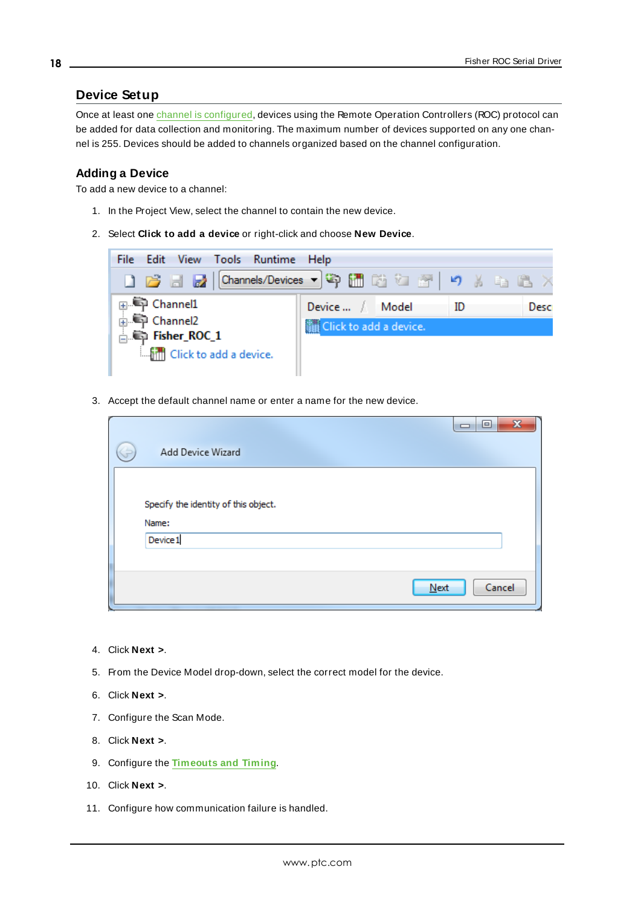## Device Setup

Once at least one channel is configured, devices using the Remote Operation Controllers (ROC) protocol can be added for data collection and monitoring. The maximum number of devices supported on any one channel is 255. Devices should be added to channels organized based on the channel configuration.

### Adding a Device

To add a new device to a channel:

1. In the Project View, select the channel to contain the new device.
2. Select **Click to add a device** or right-click and choose **New Device**.
3. Accept the default channel name or enter a name for the new device.
4. Click **Next >**.
5. From the Device Model drop-down, select the correct model for the device.
6. Click **Next >**.
7. Configure the Scan Mode.
8. Click **Next >**.
9. Configure the **Timeouts and Timing**.
10. Click **Next >**.
11. Configure how communication failure is handled.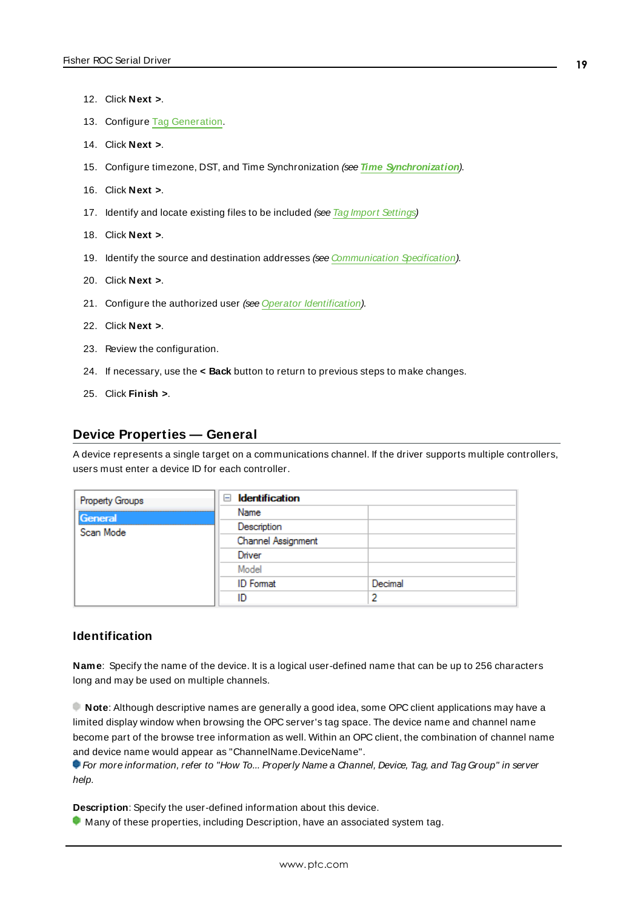12. Click **Next >**.
13. Configure Tag Generation.
14. Click **Next >**.
15. Configure timezone, DST, and Time Synchronization *(see* ***Time Synchronization****)*.
16. Click **Next >**.
17. Identify and locate existing files to be included *(see Tag Import Settings)*
18. Click **Next >**.
19. Identify the source and destination addresses *(see Communication Specification)*.
20. Click **Next >**.
21. Configure the authorized user *(see Operator Identification)*.
22. Click **Next >**.
23. Review the configuration.
24. If necessary, use the **< Back** button to return to previous steps to make changes.
25. Click **Finish >**.

## Device Properties — General

A device represents a single target on a communications channel. If the driver supports multiple controllers, users must enter a device ID for each controller.

| Property Groups | Identification | |
|---|---|---|
| **General** | Name | |
| Scan Mode | Description | |
| | Channel Assignment | |
| | Driver | |
| | Model | |
| | ID Format | Decimal |
| | ID | 2 |

### Identification

**Name**: Specify the name of the device. It is a logical user-defined name that can be up to 256 characters long and may be used on multiple channels.

**Note**: Although descriptive names are generally a good idea, some OPC client applications may have a limited display window when browsing the OPC server's tag space. The device name and channel name become part of the browse tree information as well. Within an OPC client, the combination of channel name and device name would appear as "ChannelName.DeviceName".

*For more information, refer to "How To... Properly Name a Channel, Device, Tag, and Tag Group" in server help.*

**Description**: Specify the user-defined information about this device.

Many of these properties, including Description, have an associated system tag.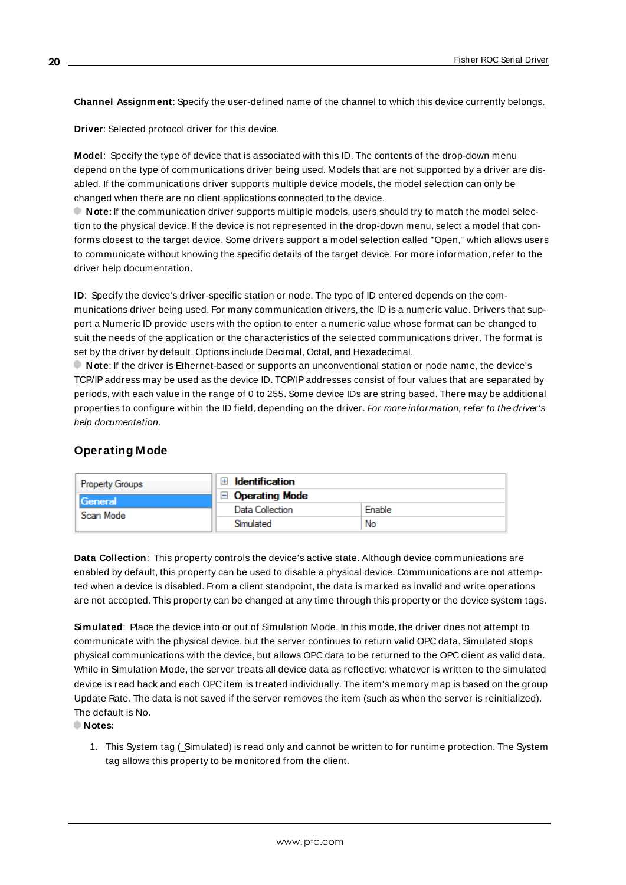**Channel Assignment**: Specify the user-defined name of the channel to which this device currently belongs.

**Driver**: Selected protocol driver for this device.

**Model**: Specify the type of device that is associated with this ID. The contents of the drop-down menu depend on the type of communications driver being used. Models that are not supported by a driver are disabled. If the communications driver supports multiple device models, the model selection can only be changed when there are no client applications connected to the device.

**Note:** If the communication driver supports multiple models, users should try to match the model selection to the physical device. If the device is not represented in the drop-down menu, select a model that conforms closest to the target device. Some drivers support a model selection called "Open," which allows users to communicate without knowing the specific details of the target device. For more information, refer to the driver help documentation.

**ID**: Specify the device's driver-specific station or node. The type of ID entered depends on the communications driver being used. For many communication drivers, the ID is a numeric value. Drivers that support a Numeric ID provide users with the option to enter a numeric value whose format can be changed to suit the needs of the application or the characteristics of the selected communications driver. The format is set by the driver by default. Options include Decimal, Octal, and Hexadecimal.

**Note**: If the driver is Ethernet-based or supports an unconventional station or node name, the device's TCP/IP address may be used as the device ID. TCP/IP addresses consist of four values that are separated by periods, with each value in the range of 0 to 255. Some device IDs are string based. There may be additional properties to configure within the ID field, depending on the driver. *For more information, refer to the driver's help documentation.*

## Operating Mode

| Property Groups | Property | Value |
|---|---|---|
| General | ⊞ Identification | |
| Scan Mode | ⊟ Operating Mode | |
| | Data Collection | Enable |
| | Simulated | No |

**Data Collection**: This property controls the device's active state. Although device communications are enabled by default, this property can be used to disable a physical device. Communications are not attempted when a device is disabled. From a client standpoint, the data is marked as invalid and write operations are not accepted. This property can be changed at any time through this property or the device system tags.

**Simulated**: Place the device into or out of Simulation Mode. In this mode, the driver does not attempt to communicate with the physical device, but the server continues to return valid OPC data. Simulated stops physical communications with the device, but allows OPC data to be returned to the OPC client as valid data. While in Simulation Mode, the server treats all device data as reflective: whatever is written to the simulated device is read back and each OPC item is treated individually. The item's memory map is based on the group Update Rate. The data is not saved if the server removes the item (such as when the server is reinitialized). The default is No.

**Notes:**

1. This System tag (_Simulated) is read only and cannot be written to for runtime protection. The System tag allows this property to be monitored from the client.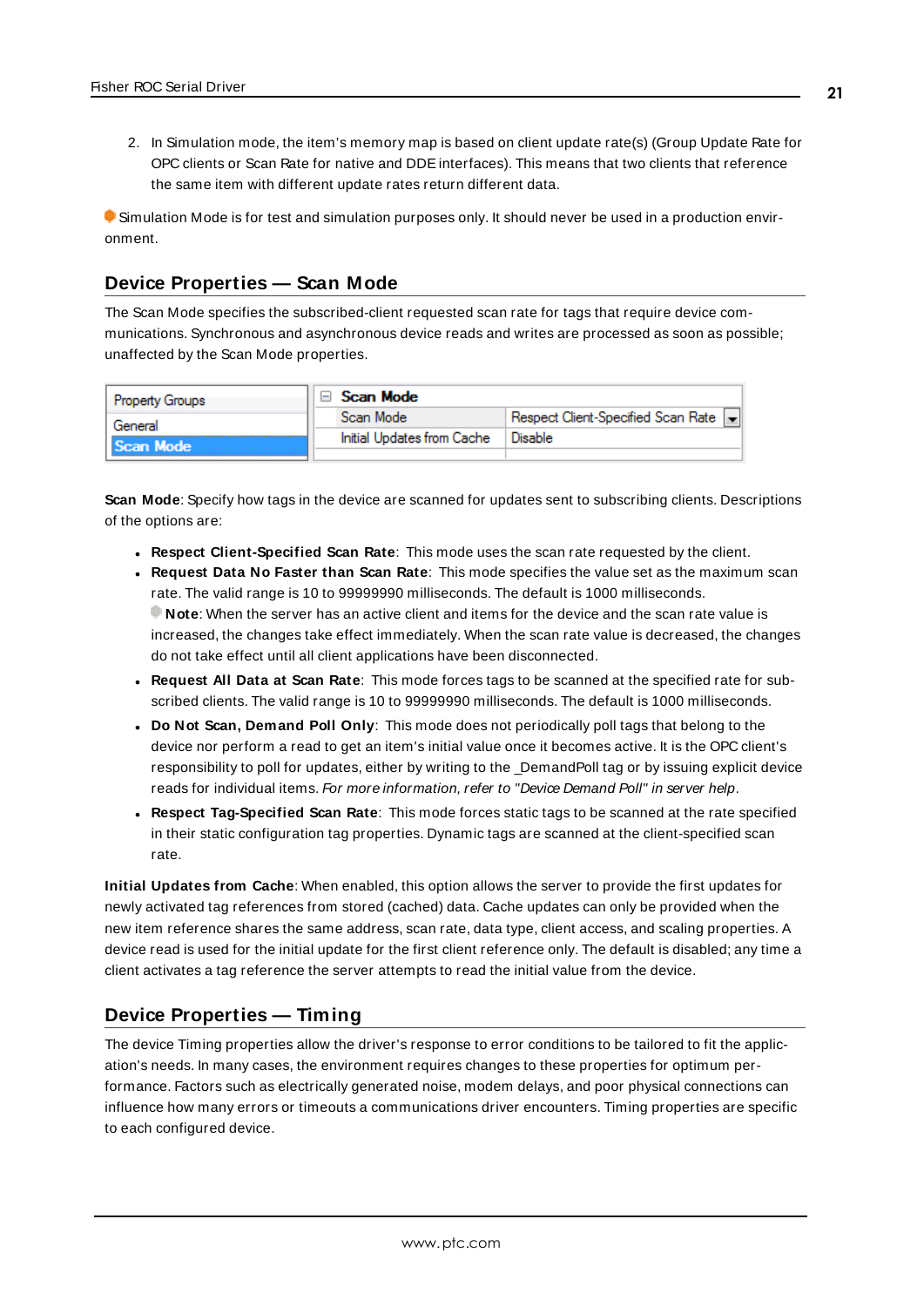2. In Simulation mode, the item's memory map is based on client update rate(s) (Group Update Rate for OPC clients or Scan Rate for native and DDE interfaces). This means that two clients that reference the same item with different update rates return different data.

Simulation Mode is for test and simulation purposes only. It should never be used in a production environment.

## Device Properties — Scan Mode

The Scan Mode specifies the subscribed-client requested scan rate for tags that require device communications. Synchronous and asynchronous device reads and writes are processed as soon as possible; unaffected by the Scan Mode properties.

| Property Groups | Scan Mode | |
|---|---|---|
| General | Scan Mode | Respect Client-Specified Scan Rate |
| Scan Mode | Initial Updates from Cache | Disable |

**Scan Mode**: Specify how tags in the device are scanned for updates sent to subscribing clients. Descriptions of the options are:

- **Respect Client-Specified Scan Rate**: This mode uses the scan rate requested by the client.
- **Request Data No Faster than Scan Rate**: This mode specifies the value set as the maximum scan rate. The valid range is 10 to 99999990 milliseconds. The default is 1000 milliseconds.
  **Note**: When the server has an active client and items for the device and the scan rate value is increased, the changes take effect immediately. When the scan rate value is decreased, the changes do not take effect until all client applications have been disconnected.
- **Request All Data at Scan Rate**: This mode forces tags to be scanned at the specified rate for subscribed clients. The valid range is 10 to 99999990 milliseconds. The default is 1000 milliseconds.
- **Do Not Scan, Demand Poll Only**: This mode does not periodically poll tags that belong to the device nor perform a read to get an item's initial value once it becomes active. It is the OPC client's responsibility to poll for updates, either by writing to the _DemandPoll tag or by issuing explicit device reads for individual items. *For more information, refer to "Device Demand Poll" in server help*.
- **Respect Tag-Specified Scan Rate**: This mode forces static tags to be scanned at the rate specified in their static configuration tag properties. Dynamic tags are scanned at the client-specified scan rate.

**Initial Updates from Cache**: When enabled, this option allows the server to provide the first updates for newly activated tag references from stored (cached) data. Cache updates can only be provided when the new item reference shares the same address, scan rate, data type, client access, and scaling properties. A device read is used for the initial update for the first client reference only. The default is disabled; any time a client activates a tag reference the server attempts to read the initial value from the device.

## Device Properties — Timing

The device Timing properties allow the driver's response to error conditions to be tailored to fit the application's needs. In many cases, the environment requires changes to these properties for optimum performance. Factors such as electrically generated noise, modem delays, and poor physical connections can influence how many errors or timeouts a communications driver encounters. Timing properties are specific to each configured device.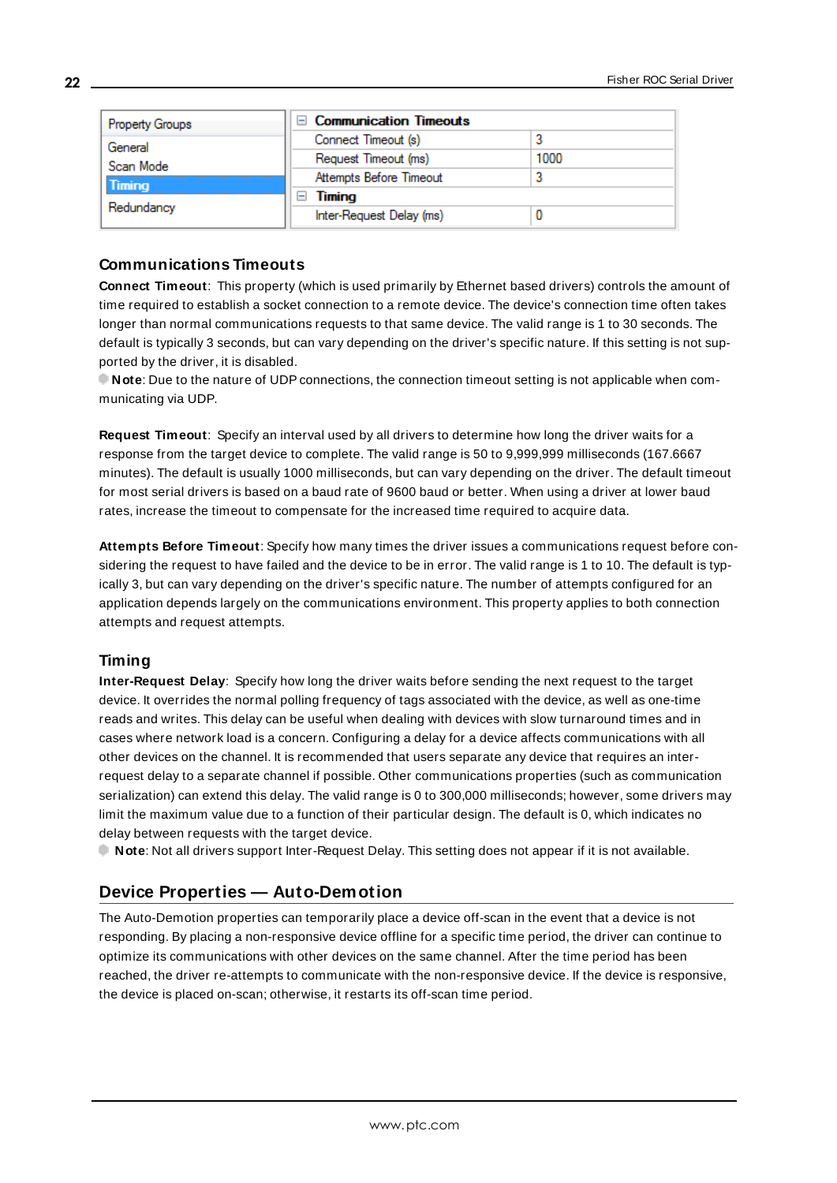| Property Groups | Communication Timeouts | |
|---|---|---|
| General | Connect Timeout (s) | 3 |
| Scan Mode | Request Timeout (ms) | 1000 |
| **Timing** | Attempts Before Timeout | 3 |
| Redundancy | **Timing** | |
| | Inter-Request Delay (ms) | 0 |

### Communications Timeouts

**Connect Timeout**: This property (which is used primarily by Ethernet based drivers) controls the amount of time required to establish a socket connection to a remote device. The device's connection time often takes longer than normal communications requests to that same device. The valid range is 1 to 30 seconds. The default is typically 3 seconds, but can vary depending on the driver's specific nature. If this setting is not supported by the driver, it is disabled.

**Note**: Due to the nature of UDP connections, the connection timeout setting is not applicable when communicating via UDP.

**Request Timeout**: Specify an interval used by all drivers to determine how long the driver waits for a response from the target device to complete. The valid range is 50 to 9,999,999 milliseconds (167.6667 minutes). The default is usually 1000 milliseconds, but can vary depending on the driver. The default timeout for most serial drivers is based on a baud rate of 9600 baud or better. When using a driver at lower baud rates, increase the timeout to compensate for the increased time required to acquire data.

**Attempts Before Timeout**: Specify how many times the driver issues a communications request before considering the request to have failed and the device to be in error. The valid range is 1 to 10. The default is typically 3, but can vary depending on the driver's specific nature. The number of attempts configured for an application depends largely on the communications environment. This property applies to both connection attempts and request attempts.

### Timing

**Inter-Request Delay**: Specify how long the driver waits before sending the next request to the target device. It overrides the normal polling frequency of tags associated with the device, as well as one-time reads and writes. This delay can be useful when dealing with devices with slow turnaround times and in cases where network load is a concern. Configuring a delay for a device affects communications with all other devices on the channel. It is recommended that users separate any device that requires an inter-request delay to a separate channel if possible. Other communications properties (such as communication serialization) can extend this delay. The valid range is 0 to 300,000 milliseconds; however, some drivers may limit the maximum value due to a function of their particular design. The default is 0, which indicates no delay between requests with the target device.

**Note**: Not all drivers support Inter-Request Delay. This setting does not appear if it is not available.

## Device Properties — Auto-Demotion

The Auto-Demotion properties can temporarily place a device off-scan in the event that a device is not responding. By placing a non-responsive device offline for a specific time period, the driver can continue to optimize its communications with other devices on the same channel. After the time period has been reached, the driver re-attempts to communicate with the non-responsive device. If the device is responsive, the device is placed on-scan; otherwise, it restarts its off-scan time period.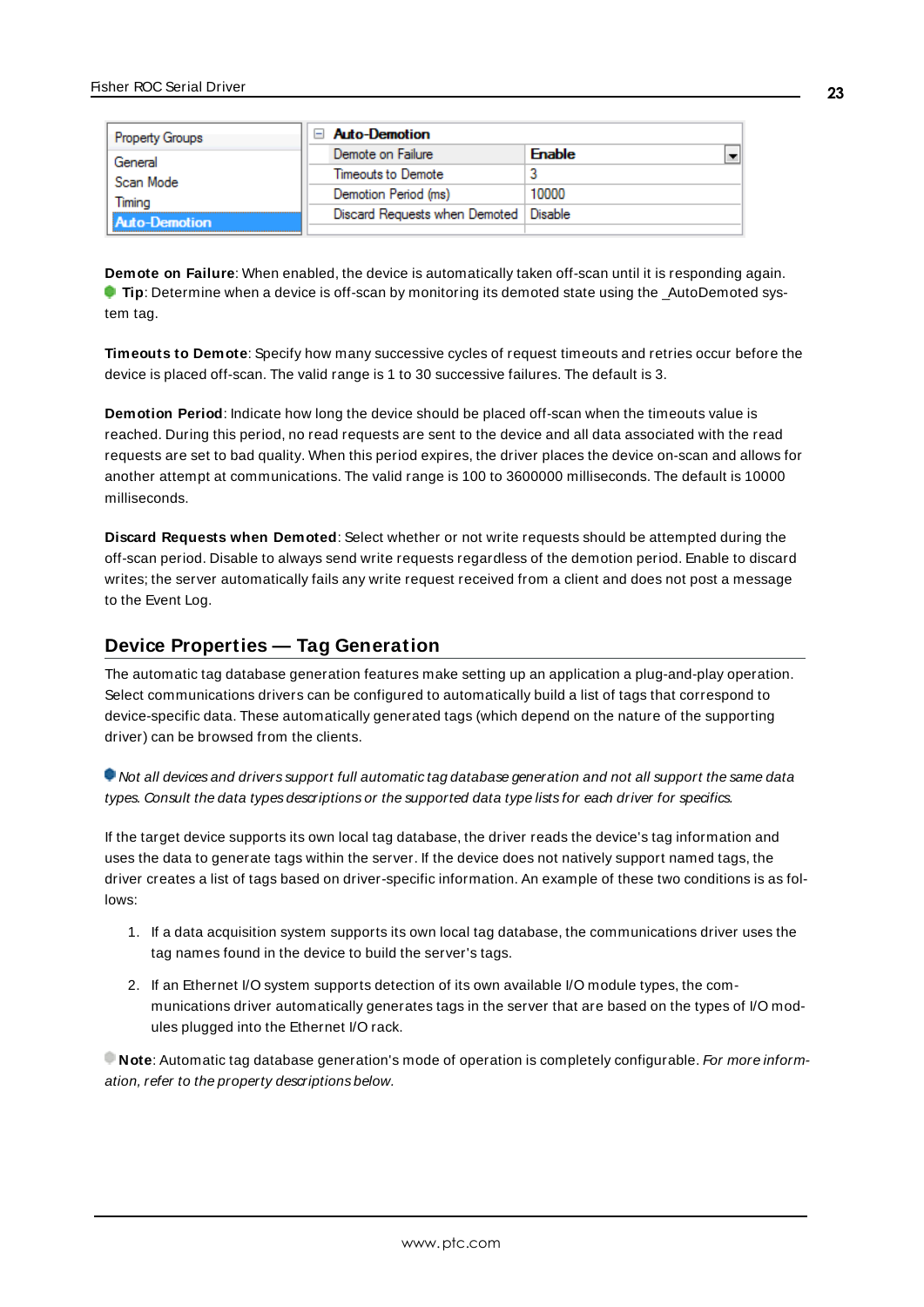| Property Groups | Auto-Demotion | |
|---|---|---|
| General | Demote on Failure | Enable |
| Scan Mode | Timeouts to Demote | 3 |
| Timing | Demotion Period (ms) | 10000 |
| Auto-Demotion | Discard Requests when Demoted | Disable |

**Demote on Failure**: When enabled, the device is automatically taken off-scan until it is responding again.
**Tip**: Determine when a device is off-scan by monitoring its demoted state using the _AutoDemoted system tag.

**Timeouts to Demote**: Specify how many successive cycles of request timeouts and retries occur before the device is placed off-scan. The valid range is 1 to 30 successive failures. The default is 3.

**Demotion Period**: Indicate how long the device should be placed off-scan when the timeouts value is reached. During this period, no read requests are sent to the device and all data associated with the read requests are set to bad quality. When this period expires, the driver places the device on-scan and allows for another attempt at communications. The valid range is 100 to 3600000 milliseconds. The default is 10000 milliseconds.

**Discard Requests when Demoted**: Select whether or not write requests should be attempted during the off-scan period. Disable to always send write requests regardless of the demotion period. Enable to discard writes; the server automatically fails any write request received from a client and does not post a message to the Event Log.

## Device Properties — Tag Generation

The automatic tag database generation features make setting up an application a plug-and-play operation. Select communications drivers can be configured to automatically build a list of tags that correspond to device-specific data. These automatically generated tags (which depend on the nature of the supporting driver) can be browsed from the clients.

*Not all devices and drivers support full automatic tag database generation and not all support the same data types. Consult the data types descriptions or the supported data type lists for each driver for specifics.*

If the target device supports its own local tag database, the driver reads the device's tag information and uses the data to generate tags within the server. If the device does not natively support named tags, the driver creates a list of tags based on driver-specific information. An example of these two conditions is as follows:

1. If a data acquisition system supports its own local tag database, the communications driver uses the tag names found in the device to build the server's tags.
2. If an Ethernet I/O system supports detection of its own available I/O module types, the communications driver automatically generates tags in the server that are based on the types of I/O modules plugged into the Ethernet I/O rack.

**Note**: Automatic tag database generation's mode of operation is completely configurable. *For more information, refer to the property descriptions below.*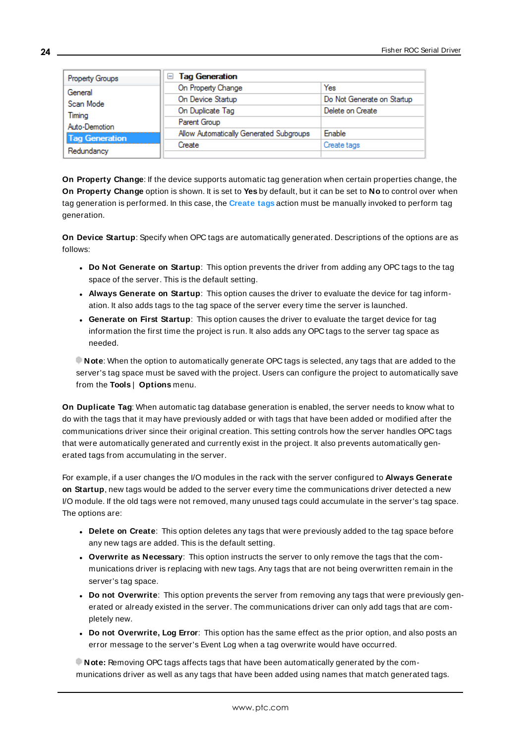| Property Groups | Tag Generation | |
|---|---|---|
| General | On Property Change | Yes |
| Scan Mode | On Device Startup | Do Not Generate on Startup |
| Timing | On Duplicate Tag | Delete on Create |
| Auto-Demotion | Parent Group | |
| **Tag Generation** | Allow Automatically Generated Subgroups | Enable |
| Redundancy | Create | Create tags |

**On Property Change**: If the device supports automatic tag generation when certain properties change, the **On Property Change** option is shown. It is set to **Yes** by default, but it can be set to **No** to control over when tag generation is performed. In this case, the **Create tags** action must be manually invoked to perform tag generation.

**On Device Startup**: Specify when OPC tags are automatically generated. Descriptions of the options are as follows:

- **Do Not Generate on Startup**: This option prevents the driver from adding any OPC tags to the tag space of the server. This is the default setting.
- **Always Generate on Startup**: This option causes the driver to evaluate the device for tag information. It also adds tags to the tag space of the server every time the server is launched.
- **Generate on First Startup**: This option causes the driver to evaluate the target device for tag information the first time the project is run. It also adds any OPC tags to the server tag space as needed.

**Note**: When the option to automatically generate OPC tags is selected, any tags that are added to the server's tag space must be saved with the project. Users can configure the project to automatically save from the **Tools** | **Options** menu.

**On Duplicate Tag**: When automatic tag database generation is enabled, the server needs to know what to do with the tags that it may have previously added or with tags that have been added or modified after the communications driver since their original creation. This setting controls how the server handles OPC tags that were automatically generated and currently exist in the project. It also prevents automatically generated tags from accumulating in the server.

For example, if a user changes the I/O modules in the rack with the server configured to **Always Generate on Startup**, new tags would be added to the server every time the communications driver detected a new I/O module. If the old tags were not removed, many unused tags could accumulate in the server's tag space. The options are:

- **Delete on Create**: This option deletes any tags that were previously added to the tag space before any new tags are added. This is the default setting.
- **Overwrite as Necessary**: This option instructs the server to only remove the tags that the communications driver is replacing with new tags. Any tags that are not being overwritten remain in the server's tag space.
- **Do not Overwrite**: This option prevents the server from removing any tags that were previously generated or already existed in the server. The communications driver can only add tags that are completely new.
- **Do not Overwrite, Log Error**: This option has the same effect as the prior option, and also posts an error message to the server's Event Log when a tag overwrite would have occurred.

**Note:** Removing OPC tags affects tags that have been automatically generated by the communications driver as well as any tags that have been added using names that match generated tags.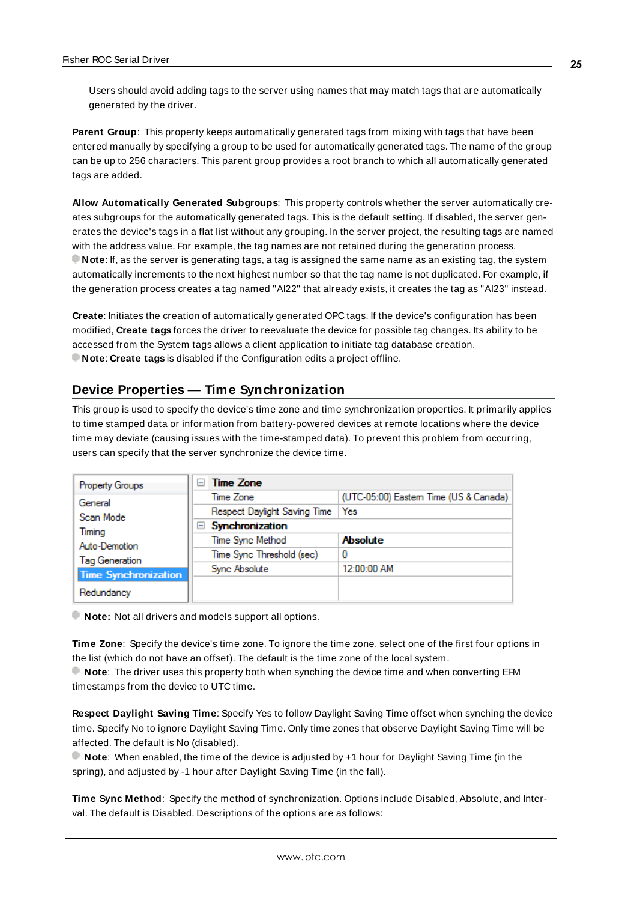Users should avoid adding tags to the server using names that may match tags that are automatically generated by the driver.

**Parent Group**: This property keeps automatically generated tags from mixing with tags that have been entered manually by specifying a group to be used for automatically generated tags. The name of the group can be up to 256 characters. This parent group provides a root branch to which all automatically generated tags are added.

**Allow Automatically Generated Subgroups**: This property controls whether the server automatically creates subgroups for the automatically generated tags. This is the default setting. If disabled, the server generates the device's tags in a flat list without any grouping. In the server project, the resulting tags are named with the address value. For example, the tag names are not retained during the generation process.
**Note**: If, as the server is generating tags, a tag is assigned the same name as an existing tag, the system automatically increments to the next highest number so that the tag name is not duplicated. For example, if the generation process creates a tag named "AI22" that already exists, it creates the tag as "AI23" instead.

**Create**: Initiates the creation of automatically generated OPC tags. If the device's configuration has been modified, **Create tags** forces the driver to reevaluate the device for possible tag changes. Its ability to be accessed from the System tags allows a client application to initiate tag database creation.
**Note**: **Create tags** is disabled if the Configuration edits a project offline.

## Device Properties — Time Synchronization

This group is used to specify the device's time zone and time synchronization properties. It primarily applies to time stamped data or information from battery-powered devices at remote locations where the device time may deviate (causing issues with the time-stamped data). To prevent this problem from occurring, users can specify that the server synchronize the device time.

| Property Groups | | |
|---|---|---|
| General | **Time Zone** | |
| Scan Mode | Time Zone | (UTC-05:00) Eastern Time (US & Canada) |
| Timing | Respect Daylight Saving Time | Yes |
| Auto-Demotion | **Synchronization** | |
| Tag Generation | Time Sync Method | **Absolute** |
| **Time Synchronization** | Time Sync Threshold (sec) | 0 |
| Redundancy | Sync Absolute | 12:00:00 AM |

**Note:** Not all drivers and models support all options.

**Time Zone**: Specify the device's time zone. To ignore the time zone, select one of the first four options in the list (which do not have an offset). The default is the time zone of the local system.
**Note**: The driver uses this property both when synching the device time and when converting EFM timestamps from the device to UTC time.

**Respect Daylight Saving Time**: Specify Yes to follow Daylight Saving Time offset when synching the device time. Specify No to ignore Daylight Saving Time. Only time zones that observe Daylight Saving Time will be affected. The default is No (disabled).
**Note**: When enabled, the time of the device is adjusted by +1 hour for Daylight Saving Time (in the spring), and adjusted by -1 hour after Daylight Saving Time (in the fall).

**Time Sync Method**: Specify the method of synchronization. Options include Disabled, Absolute, and Interval. The default is Disabled. Descriptions of the options are as follows: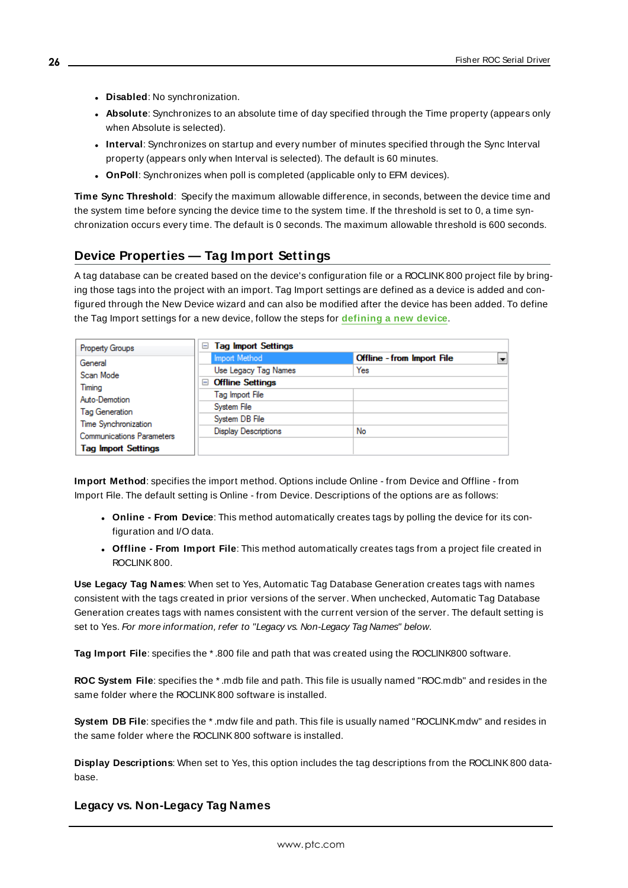- **Disabled**: No synchronization.
- **Absolute**: Synchronizes to an absolute time of day specified through the Time property (appears only when Absolute is selected).
- **Interval**: Synchronizes on startup and every number of minutes specified through the Sync Interval property (appears only when Interval is selected). The default is 60 minutes.
- **OnPoll**: Synchronizes when poll is completed (applicable only to EFM devices).

**Time Sync Threshold**: Specify the maximum allowable difference, in seconds, between the device time and the system time before syncing the device time to the system time. If the threshold is set to 0, a time synchronization occurs every time. The default is 0 seconds. The maximum allowable threshold is 600 seconds.

## Device Properties — Tag Import Settings

A tag database can be created based on the device's configuration file or a ROCLINK 800 project file by bringing those tags into the project with an import. Tag Import settings are defined as a device is added and configured through the New Device wizard and can also be modified after the device has been added. To define the Tag Import settings for a new device, follow the steps for **defining a new device**.

| Property Groups | Tag Import Settings | |
|---|---|---|
| General | Import Method | Offline - from Import File |
| Scan Mode | Use Legacy Tag Names | Yes |
| Timing | **Offline Settings** | |
| Auto-Demotion | Tag Import File | |
| Tag Generation | System File | |
| Time Synchronization | System DB File | |
| Communications Parameters | Display Descriptions | No |
| **Tag Import Settings** | | |

**Import Method**: specifies the import method. Options include Online - from Device and Offline - from Import File. The default setting is Online - from Device. Descriptions of the options are as follows:

- **Online - From Device**: This method automatically creates tags by polling the device for its configuration and I/O data.
- **Offline - From Import File**: This method automatically creates tags from a project file created in ROCLINK 800.

**Use Legacy Tag Names**: When set to Yes, Automatic Tag Database Generation creates tags with names consistent with the tags created in prior versions of the server. When unchecked, Automatic Tag Database Generation creates tags with names consistent with the current version of the server. The default setting is set to Yes. *For more information, refer to "Legacy vs. Non-Legacy Tag Names" below.*

**Tag Import File**: specifies the *.800 file and path that was created using the ROCLINK800 software.

**ROC System File**: specifies the *.mdb file and path. This file is usually named "ROC.mdb" and resides in the same folder where the ROCLINK 800 software is installed.

**System DB File**: specifies the *.mdw file and path. This file is usually named "ROCLINK.mdw" and resides in the same folder where the ROCLINK 800 software is installed.

**Display Descriptions**: When set to Yes, this option includes the tag descriptions from the ROCLINK 800 database.

### Legacy vs. Non-Legacy Tag Names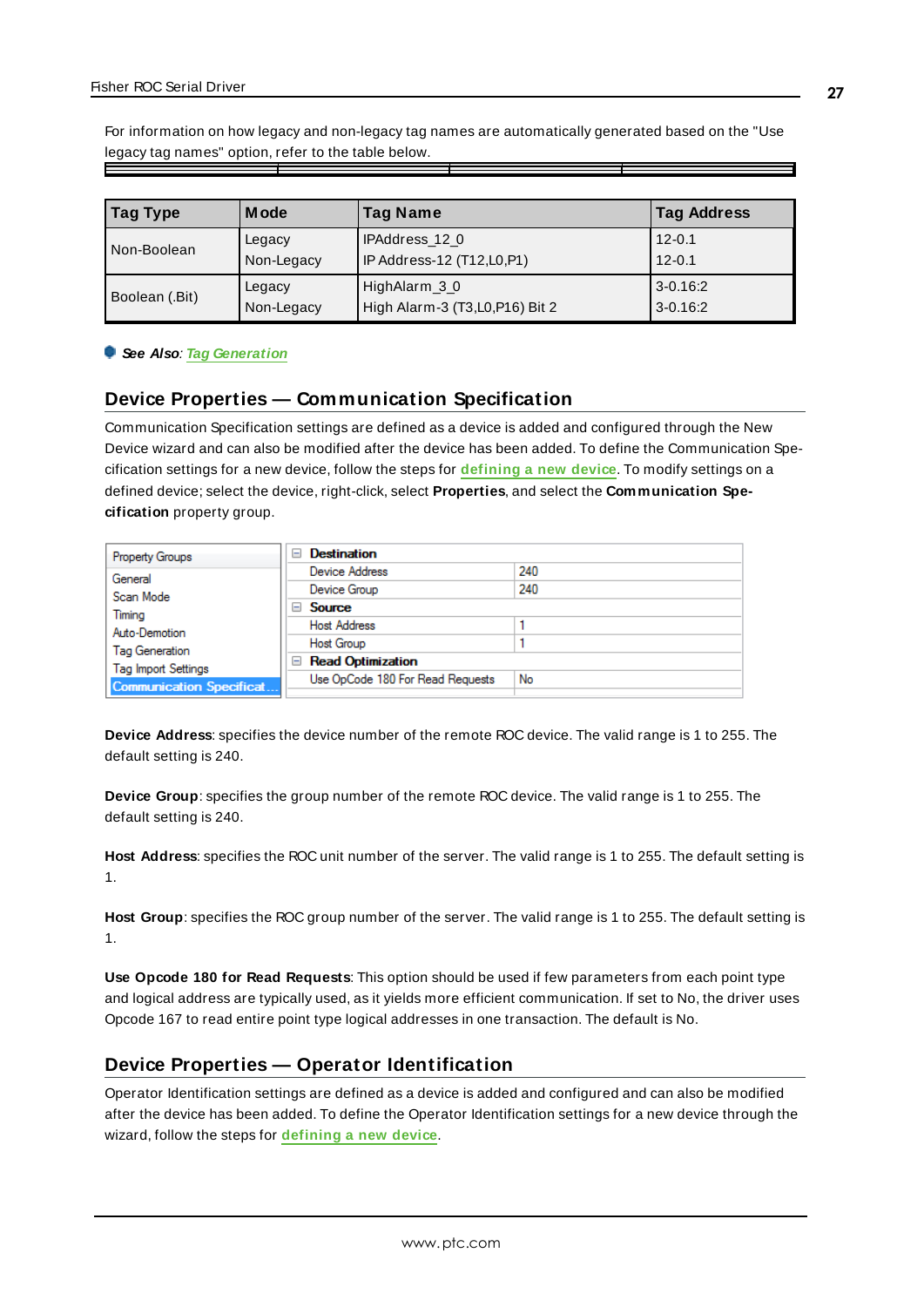For information on how legacy and non-legacy tag names are automatically generated based on the "Use legacy tag names" option, refer to the table below.

| Tag Type | Mode | Tag Name | Tag Address |
|---|---|---|---|
| Non-Boolean | Legacy | IPAddress_12_0 | 12-0.1 |
| | Non-Legacy | IP Address-12 (T12,L0,P1) | 12-0.1 |
| Boolean (.Bit) | Legacy | HighAlarm_3_0 | 3-0.16:2 |
| | Non-Legacy | High Alarm-3 (T3,L0,P16) Bit 2 | 3-0.16:2 |

***See Also:*** *Tag Generation*

## Device Properties — Communication Specification

Communication Specification settings are defined as a device is added and configured through the New Device wizard and can also be modified after the device has been added. To define the Communication Specification settings for a new device, follow the steps for **defining a new device**. To modify settings on a defined device; select the device, right-click, select **Properties**, and select the **Communication Specification** property group.

| Property Groups | Property | Value |
|---|---|---|
| General | **Destination** | |
| Scan Mode | Device Address | 240 |
| Timing | Device Group | 240 |
| Auto-Demotion | **Source** | |
| Tag Generation | Host Address | 1 |
| Tag Import Settings | Host Group | 1 |
| Communication Specificat... | **Read Optimization** | |
| | Use OpCode 180 For Read Requests | No |

**Device Address**: specifies the device number of the remote ROC device. The valid range is 1 to 255. The default setting is 240.

**Device Group**: specifies the group number of the remote ROC device. The valid range is 1 to 255. The default setting is 240.

**Host Address**: specifies the ROC unit number of the server. The valid range is 1 to 255. The default setting is 1.

**Host Group**: specifies the ROC group number of the server. The valid range is 1 to 255. The default setting is 1.

**Use Opcode 180 for Read Requests**: This option should be used if few parameters from each point type and logical address are typically used, as it yields more efficient communication. If set to No, the driver uses Opcode 167 to read entire point type logical addresses in one transaction. The default is No.

## Device Properties — Operator Identification

Operator Identification settings are defined as a device is added and configured and can also be modified after the device has been added. To define the Operator Identification settings for a new device through the wizard, follow the steps for **defining a new device**.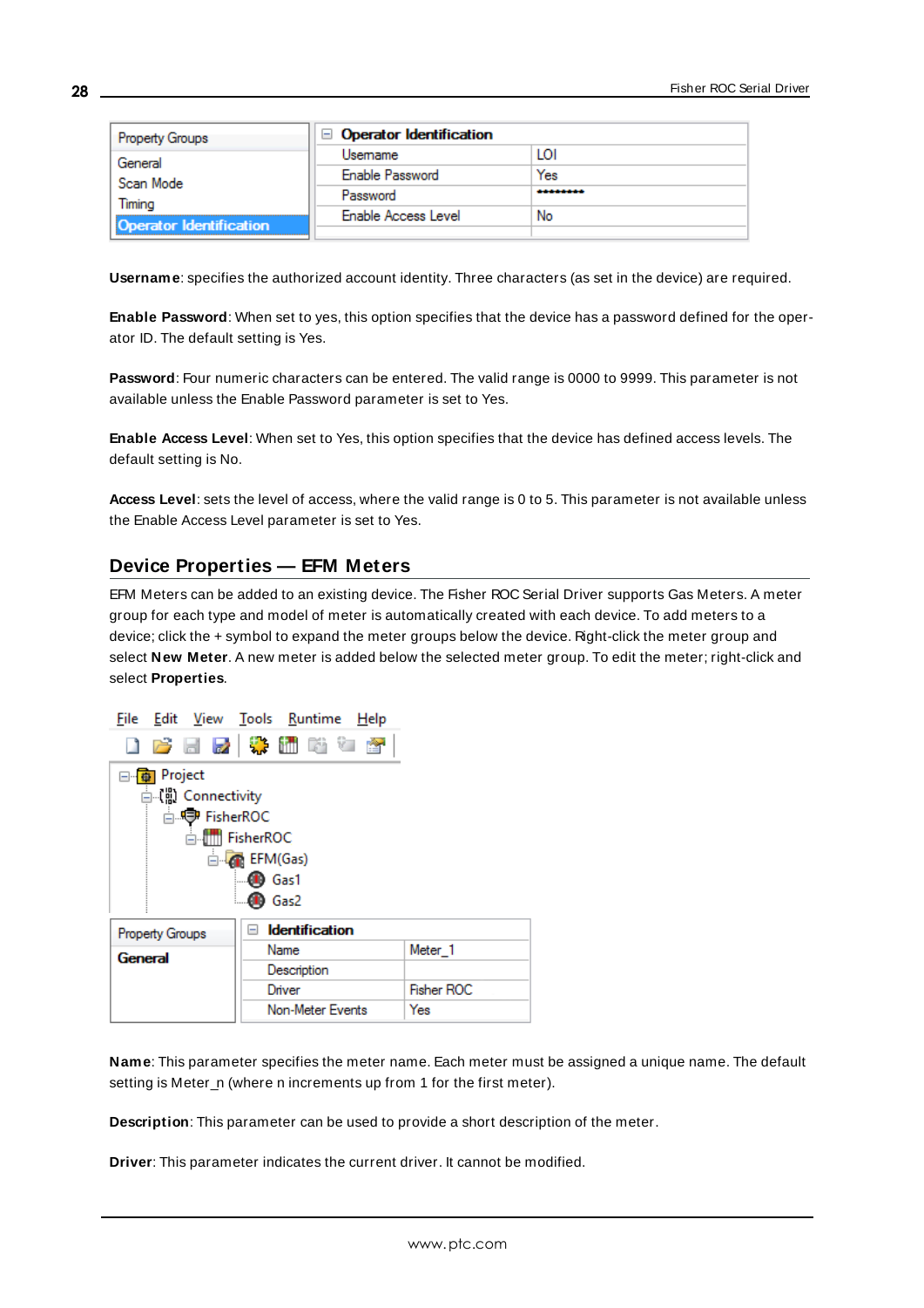| Property Groups | Operator Identification | |
|---|---|---|
| General | Username | LOI |
| Scan Mode | Enable Password | Yes |
| Timing | Password | ******** |
| Operator Identification | Enable Access Level | No |

**Username**: specifies the authorized account identity. Three characters (as set in the device) are required.

**Enable Password**: When set to yes, this option specifies that the device has a password defined for the operator ID. The default setting is Yes.

**Password**: Four numeric characters can be entered. The valid range is 0000 to 9999. This parameter is not available unless the Enable Password parameter is set to Yes.

**Enable Access Level**: When set to Yes, this option specifies that the device has defined access levels. The default setting is No.

**Access Level**: sets the level of access, where the valid range is 0 to 5. This parameter is not available unless the Enable Access Level parameter is set to Yes.

## Device Properties — EFM Meters

EFM Meters can be added to an existing device. The Fisher ROC Serial Driver supports Gas Meters. A meter group for each type and model of meter is automatically created with each device. To add meters to a device; click the + symbol to expand the meter groups below the device. Right-click the meter group and select **New Meter**. A new meter is added below the selected meter group. To edit the meter; right-click and select **Properties**.

File Edit View Tools Runtime Help

- Project
  - Connectivity
    - FisherROC
      - FisherROC
        - EFM(Gas)
          - Gas1
          - Gas2

| Property Groups | Identification | |
|---|---|---|
| General | Name | Meter_1 |
| | Description | |
| | Driver | Fisher ROC |
| | Non-Meter Events | Yes |

**Name**: This parameter specifies the meter name. Each meter must be assigned a unique name. The default setting is Meter_n (where n increments up from 1 for the first meter).

**Description**: This parameter can be used to provide a short description of the meter.

**Driver**: This parameter indicates the current driver. It cannot be modified.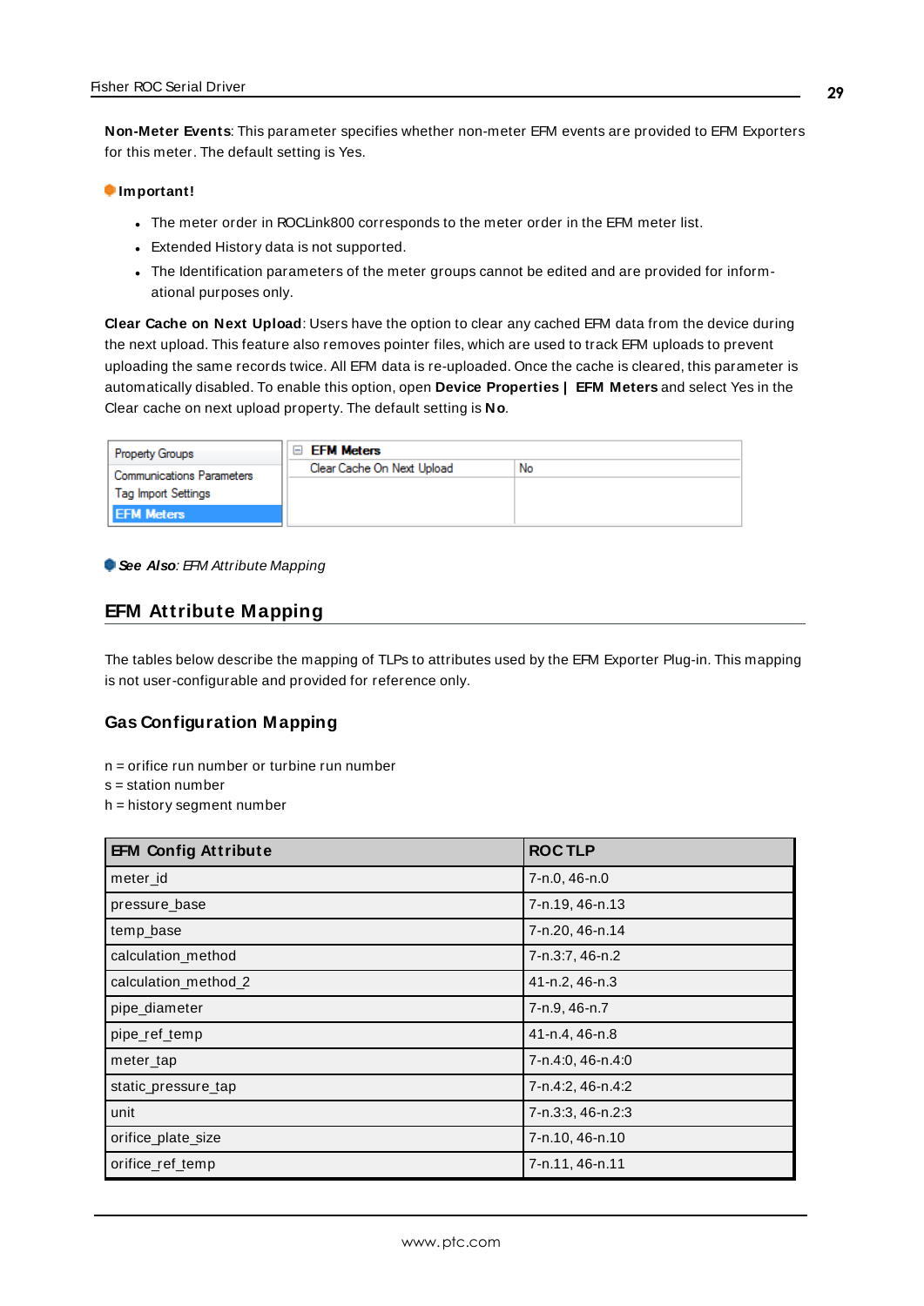**Non-Meter Events**: This parameter specifies whether non-meter EFM events are provided to EFM Exporters for this meter. The default setting is Yes.

**Important!**

- The meter order in ROCLink800 corresponds to the meter order in the EFM meter list.
- Extended History data is not supported.
- The Identification parameters of the meter groups cannot be edited and are provided for informational purposes only.

**Clear Cache on Next Upload**: Users have the option to clear any cached EFM data from the device during the next upload. This feature also removes pointer files, which are used to track EFM uploads to prevent uploading the same records twice. All EFM data is re-uploaded. Once the cache is cleared, this parameter is automatically disabled. To enable this option, open **Device Properties | EFM Meters** and select Yes in the Clear cache on next upload property. The default setting is **No**.

| Property Groups | EFM Meters | |
|---|---|---|
| Communications Parameters | Clear Cache On Next Upload | No |
| Tag Import Settings | | |
| EFM Meters | | |

***See Also***: *EFM Attribute Mapping*

## EFM Attribute Mapping

The tables below describe the mapping of TLPs to attributes used by the EFM Exporter Plug-in. This mapping is not user-configurable and provided for reference only.

### Gas Configuration Mapping

n = orifice run number or turbine run number
s = station number
h = history segment number

| EFM Config Attribute | ROC TLP |
|---|---|
| meter_id | 7-n.0, 46-n.0 |
| pressure_base | 7-n.19, 46-n.13 |
| temp_base | 7-n.20, 46-n.14 |
| calculation_method | 7-n.3:7, 46-n.2 |
| calculation_method_2 | 41-n.2, 46-n.3 |
| pipe_diameter | 7-n.9, 46-n.7 |
| pipe_ref_temp | 41-n.4, 46-n.8 |
| meter_tap | 7-n.4:0, 46-n.4:0 |
| static_pressure_tap | 7-n.4:2, 46-n.4:2 |
| unit | 7-n.3:3, 46-n.2:3 |
| orifice_plate_size | 7-n.10, 46-n.10 |
| orifice_ref_temp | 7-n.11, 46-n.11 |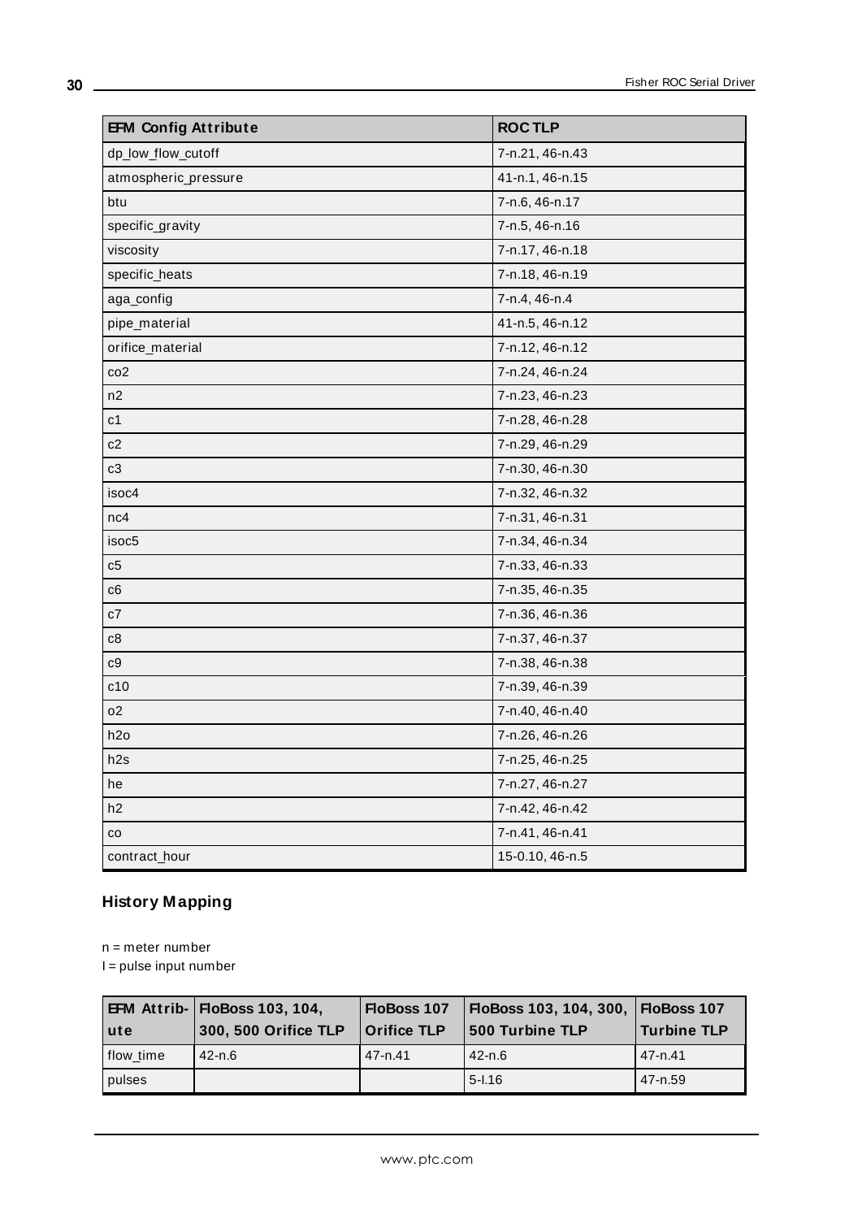| EFM Config Attribute | ROC TLP |
|---|---|
| dp_low_flow_cutoff | 7-n.21, 46-n.43 |
| atmospheric_pressure | 41-n.1, 46-n.15 |
| btu | 7-n.6, 46-n.17 |
| specific_gravity | 7-n.5, 46-n.16 |
| viscosity | 7-n.17, 46-n.18 |
| specific_heats | 7-n.18, 46-n.19 |
| aga_config | 7-n.4, 46-n.4 |
| pipe_material | 41-n.5, 46-n.12 |
| orifice_material | 7-n.12, 46-n.12 |
| co2 | 7-n.24, 46-n.24 |
| n2 | 7-n.23, 46-n.23 |
| c1 | 7-n.28, 46-n.28 |
| c2 | 7-n.29, 46-n.29 |
| c3 | 7-n.30, 46-n.30 |
| isoc4 | 7-n.32, 46-n.32 |
| nc4 | 7-n.31, 46-n.31 |
| isoc5 | 7-n.34, 46-n.34 |
| c5 | 7-n.33, 46-n.33 |
| c6 | 7-n.35, 46-n.35 |
| c7 | 7-n.36, 46-n.36 |
| c8 | 7-n.37, 46-n.37 |
| c9 | 7-n.38, 46-n.38 |
| c10 | 7-n.39, 46-n.39 |
| o2 | 7-n.40, 46-n.40 |
| h2o | 7-n.26, 46-n.26 |
| h2s | 7-n.25, 46-n.25 |
| he | 7-n.27, 46-n.27 |
| h2 | 7-n.42, 46-n.42 |
| co | 7-n.41, 46-n.41 |
| contract_hour | 15-0.10, 46-n.5 |

## History Mapping

n = meter number
I = pulse input number

| EFM Attribute | FloBoss 103, 104, 300, 500 Orifice TLP | FloBoss 107 Orifice TLP | FloBoss 103, 104, 300, 500 Turbine TLP | FloBoss 107 Turbine TLP |
|---|---|---|---|---|
| flow_time | 42-n.6 | 47-n.41 | 42-n.6 | 47-n.41 |
| pulses | | | 5-I.16 | 47-n.59 |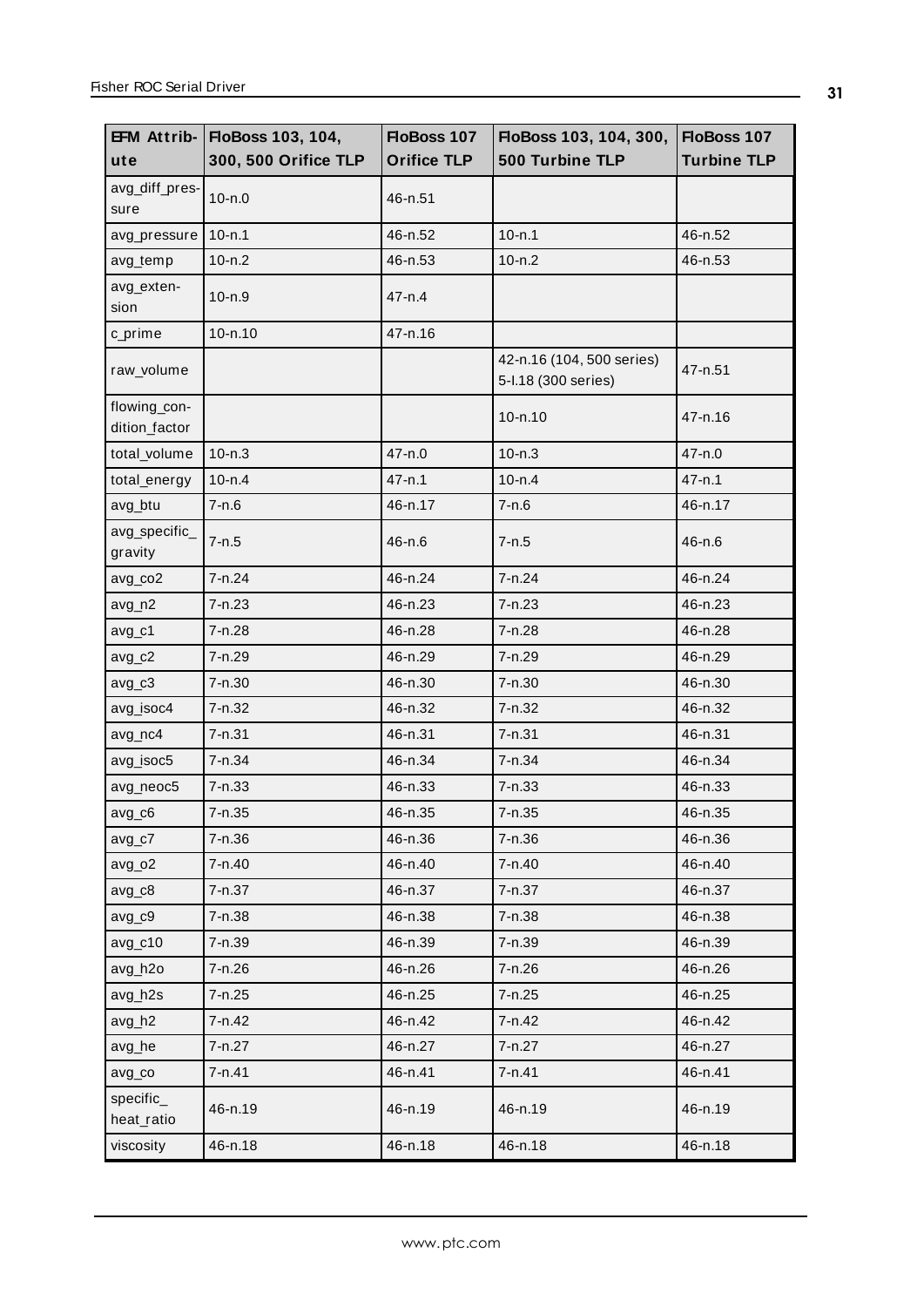| EFM Attribute | FloBoss 103, 104, 300, 500 Orifice TLP | FloBoss 107 Orifice TLP | FloBoss 103, 104, 300, 500 Turbine TLP | FloBoss 107 Turbine TLP |
|---|---|---|---|---|
| avg_diff_pressure | 10-n.0 | 46-n.51 | | |
| avg_pressure | 10-n.1 | 46-n.52 | 10-n.1 | 46-n.52 |
| avg_temp | 10-n.2 | 46-n.53 | 10-n.2 | 46-n.53 |
| avg_extension | 10-n.9 | 47-n.4 | | |
| c_prime | 10-n.10 | 47-n.16 | | |
| raw_volume | | | 42-n.16 (104, 500 series) 5-l.18 (300 series) | 47-n.51 |
| flowing_condition_factor | | | 10-n.10 | 47-n.16 |
| total_volume | 10-n.3 | 47-n.0 | 10-n.3 | 47-n.0 |
| total_energy | 10-n.4 | 47-n.1 | 10-n.4 | 47-n.1 |
| avg_btu | 7-n.6 | 46-n.17 | 7-n.6 | 46-n.17 |
| avg_specific_gravity | 7-n.5 | 46-n.6 | 7-n.5 | 46-n.6 |
| avg_co2 | 7-n.24 | 46-n.24 | 7-n.24 | 46-n.24 |
| avg_n2 | 7-n.23 | 46-n.23 | 7-n.23 | 46-n.23 |
| avg_c1 | 7-n.28 | 46-n.28 | 7-n.28 | 46-n.28 |
| avg_c2 | 7-n.29 | 46-n.29 | 7-n.29 | 46-n.29 |
| avg_c3 | 7-n.30 | 46-n.30 | 7-n.30 | 46-n.30 |
| avg_isoc4 | 7-n.32 | 46-n.32 | 7-n.32 | 46-n.32 |
| avg_nc4 | 7-n.31 | 46-n.31 | 7-n.31 | 46-n.31 |
| avg_isoc5 | 7-n.34 | 46-n.34 | 7-n.34 | 46-n.34 |
| avg_neoc5 | 7-n.33 | 46-n.33 | 7-n.33 | 46-n.33 |
| avg_c6 | 7-n.35 | 46-n.35 | 7-n.35 | 46-n.35 |
| avg_c7 | 7-n.36 | 46-n.36 | 7-n.36 | 46-n.36 |
| avg_o2 | 7-n.40 | 46-n.40 | 7-n.40 | 46-n.40 |
| avg_c8 | 7-n.37 | 46-n.37 | 7-n.37 | 46-n.37 |
| avg_c9 | 7-n.38 | 46-n.38 | 7-n.38 | 46-n.38 |
| avg_c10 | 7-n.39 | 46-n.39 | 7-n.39 | 46-n.39 |
| avg_h2o | 7-n.26 | 46-n.26 | 7-n.26 | 46-n.26 |
| avg_h2s | 7-n.25 | 46-n.25 | 7-n.25 | 46-n.25 |
| avg_h2 | 7-n.42 | 46-n.42 | 7-n.42 | 46-n.42 |
| avg_he | 7-n.27 | 46-n.27 | 7-n.27 | 46-n.27 |
| avg_co | 7-n.41 | 46-n.41 | 7-n.41 | 46-n.41 |
| specific_heat_ratio | 46-n.19 | 46-n.19 | 46-n.19 | 46-n.19 |
| viscosity | 46-n.18 | 46-n.18 | 46-n.18 | 46-n.18 |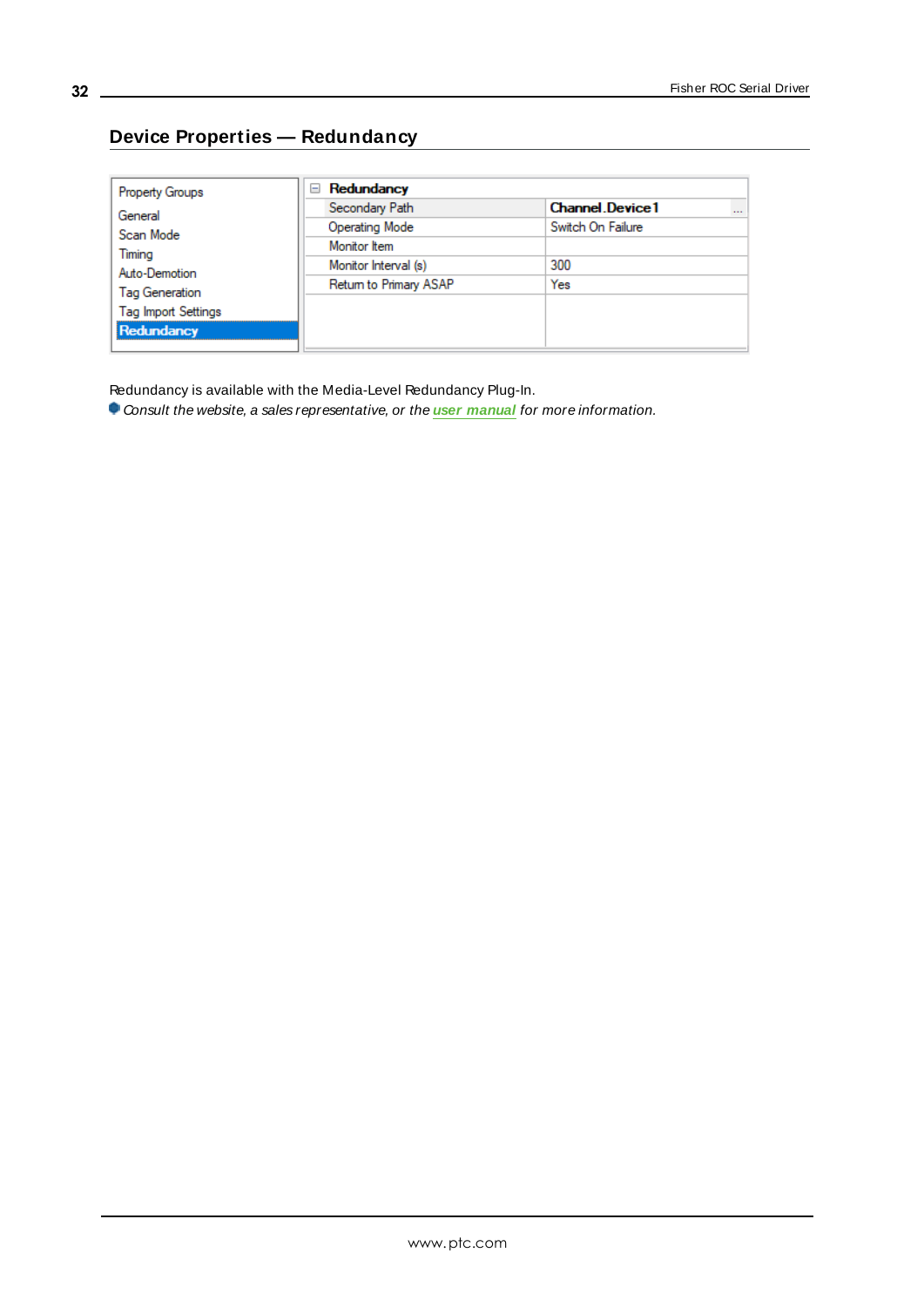## Device Properties — Redundancy

| Property Groups | Redundancy | |
|---|---|---|
| General | Secondary Path | Channel.Device1 |
| Scan Mode | Operating Mode | Switch On Failure |
| Timing | Monitor Item | |
| Auto-Demotion | Monitor Interval (s) | 300 |
| Tag Generation | Return to Primary ASAP | Yes |
| Tag Import Settings | | |
| **Redundancy** | | |

Redundancy is available with the Media-Level Redundancy Plug-In.

*Consult the website, a sales representative, or the* ***user manual*** *for more information.*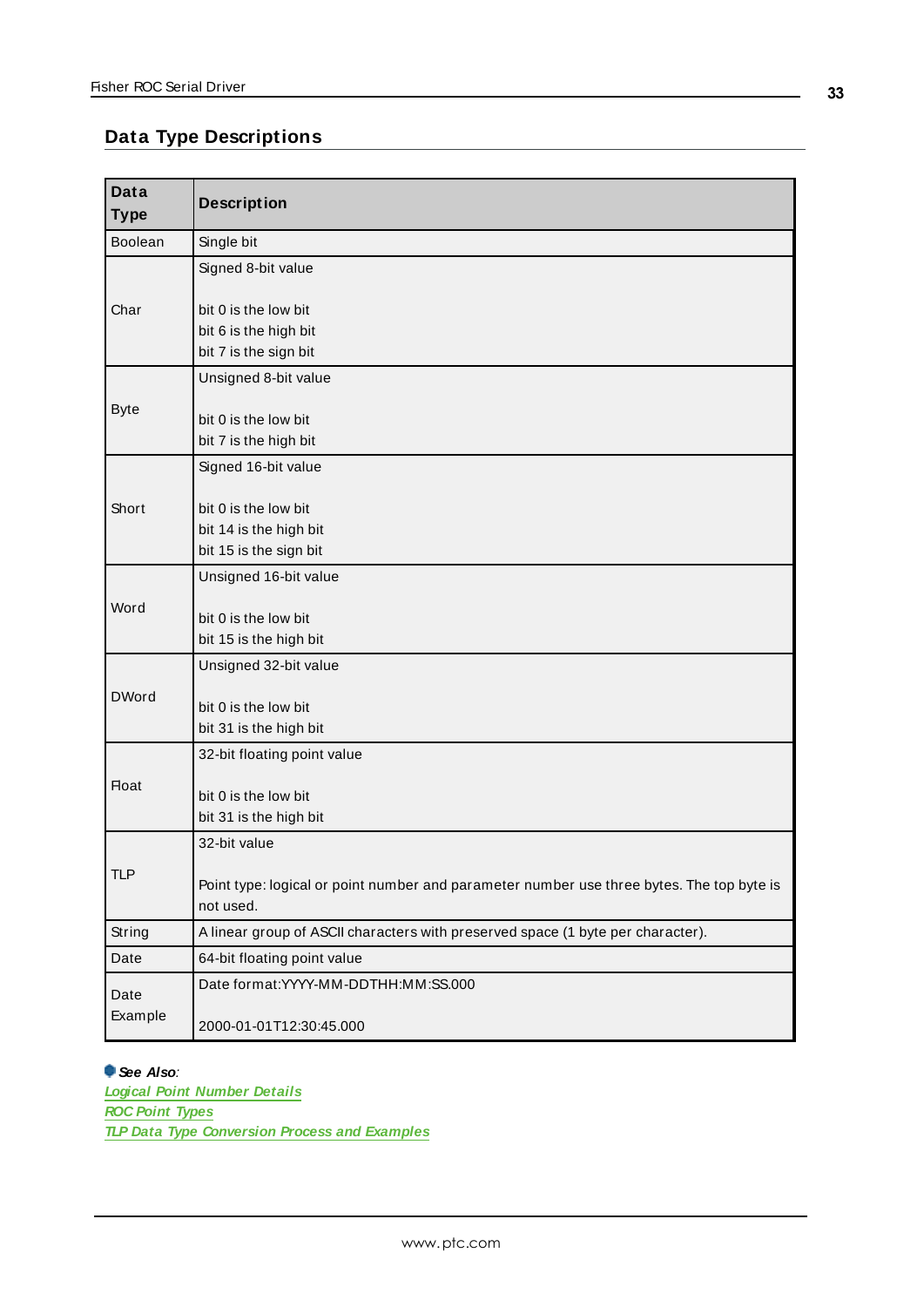## Data Type Descriptions

| Data Type | Description |
|---|---|
| Boolean | Single bit |
| Char | Signed 8-bit value<br><br>bit 0 is the low bit<br>bit 6 is the high bit<br>bit 7 is the sign bit |
| Byte | Unsigned 8-bit value<br><br>bit 0 is the low bit<br>bit 7 is the high bit |
| Short | Signed 16-bit value<br><br>bit 0 is the low bit<br>bit 14 is the high bit<br>bit 15 is the sign bit |
| Word | Unsigned 16-bit value<br><br>bit 0 is the low bit<br>bit 15 is the high bit |
| DWord | Unsigned 32-bit value<br><br>bit 0 is the low bit<br>bit 31 is the high bit |
| Float | 32-bit floating point value<br><br>bit 0 is the low bit<br>bit 31 is the high bit |
| TLP | 32-bit value<br><br>Point type: logical or point number and parameter number use three bytes. The top byte is not used. |
| String | A linear group of ASCII characters with preserved space (1 byte per character). |
| Date | 64-bit floating point value |
| Date Example | Date format:YYYY-MM-DDTHH:MM:SS.000<br><br>2000-01-01T12:30:45.000 |

**See Also**:
*Logical Point Number Details*
*ROC Point Types*
*TLP Data Type Conversion Process and Examples*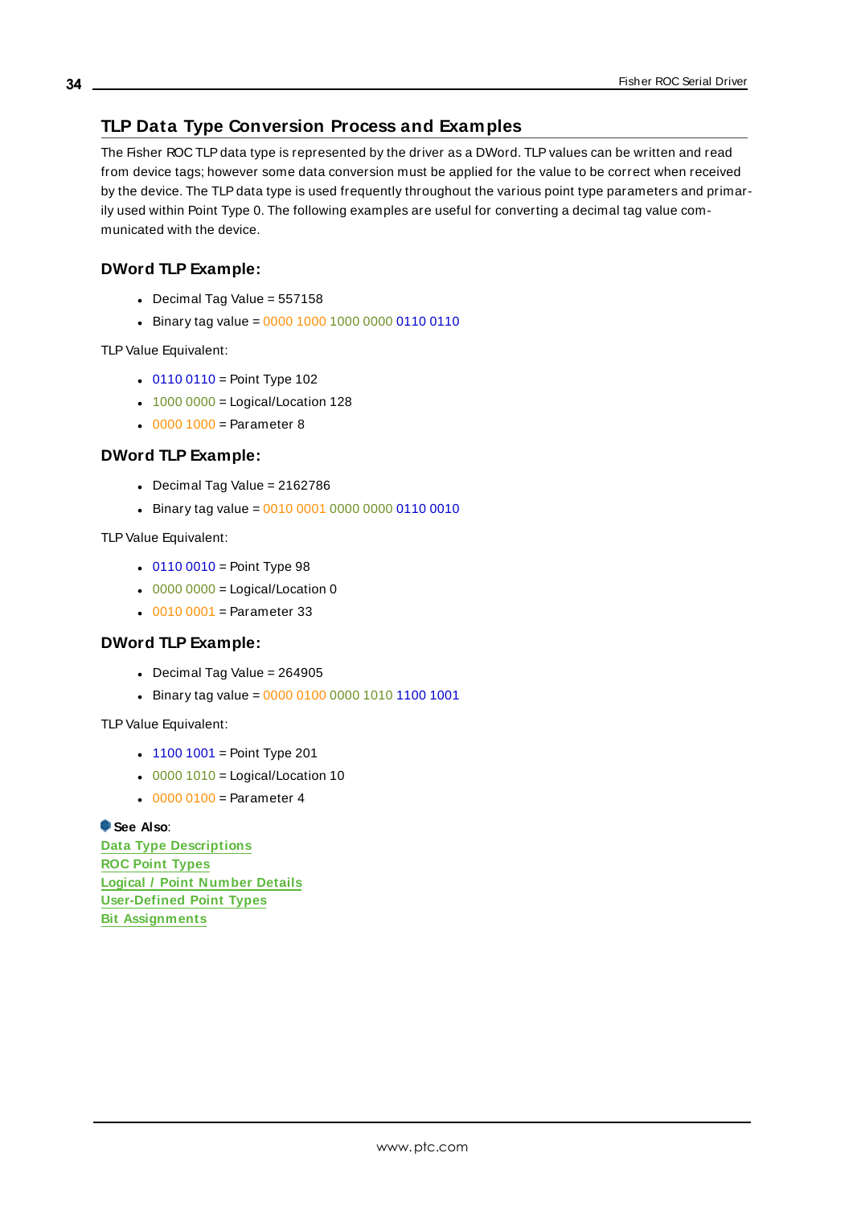## TLP Data Type Conversion Process and Examples

The Fisher ROC TLP data type is represented by the driver as a DWord. TLP values can be written and read from device tags; however some data conversion must be applied for the value to be correct when received by the device. The TLP data type is used frequently throughout the various point type parameters and primarily used within Point Type 0. The following examples are useful for converting a decimal tag value communicated with the device.

### DWord TLP Example:

- Decimal Tag Value = 557158
- Binary tag value = 0000 1000 1000 0000 0110 0110

TLP Value Equivalent:

- 0110 0110 = Point Type 102
- 1000 0000 = Logical/Location 128
- 0000 1000 = Parameter 8

### DWord TLP Example:

- Decimal Tag Value = 2162786
- Binary tag value = 0010 0001 0000 0000 0110 0010

TLP Value Equivalent:

- 0110 0010 = Point Type 98
- 0000 0000 = Logical/Location 0
- 0010 0001 = Parameter 33

### DWord TLP Example:

- Decimal Tag Value = 264905
- Binary tag value = 0000 0100 0000 1010 1100 1001

TLP Value Equivalent:

- 1100 1001 = Point Type 201
- 0000 1010 = Logical/Location 10
- 0000 0100 = Parameter 4

**See Also**:
Data Type Descriptions
ROC Point Types
Logical / Point Number Details
User-Defined Point Types
Bit Assignments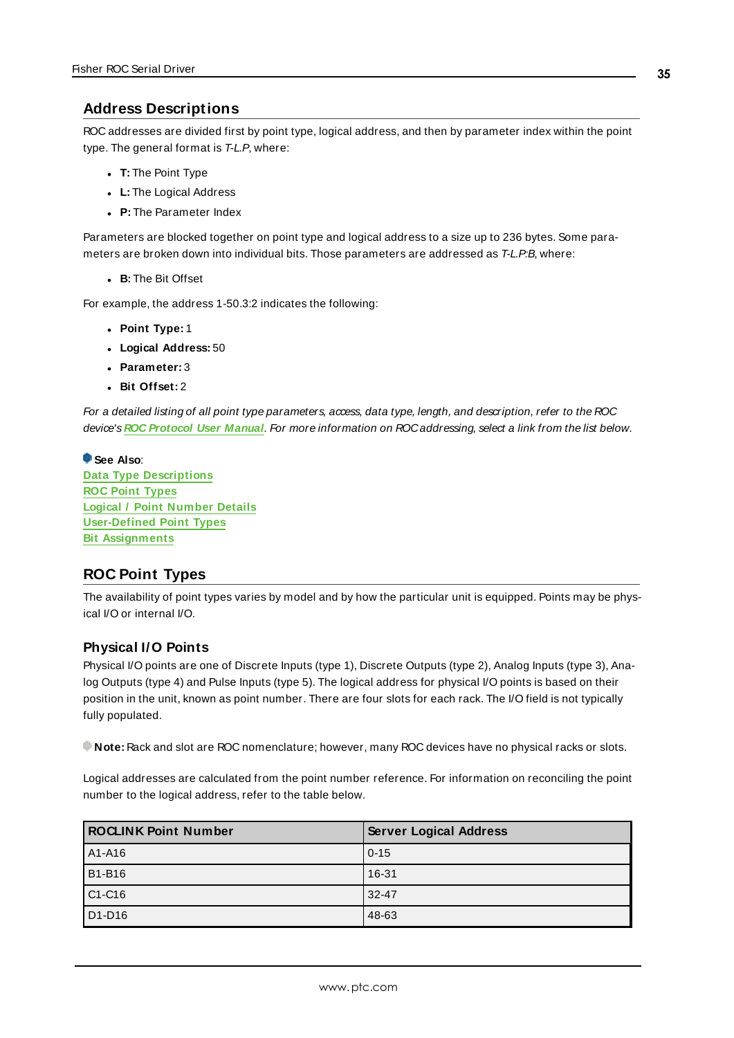## Address Descriptions

ROC addresses are divided first by point type, logical address, and then by parameter index within the point type. The general format is *T-L.P*, where:

- **T:** The Point Type
- **L:** The Logical Address
- **P:** The Parameter Index

Parameters are blocked together on point type and logical address to a size up to 236 bytes. Some parameters are broken down into individual bits. Those parameters are addressed as *T-L.P:B*, where:

- **B:** The Bit Offset

For example, the address 1-50.3:2 indicates the following:

- **Point Type:** 1
- **Logical Address:** 50
- **Parameter:** 3
- **Bit Offset:** 2

*For a detailed listing of all point type parameters, access, data type, length, and description, refer to the ROC device's* ***ROC Protocol User Manual****. For more information on ROC addressing, select a link from the list below.*

**See Also**:
**Data Type Descriptions**
**ROC Point Types**
**Logical / Point Number Details**
**User-Defined Point Types**
**Bit Assignments**

## ROC Point Types

The availability of point types varies by model and by how the particular unit is equipped. Points may be physical I/O or internal I/O.

### Physical I/O Points

Physical I/O points are one of Discrete Inputs (type 1), Discrete Outputs (type 2), Analog Inputs (type 3), Analog Outputs (type 4) and Pulse Inputs (type 5). The logical address for physical I/O points is based on their position in the unit, known as point number. There are four slots for each rack. The I/O field is not typically fully populated.

**Note:** Rack and slot are ROC nomenclature; however, many ROC devices have no physical racks or slots.

Logical addresses are calculated from the point number reference. For information on reconciling the point number to the logical address, refer to the table below.

| ROCLINK Point Number | Server Logical Address |
|---|---|
| A1-A16 | 0-15 |
| B1-B16 | 16-31 |
| C1-C16 | 32-47 |
| D1-D16 | 48-63 |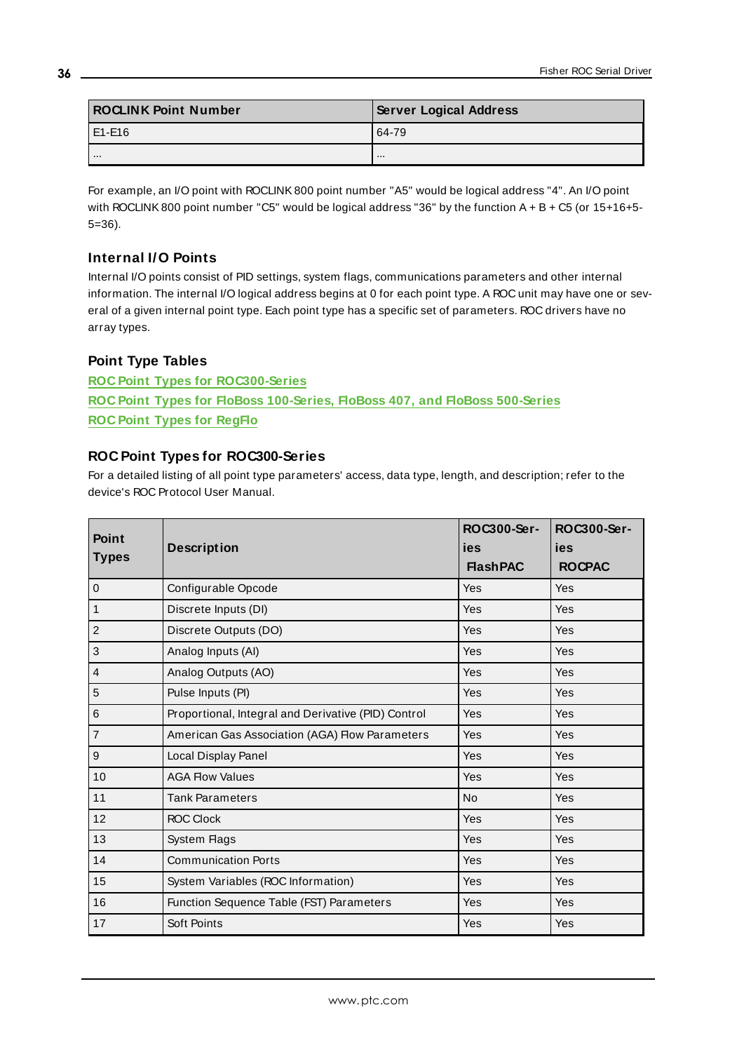| ROCLINK Point Number | Server Logical Address |
|---|---|
| E1-E16 | 64-79 |
| ... | ... |

For example, an I/O point with ROCLINK 800 point number "A5" would be logical address "4". An I/O point with ROCLINK 800 point number "C5" would be logical address "36" by the function A + B + C5 (or 15+16+5-5=36).

### Internal I/O Points

Internal I/O points consist of PID settings, system flags, communications parameters and other internal information. The internal I/O logical address begins at 0 for each point type. A ROC unit may have one or several of a given internal point type. Each point type has a specific set of parameters. ROC drivers have no array types.

### Point Type Tables

ROC Point Types for ROC300-Series
ROC Point Types for FloBoss 100-Series, FloBoss 407, and FloBoss 500-Series
ROC Point Types for RegFlo

### ROC Point Types for ROC300-Series

For a detailed listing of all point type parameters' access, data type, length, and description; refer to the device's ROC Protocol User Manual.

| Point Types | Description | ROC300-Series FlashPAC | ROC300-Series ROCPAC |
|---|---|---|---|
| 0 | Configurable Opcode | Yes | Yes |
| 1 | Discrete Inputs (DI) | Yes | Yes |
| 2 | Discrete Outputs (DO) | Yes | Yes |
| 3 | Analog Inputs (AI) | Yes | Yes |
| 4 | Analog Outputs (AO) | Yes | Yes |
| 5 | Pulse Inputs (PI) | Yes | Yes |
| 6 | Proportional, Integral and Derivative (PID) Control | Yes | Yes |
| 7 | American Gas Association (AGA) Flow Parameters | Yes | Yes |
| 9 | Local Display Panel | Yes | Yes |
| 10 | AGA Flow Values | Yes | Yes |
| 11 | Tank Parameters | No | Yes |
| 12 | ROC Clock | Yes | Yes |
| 13 | System Flags | Yes | Yes |
| 14 | Communication Ports | Yes | Yes |
| 15 | System Variables (ROC Information) | Yes | Yes |
| 16 | Function Sequence Table (FST) Parameters | Yes | Yes |
| 17 | Soft Points | Yes | Yes |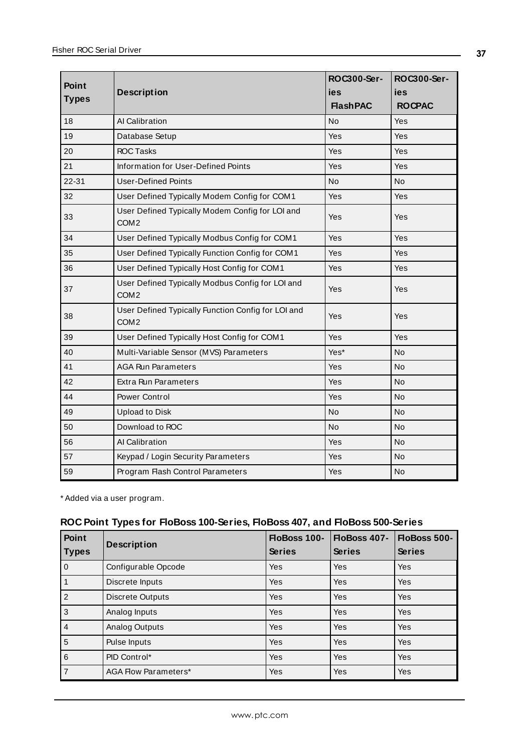| Point Types | Description | ROC300-Series FlashPAC | ROC300-Series ROCPAC |
|---|---|---|---|
| 18 | AI Calibration | No | Yes |
| 19 | Database Setup | Yes | Yes |
| 20 | ROC Tasks | Yes | Yes |
| 21 | Information for User-Defined Points | Yes | Yes |
| 22-31 | User-Defined Points | No | No |
| 32 | User Defined Typically Modem Config for COM1 | Yes | Yes |
| 33 | User Defined Typically Modem Config for LOI and COM2 | Yes | Yes |
| 34 | User Defined Typically Modbus Config for COM1 | Yes | Yes |
| 35 | User Defined Typically Function Config for COM1 | Yes | Yes |
| 36 | User Defined Typically Host Config for COM1 | Yes | Yes |
| 37 | User Defined Typically Modbus Config for LOI and COM2 | Yes | Yes |
| 38 | User Defined Typically Function Config for LOI and COM2 | Yes | Yes |
| 39 | User Defined Typically Host Config for COM1 | Yes | Yes |
| 40 | Multi-Variable Sensor (MVS) Parameters | Yes* | No |
| 41 | AGA Run Parameters | Yes | No |
| 42 | Extra Run Parameters | Yes | No |
| 44 | Power Control | Yes | No |
| 49 | Upload to Disk | No | No |
| 50 | Download to ROC | No | No |
| 56 | AI Calibration | Yes | No |
| 57 | Keypad / Login Security Parameters | Yes | No |
| 59 | Program Flash Control Parameters | Yes | No |

* Added via a user program.

### ROC Point Types for FloBoss 100-Series, FloBoss 407, and FloBoss 500-Series

| Point Types | Description | FloBoss 100-Series | FloBoss 407-Series | FloBoss 500-Series |
|---|---|---|---|---|
| 0 | Configurable Opcode | Yes | Yes | Yes |
| 1 | Discrete Inputs | Yes | Yes | Yes |
| 2 | Discrete Outputs | Yes | Yes | Yes |
| 3 | Analog Inputs | Yes | Yes | Yes |
| 4 | Analog Outputs | Yes | Yes | Yes |
| 5 | Pulse Inputs | Yes | Yes | Yes |
| 6 | PID Control* | Yes | Yes | Yes |
| 7 | AGA Flow Parameters* | Yes | Yes | Yes |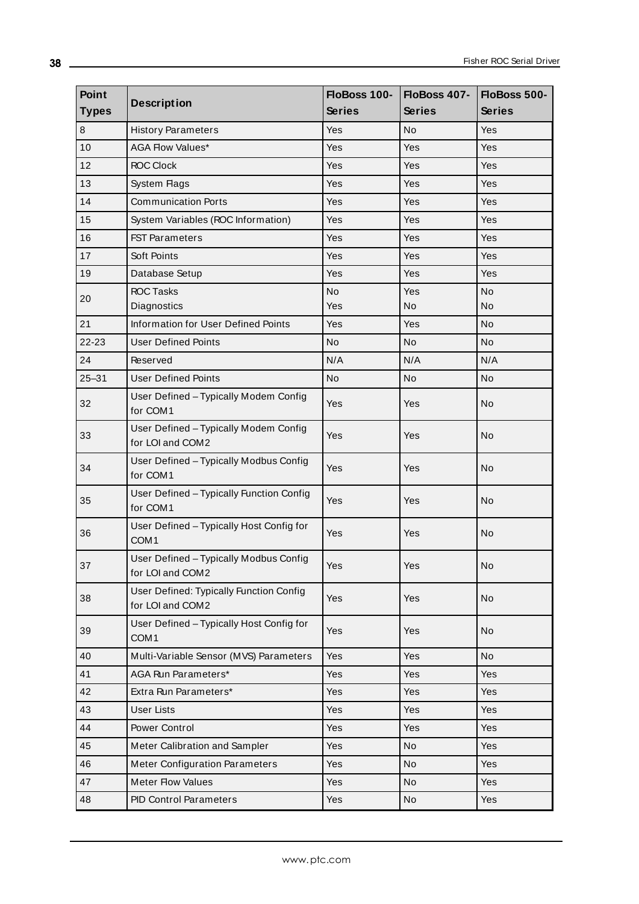| Point Types | Description | FloBoss 100-Series | FloBoss 407-Series | FloBoss 500-Series |
|---|---|---|---|---|
| 8 | History Parameters | Yes | No | Yes |
| 10 | AGA Flow Values* | Yes | Yes | Yes |
| 12 | ROC Clock | Yes | Yes | Yes |
| 13 | System Flags | Yes | Yes | Yes |
| 14 | Communication Ports | Yes | Yes | Yes |
| 15 | System Variables (ROC Information) | Yes | Yes | Yes |
| 16 | FST Parameters | Yes | Yes | Yes |
| 17 | Soft Points | Yes | Yes | Yes |
| 19 | Database Setup | Yes | Yes | Yes |
| 20 | ROC Tasks<br>Diagnostics | No<br>Yes | Yes<br>No | No<br>No |
| 21 | Information for User Defined Points | Yes | Yes | No |
| 22-23 | User Defined Points | No | No | No |
| 24 | Reserved | N/A | N/A | N/A |
| 25–31 | User Defined Points | No | No | No |
| 32 | User Defined – Typically Modem Config for COM1 | Yes | Yes | No |
| 33 | User Defined – Typically Modem Config for LOI and COM2 | Yes | Yes | No |
| 34 | User Defined – Typically Modbus Config for COM1 | Yes | Yes | No |
| 35 | User Defined – Typically Function Config for COM1 | Yes | Yes | No |
| 36 | User Defined – Typically Host Config for COM1 | Yes | Yes | No |
| 37 | User Defined – Typically Modbus Config for LOI and COM2 | Yes | Yes | No |
| 38 | User Defined: Typically Function Config for LOI and COM2 | Yes | Yes | No |
| 39 | User Defined – Typically Host Config for COM1 | Yes | Yes | No |
| 40 | Multi-Variable Sensor (MVS) Parameters | Yes | Yes | No |
| 41 | AGA Run Parameters* | Yes | Yes | Yes |
| 42 | Extra Run Parameters* | Yes | Yes | Yes |
| 43 | User Lists | Yes | Yes | Yes |
| 44 | Power Control | Yes | Yes | Yes |
| 45 | Meter Calibration and Sampler | Yes | No | Yes |
| 46 | Meter Configuration Parameters | Yes | No | Yes |
| 47 | Meter Flow Values | Yes | No | Yes |
| 48 | PID Control Parameters | Yes | No | Yes |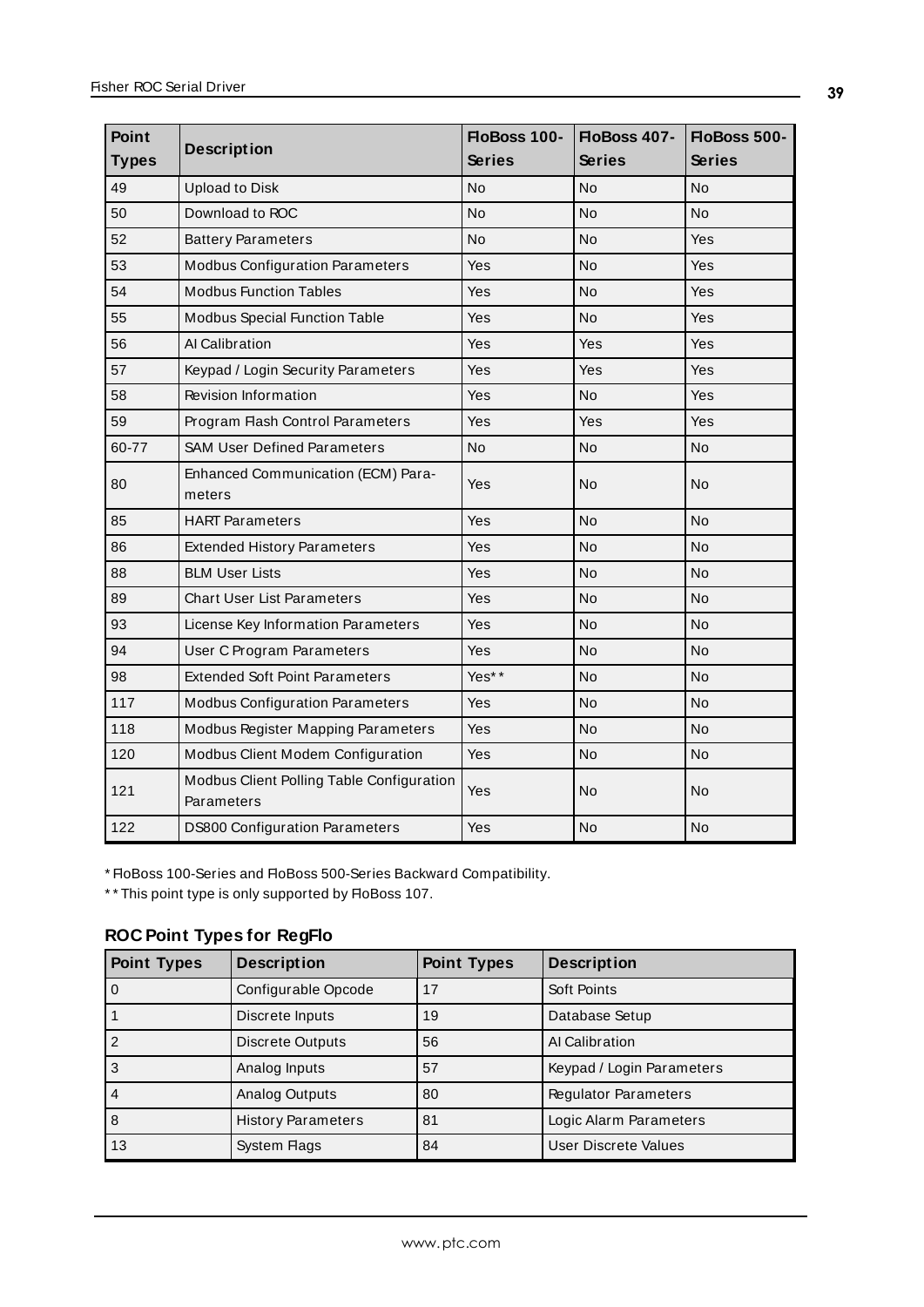| Point Types | Description | FloBoss 100-Series | FloBoss 407-Series | FloBoss 500-Series |
|---|---|---|---|---|
| 49 | Upload to Disk | No | No | No |
| 50 | Download to ROC | No | No | No |
| 52 | Battery Parameters | No | No | Yes |
| 53 | Modbus Configuration Parameters | Yes | No | Yes |
| 54 | Modbus Function Tables | Yes | No | Yes |
| 55 | Modbus Special Function Table | Yes | No | Yes |
| 56 | AI Calibration | Yes | Yes | Yes |
| 57 | Keypad / Login Security Parameters | Yes | Yes | Yes |
| 58 | Revision Information | Yes | No | Yes |
| 59 | Program Flash Control Parameters | Yes | Yes | Yes |
| 60-77 | SAM User Defined Parameters | No | No | No |
| 80 | Enhanced Communication (ECM) Parameters | Yes | No | No |
| 85 | HART Parameters | Yes | No | No |
| 86 | Extended History Parameters | Yes | No | No |
| 88 | BLM User Lists | Yes | No | No |
| 89 | Chart User List Parameters | Yes | No | No |
| 93 | License Key Information Parameters | Yes | No | No |
| 94 | User C Program Parameters | Yes | No | No |
| 98 | Extended Soft Point Parameters | Yes** | No | No |
| 117 | Modbus Configuration Parameters | Yes | No | No |
| 118 | Modbus Register Mapping Parameters | Yes | No | No |
| 120 | Modbus Client Modem Configuration | Yes | No | No |
| 121 | Modbus Client Polling Table Configuration Parameters | Yes | No | No |
| 122 | DS800 Configuration Parameters | Yes | No | No |

* FloBoss 100-Series and FloBoss 500-Series Backward Compatibility.

** This point type is only supported by FloBoss 107.

### ROC Point Types for RegFlo

| Point Types | Description | Point Types | Description |
|---|---|---|---|
| 0 | Configurable Opcode | 17 | Soft Points |
| 1 | Discrete Inputs | 19 | Database Setup |
| 2 | Discrete Outputs | 56 | AI Calibration |
| 3 | Analog Inputs | 57 | Keypad / Login Parameters |
| 4 | Analog Outputs | 80 | Regulator Parameters |
| 8 | History Parameters | 81 | Logic Alarm Parameters |
| 13 | System Flags | 84 | User Discrete Values |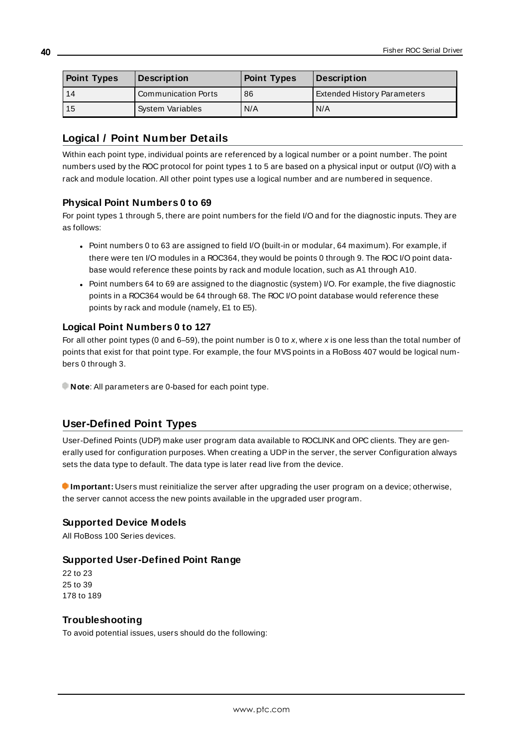| Point Types | Description | Point Types | Description |
|---|---|---|---|
| 14 | Communication Ports | 86 | Extended History Parameters |
| 15 | System Variables | N/A | N/A |

## Logical / Point Number Details

Within each point type, individual points are referenced by a logical number or a point number. The point numbers used by the ROC protocol for point types 1 to 5 are based on a physical input or output (I/O) with a rack and module location. All other point types use a logical number and are numbered in sequence.

### Physical Point Numbers 0 to 69

For point types 1 through 5, there are point numbers for the field I/O and for the diagnostic inputs. They are as follows:

- Point numbers 0 to 63 are assigned to field I/O (built-in or modular, 64 maximum). For example, if there were ten I/O modules in a ROC364, they would be points 0 through 9. The ROC I/O point database would reference these points by rack and module location, such as A1 through A10.
- Point numbers 64 to 69 are assigned to the diagnostic (system) I/O. For example, the five diagnostic points in a ROC364 would be 64 through 68. The ROC I/O point database would reference these points by rack and module (namely, E1 to E5).

### Logical Point Numbers 0 to 127

For all other point types (0 and 6–59), the point number is 0 to *x*, where *x* is one less than the total number of points that exist for that point type. For example, the four MVS points in a FloBoss 407 would be logical numbers 0 through 3.

**Note**: All parameters are 0-based for each point type.

## User-Defined Point Types

User-Defined Points (UDP) make user program data available to ROCLINK and OPC clients. They are generally used for configuration purposes. When creating a UDP in the server, the server Configuration always sets the data type to default. The data type is later read live from the device.

**Important:** Users must reinitialize the server after upgrading the user program on a device; otherwise, the server cannot access the new points available in the upgraded user program.

### Supported Device Models

All FloBoss 100 Series devices.

### Supported User-Defined Point Range

22 to 23
25 to 39
178 to 189

### Troubleshooting

To avoid potential issues, users should do the following: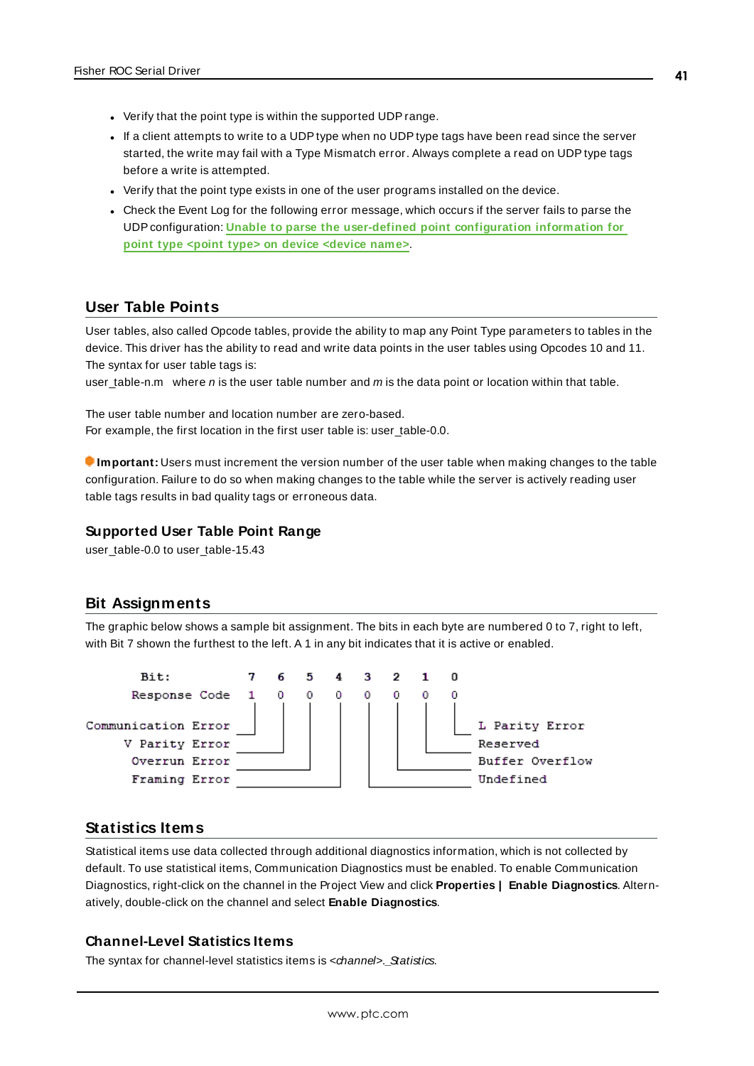- Verify that the point type is within the supported UDP range.
- If a client attempts to write to a UDP type when no UDP type tags have been read since the server started, the write may fail with a Type Mismatch error. Always complete a read on UDP type tags before a write is attempted.
- Verify that the point type exists in one of the user programs installed on the device.
- Check the Event Log for the following error message, which occurs if the server fails to parse the UDP configuration: **Unable to parse the user-defined point configuration information for point type <point type> on device <device name>**.

## User Table Points

User tables, also called Opcode tables, provide the ability to map any Point Type parameters to tables in the device. This driver has the ability to read and write data points in the user tables using Opcodes 10 and 11. The syntax for user table tags is:
user_table-n.m   where *n* is the user table number and *m* is the data point or location within that table.

The user table number and location number are zero-based.
For example, the first location in the first user table is: user_table-0.0.

**Important:** Users must increment the version number of the user table when making changes to the table configuration. Failure to do so when making changes to the table while the server is actively reading user table tags results in bad quality tags or erroneous data.

### Supported User Table Point Range

user_table-0.0 to user_table-15.43

## Bit Assignments

The graphic below shows a sample bit assignment. The bits in each byte are numbered 0 to 7, right to left, with Bit 7 shown the furthest to the left. A 1 in any bit indicates that it is active or enabled.

```
                 Bit:   7   6   5   4   3   2   1   0
        Response Code   1   0   0   0   0   0   0   0

Communication Error  (Bit 7)        L Parity Error   (Bit 0)
     V Parity Error  (Bit 6)        Reserved         (Bit 1)
      Overrun Error  (Bit 5)        Buffer Overflow  (Bit 2)
      Framing Error  (Bit 4)        Undefined        (Bit 3)
```

## Statistics Items

Statistical items use data collected through additional diagnostics information, which is not collected by default. To use statistical items, Communication Diagnostics must be enabled. To enable Communication Diagnostics, right-click on the channel in the Project View and click **Properties | Enable Diagnostics**. Alternatively, double-click on the channel and select **Enable Diagnostics**.

### Channel-Level Statistics Items

The syntax for channel-level statistics items is *<channel>._Statistics*.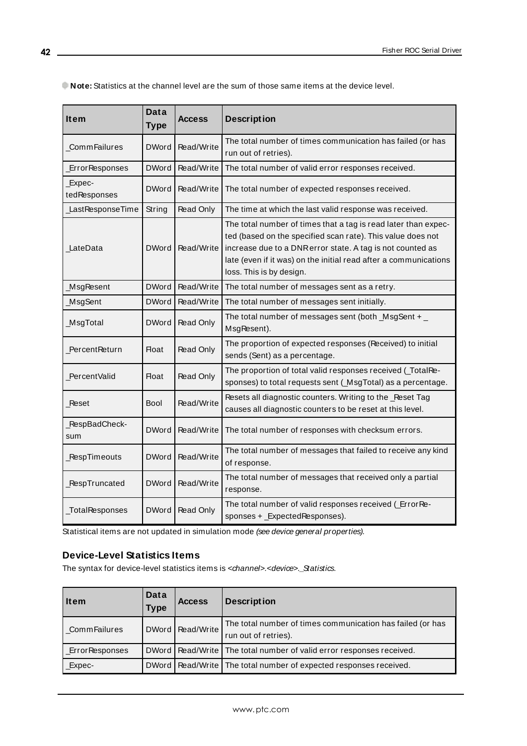**Note:** Statistics at the channel level are the sum of those same items at the device level.

| Item | Data Type | Access | Description |
|---|---|---|---|
| _CommFailures | DWord | Read/Write | The total number of times communication has failed (or has run out of retries). |
| _ErrorResponses | DWord | Read/Write | The total number of valid error responses received. |
| _ExpectedResponses | DWord | Read/Write | The total number of expected responses received. |
| _LastResponseTime | String | Read Only | The time at which the last valid response was received. |
| _LateData | DWord | Read/Write | The total number of times that a tag is read later than expected (based on the specified scan rate). This value does not increase due to a DNR error state. A tag is not counted as late (even if it was) on the initial read after a communications loss. This is by design. |
| _MsgResent | DWord | Read/Write | The total number of messages sent as a retry. |
| _MsgSent | DWord | Read/Write | The total number of messages sent initially. |
| _MsgTotal | DWord | Read Only | The total number of messages sent (both _MsgSent + _MsgResent). |
| _PercentReturn | Float | Read Only | The proportion of expected responses (Received) to initial sends (Sent) as a percentage. |
| _PercentValid | Float | Read Only | The proportion of total valid responses received (_TotalResponses) to total requests sent (_MsgTotal) as a percentage. |
| _Reset | Bool | Read/Write | Resets all diagnostic counters. Writing to the _Reset Tag causes all diagnostic counters to be reset at this level. |
| _RespBadChecksum | DWord | Read/Write | The total number of responses with checksum errors. |
| _RespTimeouts | DWord | Read/Write | The total number of messages that failed to receive any kind of response. |
| _RespTruncated | DWord | Read/Write | The total number of messages that received only a partial response. |
| _TotalResponses | DWord | Read Only | The total number of valid responses received (_ErrorResponses + _ExpectedResponses). |

Statistical items are not updated in simulation mode *(see device general properties)*.

### Device-Level Statistics Items

The syntax for device-level statistics items is *<channel>.<device>._Statistics*.

| Item | Data Type | Access | Description |
|---|---|---|---|
| _CommFailures | DWord | Read/Write | The total number of times communication has failed (or has run out of retries). |
| _ErrorResponses | DWord | Read/Write | The total number of valid error responses received. |
| _Expec- | DWord | Read/Write | The total number of expected responses received. |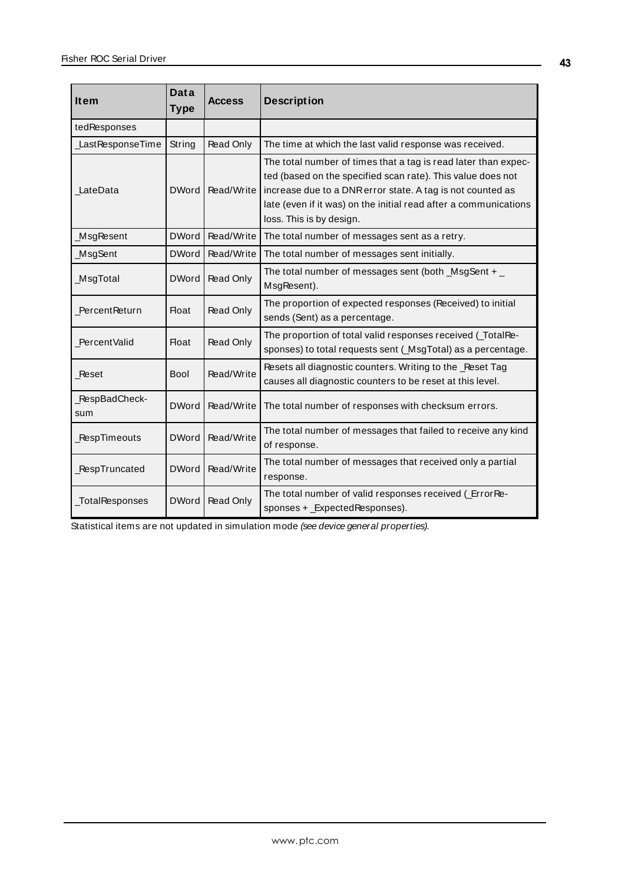| Item | Data Type | Access | Description |
|---|---|---|---|
| tedResponses | | | |
| _LastResponseTime | String | Read Only | The time at which the last valid response was received. |
| _LateData | DWord | Read/Write | The total number of times that a tag is read later than expected (based on the specified scan rate). This value does not increase due to a DNR error state. A tag is not counted as late (even if it was) on the initial read after a communications loss. This is by design. |
| _MsgResent | DWord | Read/Write | The total number of messages sent as a retry. |
| _MsgSent | DWord | Read/Write | The total number of messages sent initially. |
| _MsgTotal | DWord | Read Only | The total number of messages sent (both _MsgSent + _MsgResent). |
| _PercentReturn | Float | Read Only | The proportion of expected responses (Received) to initial sends (Sent) as a percentage. |
| _PercentValid | Float | Read Only | The proportion of total valid responses received (_TotalResponses) to total requests sent (_MsgTotal) as a percentage. |
| _Reset | Bool | Read/Write | Resets all diagnostic counters. Writing to the _Reset Tag causes all diagnostic counters to be reset at this level. |
| _RespBadChecksum | DWord | Read/Write | The total number of responses with checksum errors. |
| _RespTimeouts | DWord | Read/Write | The total number of messages that failed to receive any kind of response. |
| _RespTruncated | DWord | Read/Write | The total number of messages that received only a partial response. |
| _TotalResponses | DWord | Read Only | The total number of valid responses received (_ErrorResponses + _ExpectedResponses). |

Statistical items are not updated in simulation mode *(see device general properties)*.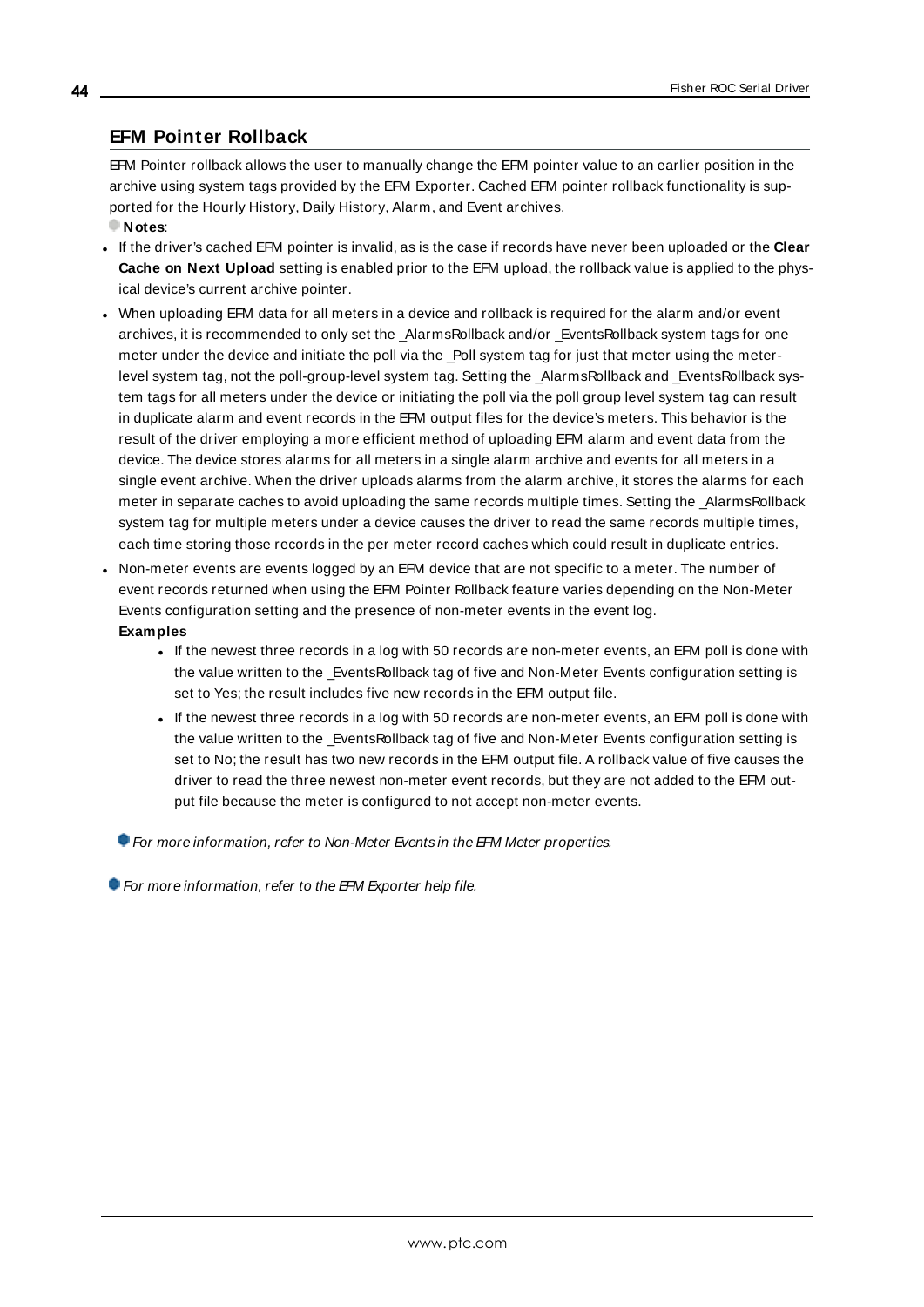## EFM Pointer Rollback

EFM Pointer rollback allows the user to manually change the EFM pointer value to an earlier position in the archive using system tags provided by the EFM Exporter. Cached EFM pointer rollback functionality is supported for the Hourly History, Daily History, Alarm, and Event archives.

**Notes**:

- If the driver's cached EFM pointer is invalid, as is the case if records have never been uploaded or the **Clear Cache on Next Upload** setting is enabled prior to the EFM upload, the rollback value is applied to the physical device's current archive pointer.
- When uploading EFM data for all meters in a device and rollback is required for the alarm and/or event archives, it is recommended to only set the _AlarmsRollback and/or _EventsRollback system tags for one meter under the device and initiate the poll via the _Poll system tag for just that meter using the meter-level system tag, not the poll-group-level system tag. Setting the _AlarmsRollback and _EventsRollback system tags for all meters under the device or initiating the poll via the poll group level system tag can result in duplicate alarm and event records in the EFM output files for the device's meters. This behavior is the result of the driver employing a more efficient method of uploading EFM alarm and event data from the device. The device stores alarms for all meters in a single alarm archive and events for all meters in a single event archive. When the driver uploads alarms from the alarm archive, it stores the alarms for each meter in separate caches to avoid uploading the same records multiple times. Setting the _AlarmsRollback system tag for multiple meters under a device causes the driver to read the same records multiple times, each time storing those records in the per meter record caches which could result in duplicate entries.
- Non-meter events are events logged by an EFM device that are not specific to a meter. The number of event records returned when using the EFM Pointer Rollback feature varies depending on the Non-Meter Events configuration setting and the presence of non-meter events in the event log.

  **Examples**

  - If the newest three records in a log with 50 records are non-meter events, an EFM poll is done with the value written to the _EventsRollback tag of five and Non-Meter Events configuration setting is set to Yes; the result includes five new records in the EFM output file.
  - If the newest three records in a log with 50 records are non-meter events, an EFM poll is done with the value written to the _EventsRollback tag of five and Non-Meter Events configuration setting is set to No; the result has two new records in the EFM output file. A rollback value of five causes the driver to read the three newest non-meter event records, but they are not added to the EFM output file because the meter is configured to not accept non-meter events.

  *For more information, refer to Non-Meter Events in the EFM Meter properties.*

*For more information, refer to the EFM Exporter help file.*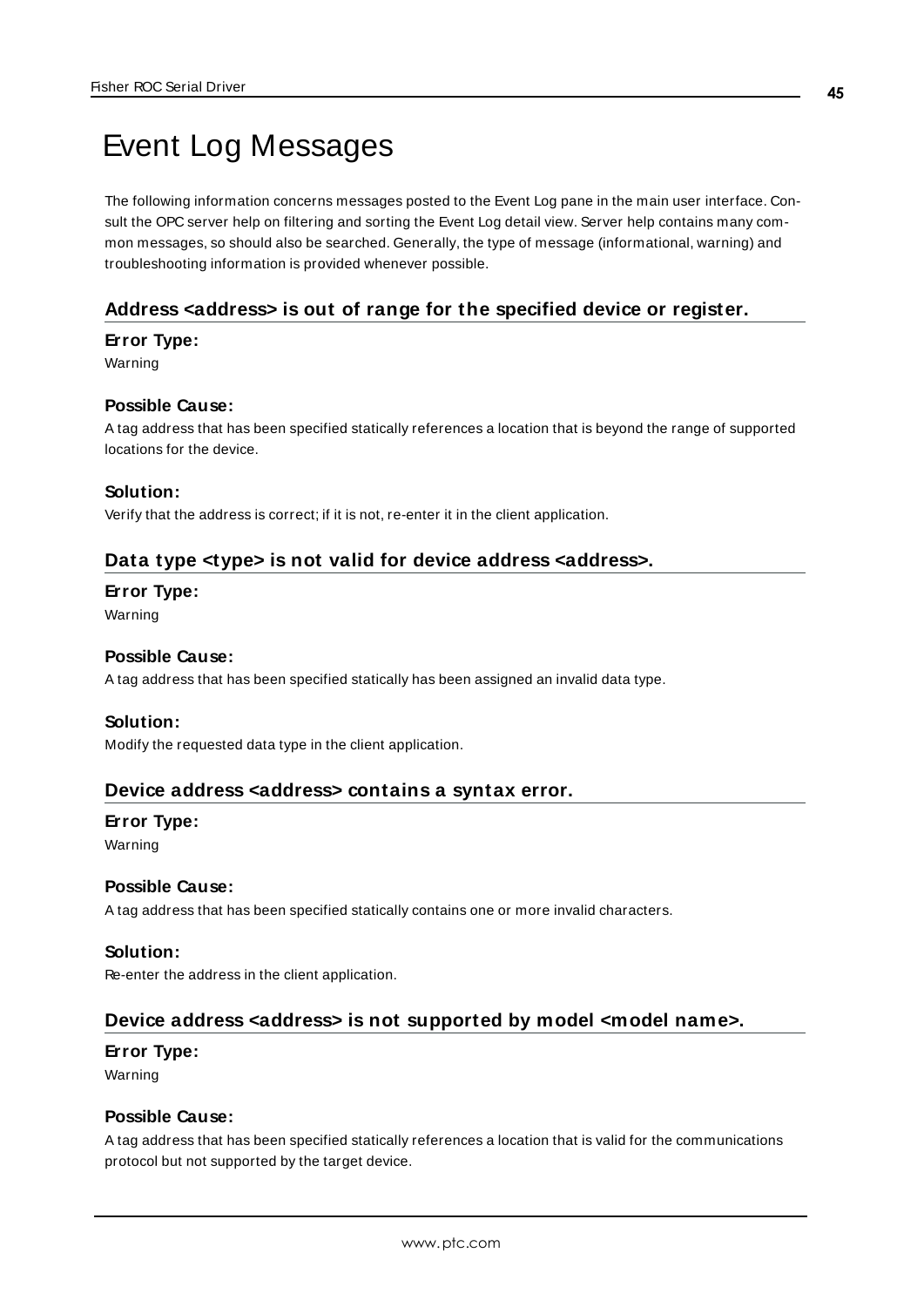# Event Log Messages

The following information concerns messages posted to the Event Log pane in the main user interface. Consult the OPC server help on filtering and sorting the Event Log detail view. Server help contains many common messages, so should also be searched. Generally, the type of message (informational, warning) and troubleshooting information is provided whenever possible.

## Address <address> is out of range for the specified device or register.

**Error Type:**

Warning

**Possible Cause:**

A tag address that has been specified statically references a location that is beyond the range of supported locations for the device.

**Solution:**

Verify that the address is correct; if it is not, re-enter it in the client application.

## Data type <type> is not valid for device address <address>.

**Error Type:**

Warning

**Possible Cause:**

A tag address that has been specified statically has been assigned an invalid data type.

**Solution:**

Modify the requested data type in the client application.

## Device address <address> contains a syntax error.

**Error Type:**

Warning

**Possible Cause:**

A tag address that has been specified statically contains one or more invalid characters.

**Solution:**

Re-enter the address in the client application.

## Device address <address> is not supported by model <model name>.

**Error Type:**

Warning

**Possible Cause:**

A tag address that has been specified statically references a location that is valid for the communications protocol but not supported by the target device.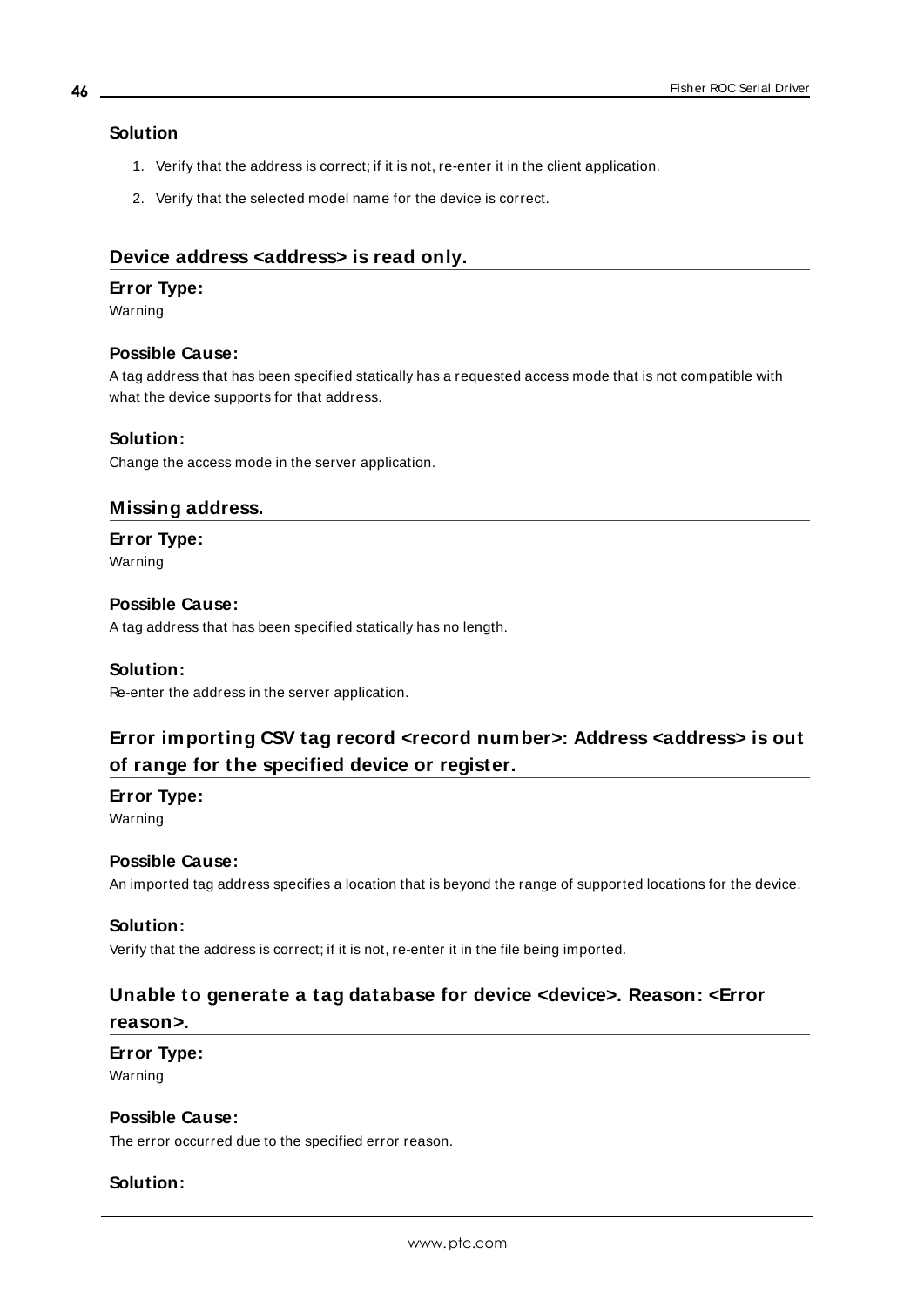**Solution**

1. Verify that the address is correct; if it is not, re-enter it in the client application.
2. Verify that the selected model name for the device is correct.

## Device address <address> is read only.

**Error Type:**

Warning

**Possible Cause:**

A tag address that has been specified statically has a requested access mode that is not compatible with what the device supports for that address.

**Solution:**

Change the access mode in the server application.

## Missing address.

**Error Type:**

Warning

**Possible Cause:**

A tag address that has been specified statically has no length.

**Solution:**

Re-enter the address in the server application.

## Error importing CSV tag record <record number>: Address <address> is out of range for the specified device or register.

**Error Type:**

Warning

**Possible Cause:**

An imported tag address specifies a location that is beyond the range of supported locations for the device.

**Solution:**

Verify that the address is correct; if it is not, re-enter it in the file being imported.

## Unable to generate a tag database for device <device>. Reason: <Error reason>.

**Error Type:**

Warning

**Possible Cause:**

The error occurred due to the specified error reason.

**Solution:**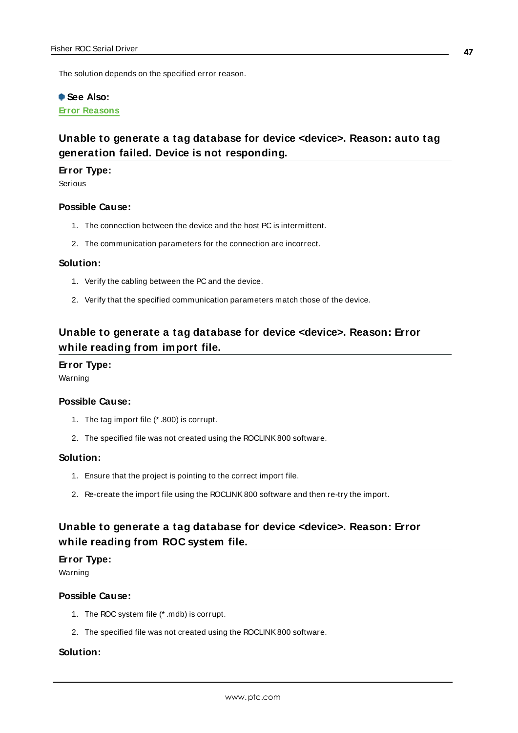The solution depends on the specified error reason.

**See Also:**
Error Reasons

## Unable to generate a tag database for device <device>. Reason: auto tag generation failed. Device is not responding.

**Error Type:**
Serious

**Possible Cause:**

1. The connection between the device and the host PC is intermittent.
2. The communication parameters for the connection are incorrect.

**Solution:**

1. Verify the cabling between the PC and the device.
2. Verify that the specified communication parameters match those of the device.

## Unable to generate a tag database for device <device>. Reason: Error while reading from import file.

**Error Type:**
Warning

**Possible Cause:**

1. The tag import file (*.800) is corrupt.
2. The specified file was not created using the ROCLINK 800 software.

**Solution:**

1. Ensure that the project is pointing to the correct import file.
2. Re-create the import file using the ROCLINK 800 software and then re-try the import.

## Unable to generate a tag database for device <device>. Reason: Error while reading from ROC system file.

**Error Type:**
Warning

**Possible Cause:**

1. The ROC system file (*.mdb) is corrupt.
2. The specified file was not created using the ROCLINK 800 software.

**Solution:**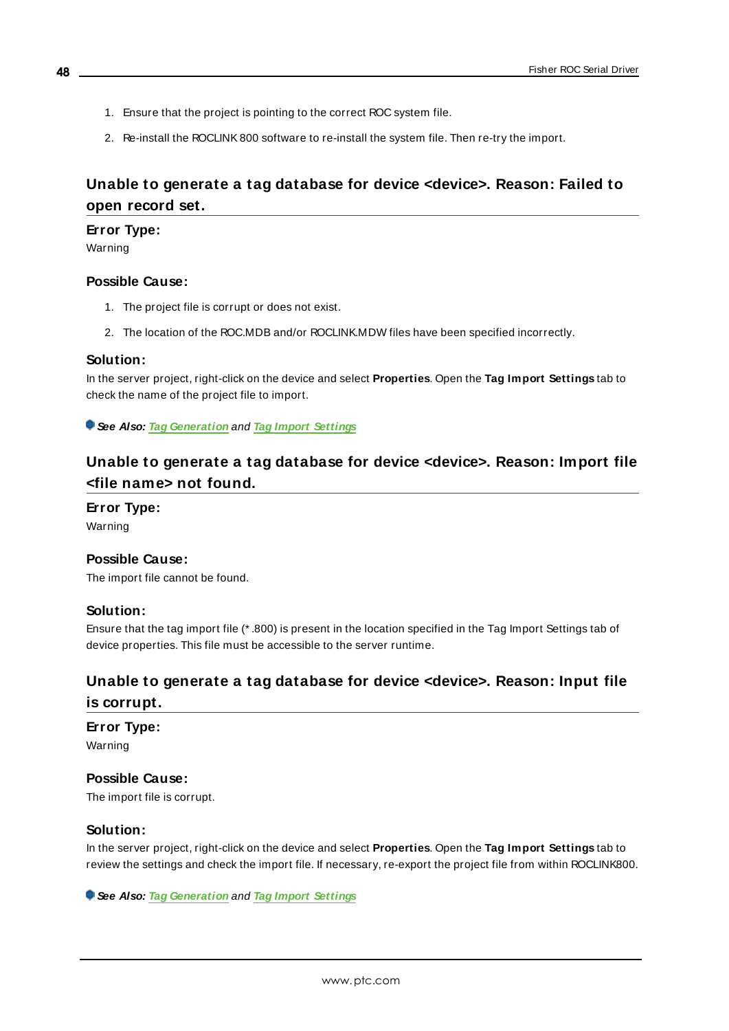1. Ensure that the project is pointing to the correct ROC system file.
2. Re-install the ROCLINK 800 software to re-install the system file. Then re-try the import.

## Unable to generate a tag database for device <device>. Reason: Failed to open record set.

**Error Type:**

Warning

**Possible Cause:**

1. The project file is corrupt or does not exist.
2. The location of the ROC.MDB and/or ROCLINK.MDW files have been specified incorrectly.

**Solution:**

In the server project, right-click on the device and select **Properties**. Open the **Tag Import Settings** tab to check the name of the project file to import.

***See Also:*** *Tag Generation and Tag Import Settings*

## Unable to generate a tag database for device <device>. Reason: Import file <file name> not found.

**Error Type:**

Warning

**Possible Cause:**

The import file cannot be found.

**Solution:**

Ensure that the tag import file (*.800) is present in the location specified in the Tag Import Settings tab of device properties. This file must be accessible to the server runtime.

## Unable to generate a tag database for device <device>. Reason: Input file is corrupt.

**Error Type:**

Warning

**Possible Cause:**

The import file is corrupt.

**Solution:**

In the server project, right-click on the device and select **Properties**. Open the **Tag Import Settings** tab to review the settings and check the import file. If necessary, re-export the project file from within ROCLINK800.

***See Also:*** *Tag Generation and Tag Import Settings*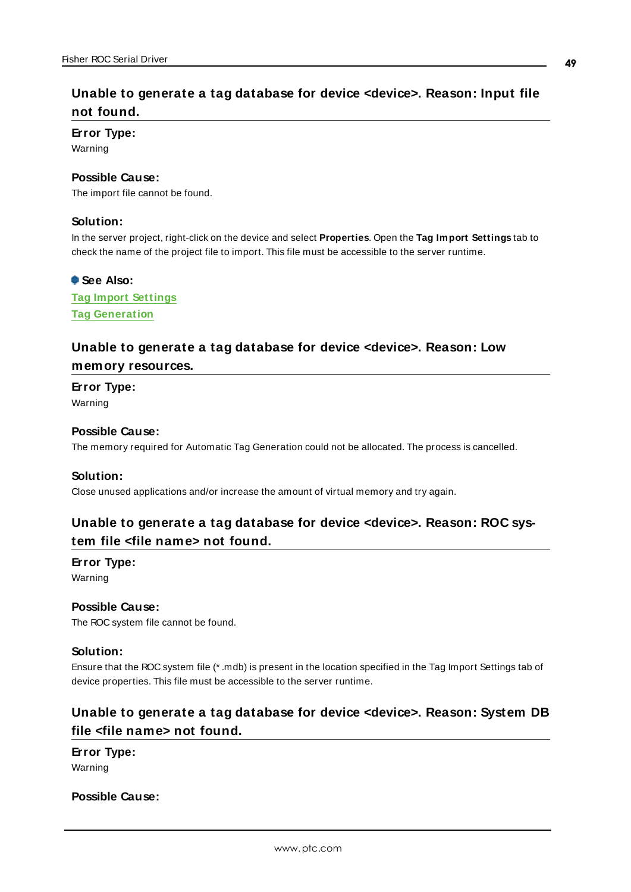### Unable to generate a tag database for device <device>. Reason: Input file not found.

**Error Type:**
Warning

**Possible Cause:**
The import file cannot be found.

**Solution:**
In the server project, right-click on the device and select **Properties**. Open the **Tag Import Settings** tab to check the name of the project file to import. This file must be accessible to the server runtime.

**See Also:**
Tag Import Settings
Tag Generation

### Unable to generate a tag database for device <device>. Reason: Low memory resources.

**Error Type:**
Warning

**Possible Cause:**
The memory required for Automatic Tag Generation could not be allocated. The process is cancelled.

**Solution:**
Close unused applications and/or increase the amount of virtual memory and try again.

### Unable to generate a tag database for device <device>. Reason: ROC system file <file name> not found.

**Error Type:**
Warning

**Possible Cause:**
The ROC system file cannot be found.

**Solution:**
Ensure that the ROC system file (*.mdb) is present in the location specified in the Tag Import Settings tab of device properties. This file must be accessible to the server runtime.

### Unable to generate a tag database for device <device>. Reason: System DB file <file name> not found.

**Error Type:**
Warning

**Possible Cause:**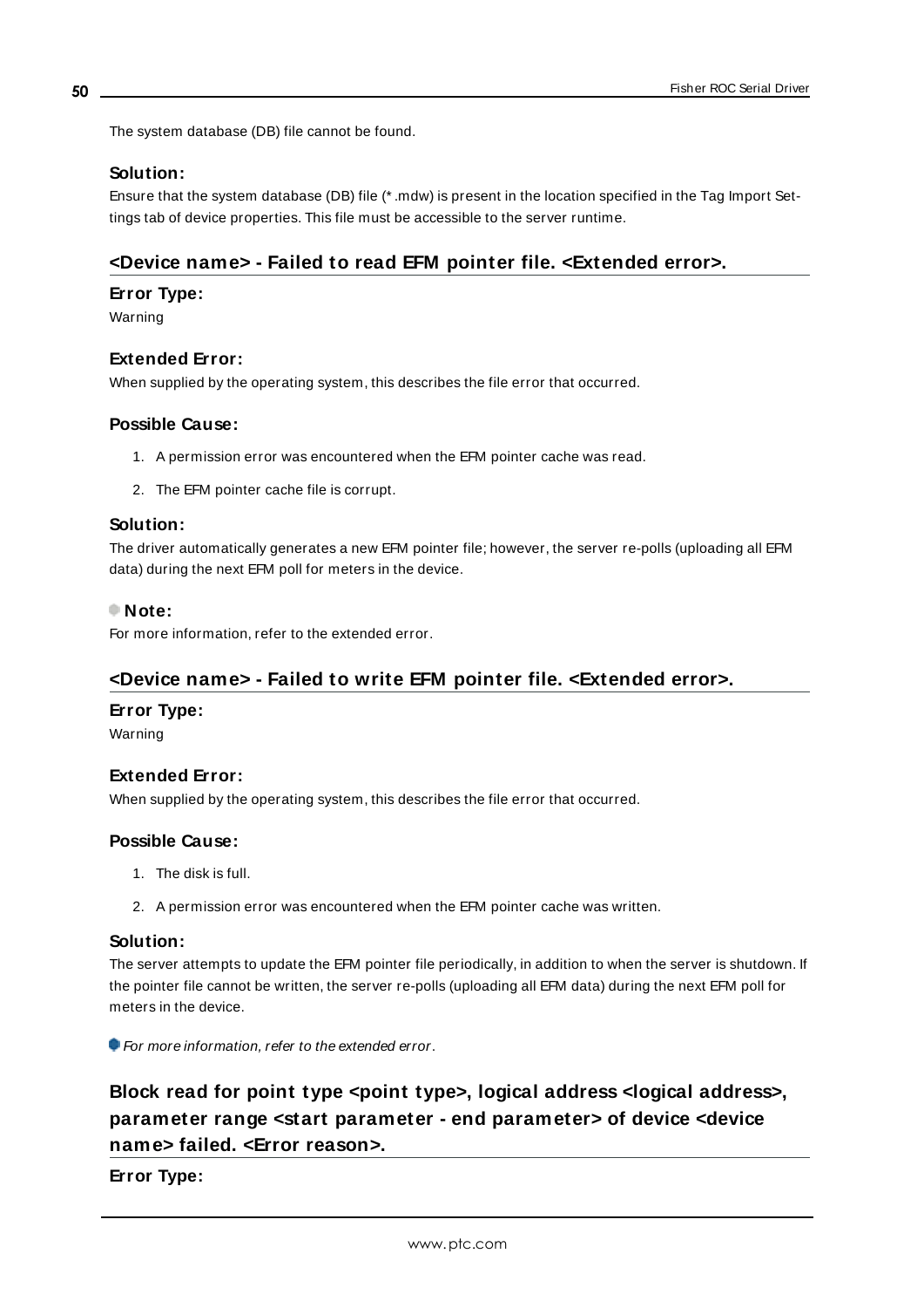The system database (DB) file cannot be found.

### Solution:

Ensure that the system database (DB) file (*.mdw) is present in the location specified in the Tag Import Settings tab of device properties. This file must be accessible to the server runtime.

## <Device name> - Failed to read EFM pointer file. <Extended error>.

### Error Type:

Warning

### Extended Error:

When supplied by the operating system, this describes the file error that occurred.

### Possible Cause:

1. A permission error was encountered when the EFM pointer cache was read.
2. The EFM pointer cache file is corrupt.

### Solution:

The driver automatically generates a new EFM pointer file; however, the server re-polls (uploading all EFM data) during the next EFM poll for meters in the device.

### Note:

For more information, refer to the extended error.

## <Device name> - Failed to write EFM pointer file. <Extended error>.

### Error Type:

Warning

### Extended Error:

When supplied by the operating system, this describes the file error that occurred.

### Possible Cause:

1. The disk is full.
2. A permission error was encountered when the EFM pointer cache was written.

### Solution:

The server attempts to update the EFM pointer file periodically, in addition to when the server is shutdown. If the pointer file cannot be written, the server re-polls (uploading all EFM data) during the next EFM poll for meters in the device.

*For more information, refer to the extended error.*

## Block read for point type <point type>, logical address <logical address>, parameter range <start parameter - end parameter> of device <device name> failed. <Error reason>.

### Error Type: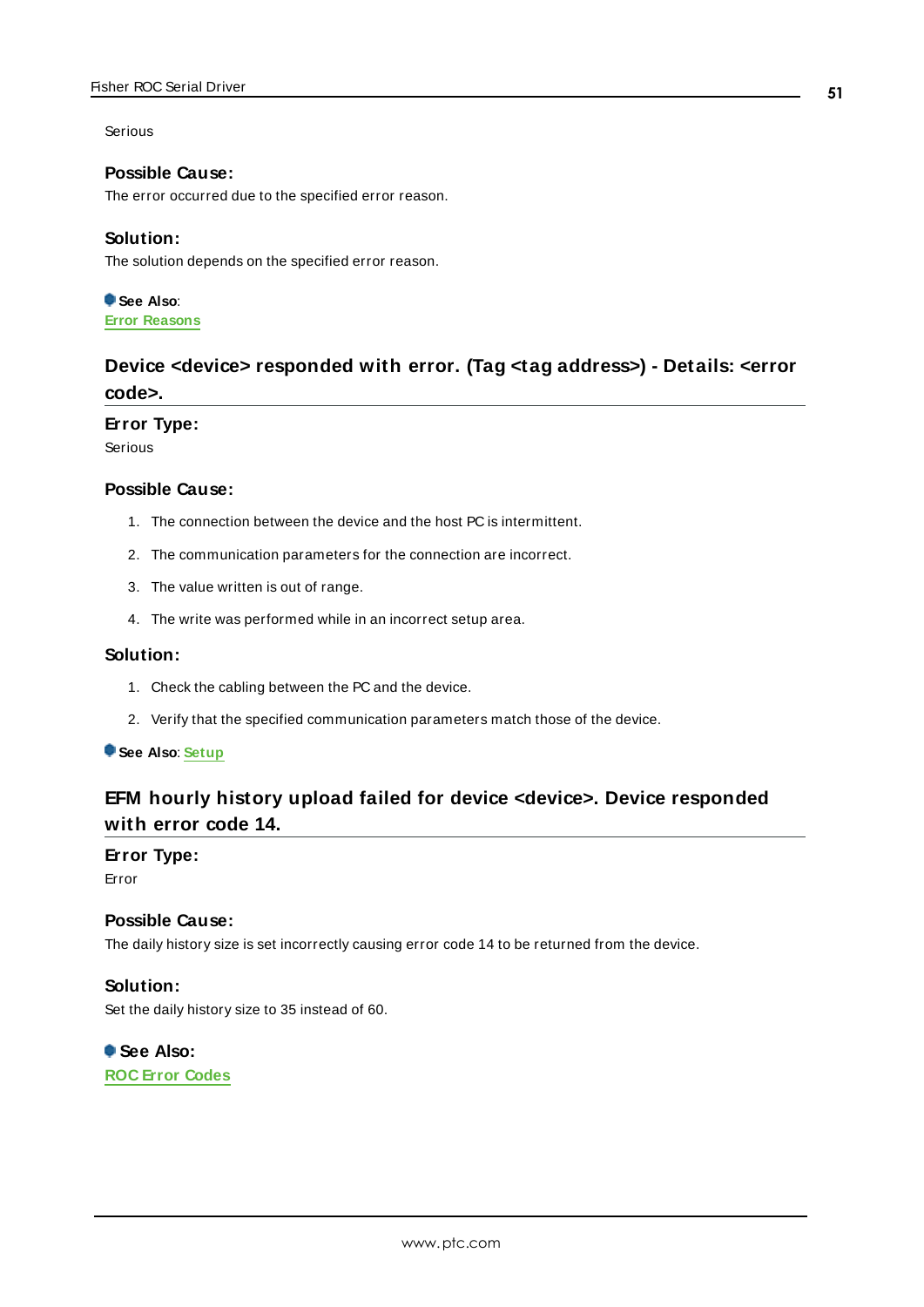Serious

#### Possible Cause:

The error occurred due to the specified error reason.

#### Solution:

The solution depends on the specified error reason.

**See Also**:
Error Reasons

### Device <device> responded with error. (Tag <tag address>) - Details: <error code>.

#### Error Type:

Serious

#### Possible Cause:

1. The connection between the device and the host PC is intermittent.
2. The communication parameters for the connection are incorrect.
3. The value written is out of range.
4. The write was performed while in an incorrect setup area.

#### Solution:

1. Check the cabling between the PC and the device.
2. Verify that the specified communication parameters match those of the device.

**See Also**: Setup

### EFM hourly history upload failed for device <device>. Device responded with error code 14.

#### Error Type:

Error

#### Possible Cause:

The daily history size is set incorrectly causing error code 14 to be returned from the device.

#### Solution:

Set the daily history size to 35 instead of 60.

**See Also:**
ROC Error Codes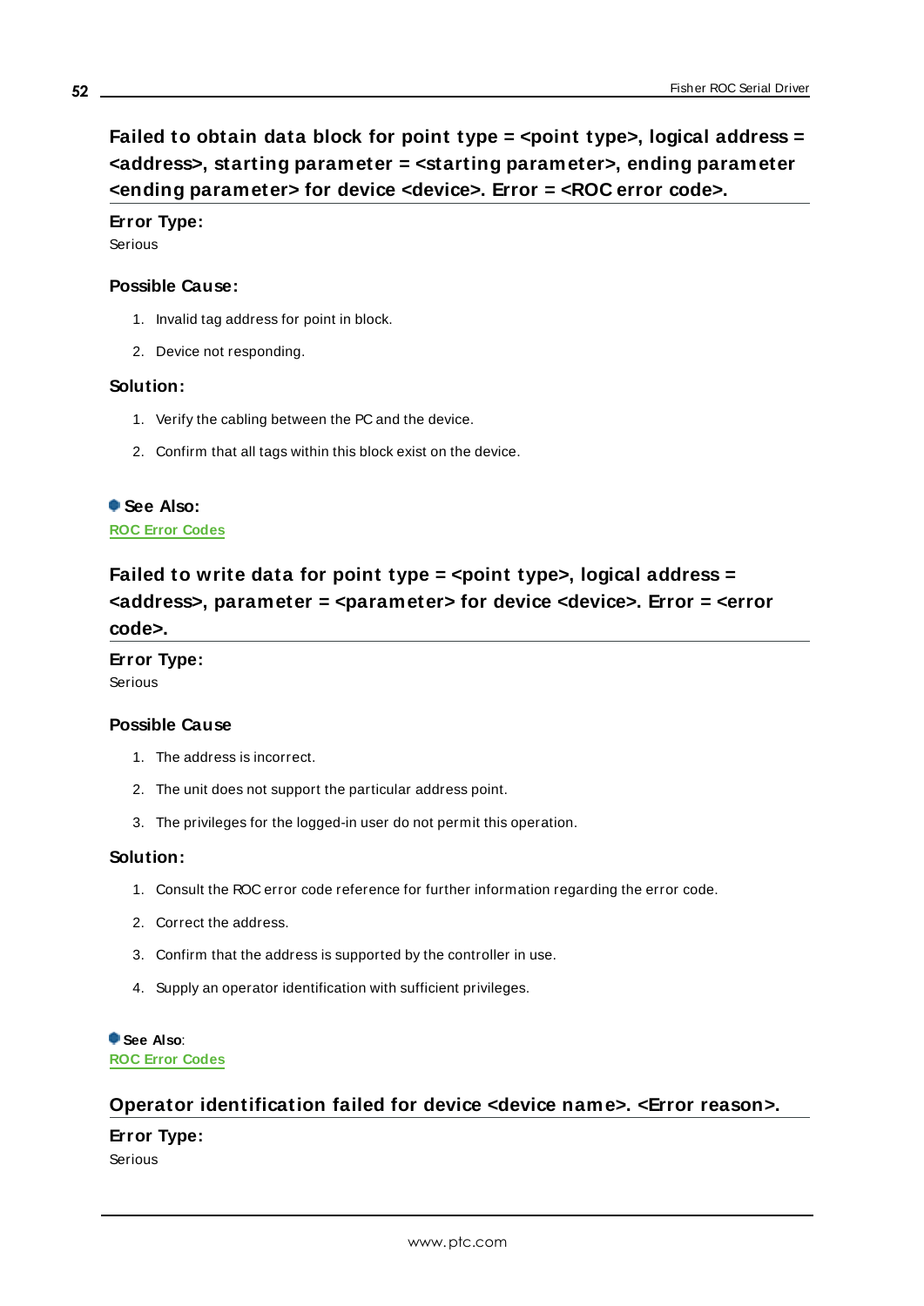## Failed to obtain data block for point type = <point type>, logical address = <address>, starting parameter = <starting parameter>, ending parameter <ending parameter> for device <device>. Error = <ROC error code>.

**Error Type:**
Serious

**Possible Cause:**

1. Invalid tag address for point in block.
2. Device not responding.

**Solution:**

1. Verify the cabling between the PC and the device.
2. Confirm that all tags within this block exist on the device.

**See Also:**
ROC Error Codes

## Failed to write data for point type = <point type>, logical address = <address>, parameter = <parameter> for device <device>. Error = <error code>.

**Error Type:**
Serious

**Possible Cause**

1. The address is incorrect.
2. The unit does not support the particular address point.
3. The privileges for the logged-in user do not permit this operation.

**Solution:**

1. Consult the ROC error code reference for further information regarding the error code.
2. Correct the address.
3. Confirm that the address is supported by the controller in use.
4. Supply an operator identification with sufficient privileges.

**See Also**:
ROC Error Codes

## Operator identification failed for device <device name>. <Error reason>.

**Error Type:**
Serious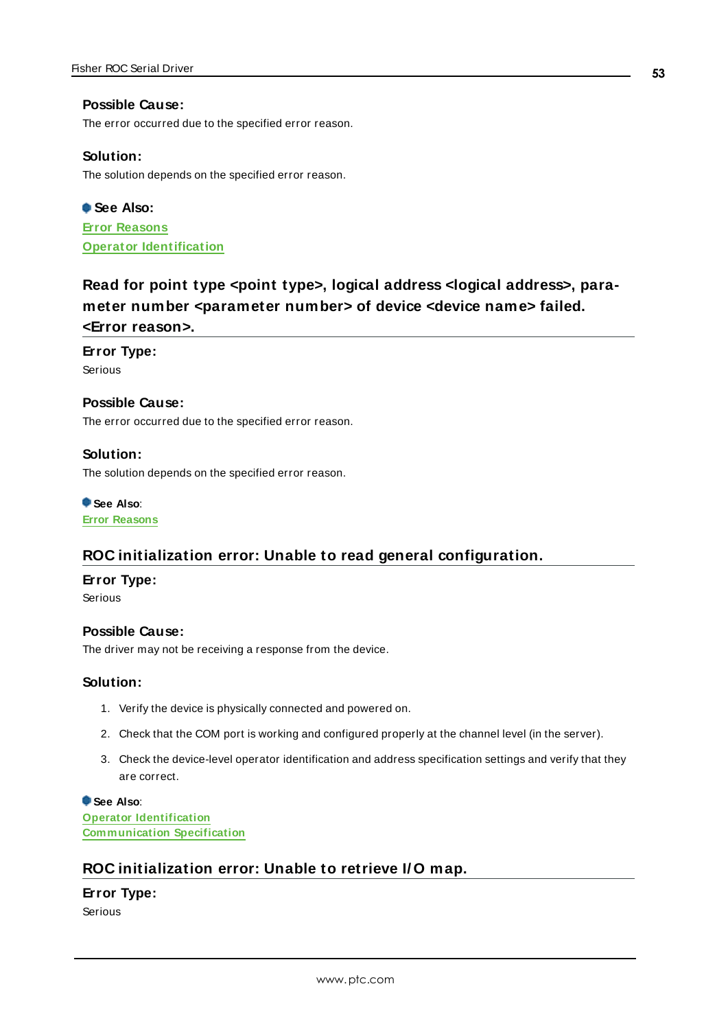#### Possible Cause:
The error occurred due to the specified error reason.

#### Solution:
The solution depends on the specified error reason.

**See Also:**
[Error Reasons]
[Operator Identification]

### Read for point type <point type>, logical address <logical address>, parameter number <parameter number> of device <device name> failed. <Error reason>.

#### Error Type:
Serious

#### Possible Cause:
The error occurred due to the specified error reason.

#### Solution:
The solution depends on the specified error reason.

**See Also**:
[Error Reasons]

### ROC initialization error: Unable to read general configuration.

#### Error Type:
Serious

#### Possible Cause:
The driver may not be receiving a response from the device.

#### Solution:

1. Verify the device is physically connected and powered on.
2. Check that the COM port is working and configured properly at the channel level (in the server).
3. Check the device-level operator identification and address specification settings and verify that they are correct.

**See Also**:
[Operator Identification]
[Communication Specification]

### ROC initialization error: Unable to retrieve I/O map.

#### Error Type:
Serious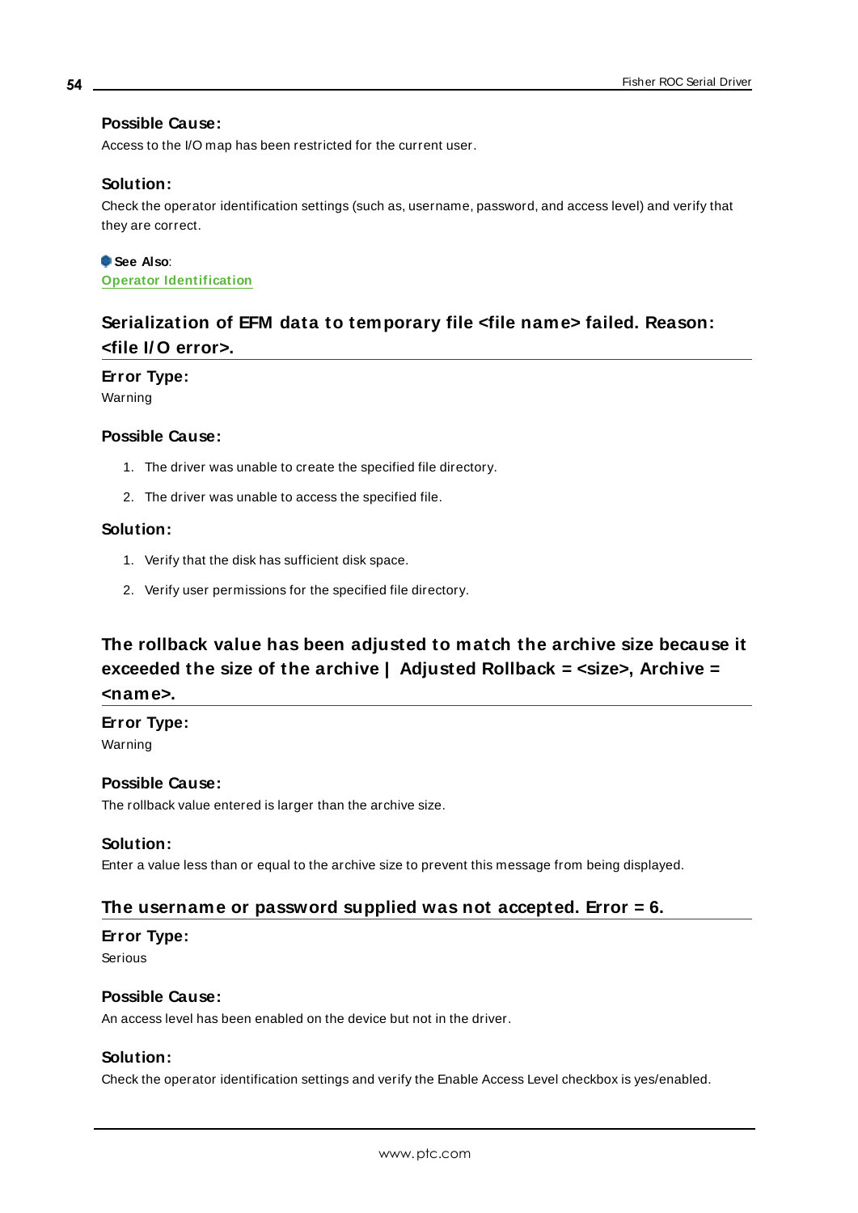#### Possible Cause:
Access to the I/O map has been restricted for the current user.

#### Solution:
Check the operator identification settings (such as, username, password, and access level) and verify that they are correct.

**See Also**:
Operator Identification

### Serialization of EFM data to temporary file <file name> failed. Reason: <file I/O error>.

#### Error Type:
Warning

#### Possible Cause:
1. The driver was unable to create the specified file directory.
2. The driver was unable to access the specified file.

#### Solution:
1. Verify that the disk has sufficient disk space.
2. Verify user permissions for the specified file directory.

### The rollback value has been adjusted to match the archive size because it exceeded the size of the archive | Adjusted Rollback = <size>, Archive = <name>.

#### Error Type:
Warning

#### Possible Cause:
The rollback value entered is larger than the archive size.

#### Solution:
Enter a value less than or equal to the archive size to prevent this message from being displayed.

### The username or password supplied was not accepted. Error = 6.

#### Error Type:
Serious

#### Possible Cause:
An access level has been enabled on the device but not in the driver.

#### Solution:
Check the operator identification settings and verify the Enable Access Level checkbox is yes/enabled.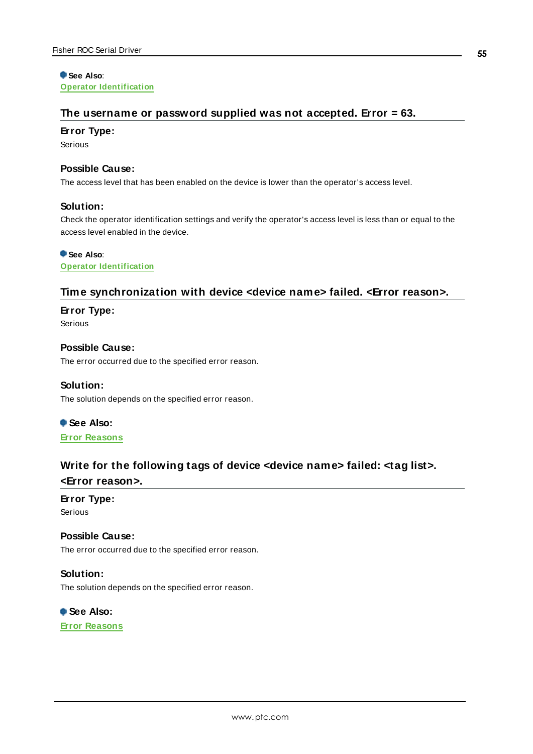**See Also**:
[Operator Identification]

### The username or password supplied was not accepted. Error = 63.

**Error Type:**
Serious

**Possible Cause:**
The access level that has been enabled on the device is lower than the operator's access level.

**Solution:**
Check the operator identification settings and verify the operator's access level is less than or equal to the access level enabled in the device.

**See Also**:
[Operator Identification]

### Time synchronization with device <device name> failed. <Error reason>.

**Error Type:**
Serious

**Possible Cause:**
The error occurred due to the specified error reason.

**Solution:**
The solution depends on the specified error reason.

**See Also:**
[Error Reasons]

### Write for the following tags of device <device name> failed: <tag list>. <Error reason>.

**Error Type:**
Serious

**Possible Cause:**
The error occurred due to the specified error reason.

**Solution:**
The solution depends on the specified error reason.

**See Also:**
[Error Reasons]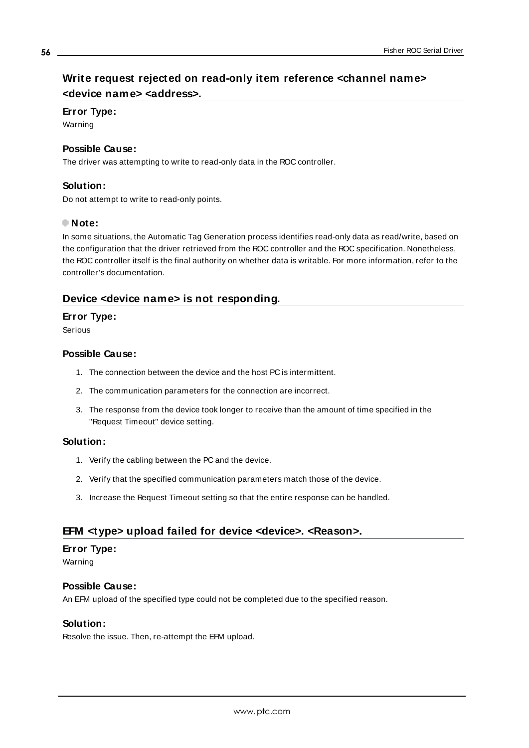## Write request rejected on read-only item reference <channel name> <device name> <address>.

### Error Type:

Warning

### Possible Cause:

The driver was attempting to write to read-only data in the ROC controller.

### Solution:

Do not attempt to write to read-only points.

### Note:

In some situations, the Automatic Tag Generation process identifies read-only data as read/write, based on the configuration that the driver retrieved from the ROC controller and the ROC specification. Nonetheless, the ROC controller itself is the final authority on whether data is writable. For more information, refer to the controller's documentation.

## Device <device name> is not responding.

### Error Type:

Serious

### Possible Cause:

1. The connection between the device and the host PC is intermittent.
2. The communication parameters for the connection are incorrect.
3. The response from the device took longer to receive than the amount of time specified in the "Request Timeout" device setting.

### Solution:

1. Verify the cabling between the PC and the device.
2. Verify that the specified communication parameters match those of the device.
3. Increase the Request Timeout setting so that the entire response can be handled.

## EFM <type> upload failed for device <device>. <Reason>.

### Error Type:

Warning

### Possible Cause:

An EFM upload of the specified type could not be completed due to the specified reason.

### Solution:

Resolve the issue. Then, re-attempt the EFM upload.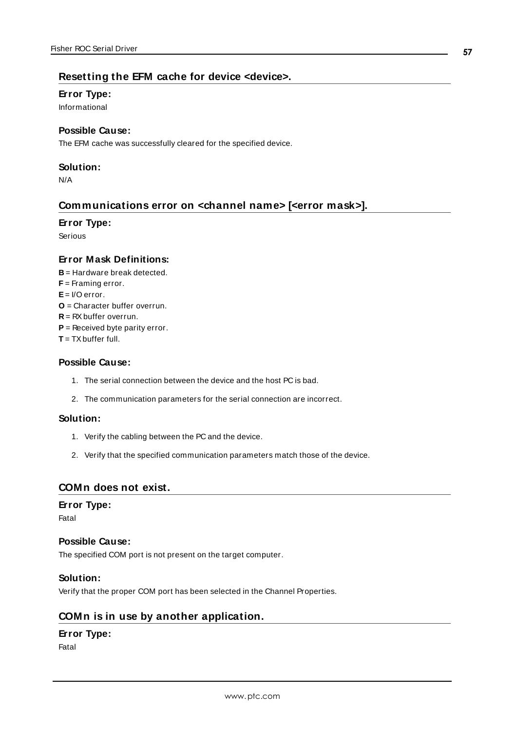## Resetting the EFM cache for device <device>.

### Error Type:

Informational

### Possible Cause:

The EFM cache was successfully cleared for the specified device.

### Solution:

N/A

## Communications error on <channel name> [<error mask>].

### Error Type:

Serious

### Error Mask Definitions:

**B** = Hardware break detected.
**F** = Framing error.
**E** = I/O error.
**O** = Character buffer overrun.
**R** = RX buffer overrun.
**P** = Received byte parity error.
**T** = TX buffer full.

### Possible Cause:

1. The serial connection between the device and the host PC is bad.
2. The communication parameters for the serial connection are incorrect.

### Solution:

1. Verify the cabling between the PC and the device.
2. Verify that the specified communication parameters match those of the device.

## COMn does not exist.

### Error Type:

Fatal

### Possible Cause:

The specified COM port is not present on the target computer.

### Solution:

Verify that the proper COM port has been selected in the Channel Properties.

## COMn is in use by another application.

### Error Type:

Fatal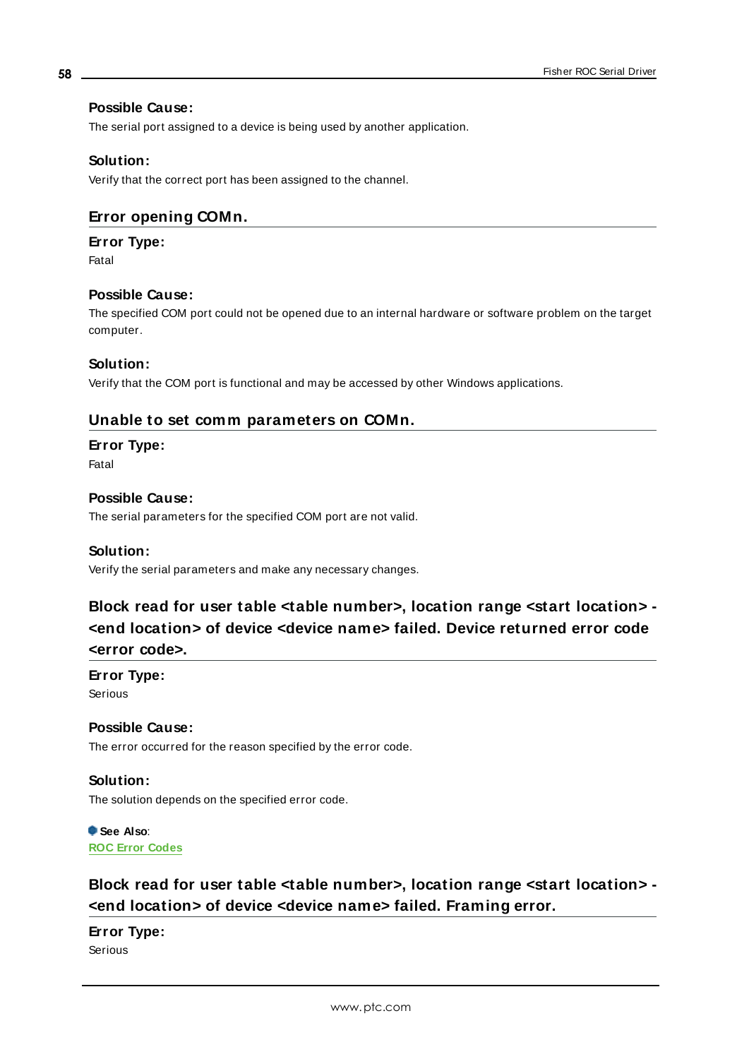**Possible Cause:**

The serial port assigned to a device is being used by another application.

**Solution:**

Verify that the correct port has been assigned to the channel.

## Error opening COMn.

**Error Type:**

Fatal

**Possible Cause:**

The specified COM port could not be opened due to an internal hardware or software problem on the target computer.

**Solution:**

Verify that the COM port is functional and may be accessed by other Windows applications.

## Unable to set comm parameters on COMn.

**Error Type:**

Fatal

**Possible Cause:**

The serial parameters for the specified COM port are not valid.

**Solution:**

Verify the serial parameters and make any necessary changes.

## Block read for user table <table number>, location range <start location> - <end location> of device <device name> failed. Device returned error code <error code>.

**Error Type:**

Serious

**Possible Cause:**

The error occurred for the reason specified by the error code.

**Solution:**

The solution depends on the specified error code.

**See Also**:
**ROC Error Codes**

## Block read for user table <table number>, location range <start location> - <end location> of device <device name> failed. Framing error.

**Error Type:**

Serious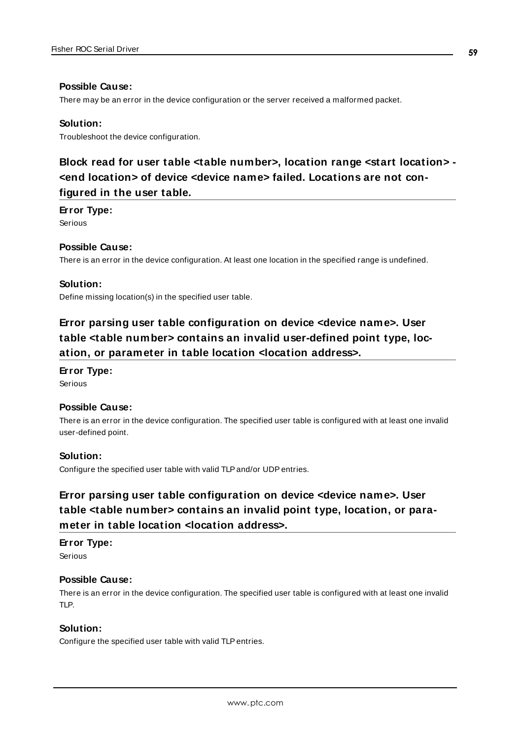**Possible Cause:**

There may be an error in the device configuration or the server received a malformed packet.

**Solution:**

Troubleshoot the device configuration.

## Block read for user table <table number>, location range <start location> - <end location> of device <device name> failed. Locations are not configured in the user table.

**Error Type:**

Serious

**Possible Cause:**

There is an error in the device configuration. At least one location in the specified range is undefined.

**Solution:**

Define missing location(s) in the specified user table.

## Error parsing user table configuration on device <device name>. User table <table number> contains an invalid user-defined point type, location, or parameter in table location <location address>.

**Error Type:**

Serious

**Possible Cause:**

There is an error in the device configuration. The specified user table is configured with at least one invalid user-defined point.

**Solution:**

Configure the specified user table with valid TLP and/or UDP entries.

## Error parsing user table configuration on device <device name>. User table <table number> contains an invalid point type, location, or parameter in table location <location address>.

**Error Type:**

Serious

**Possible Cause:**

There is an error in the device configuration. The specified user table is configured with at least one invalid TLP.

**Solution:**

Configure the specified user table with valid TLP entries.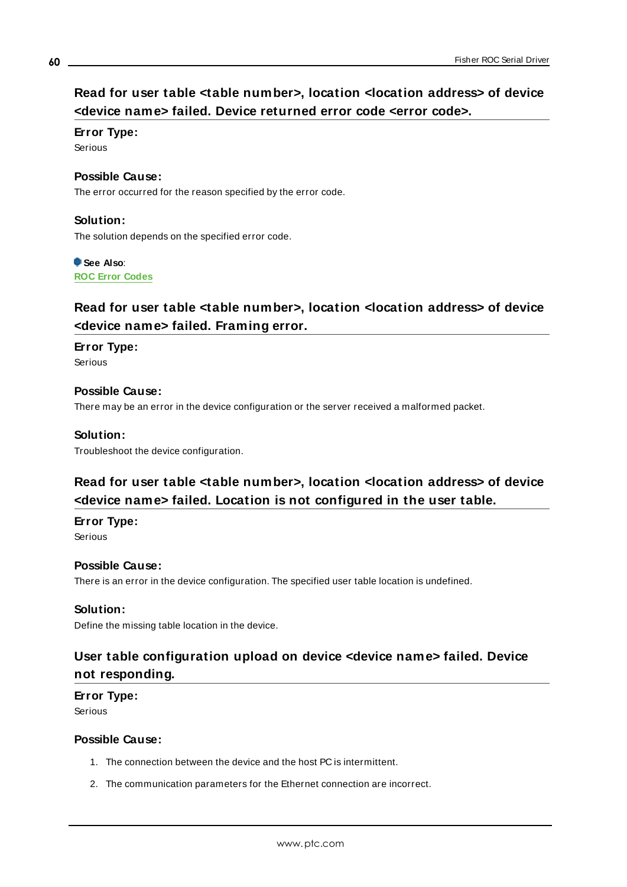## Read for user table <table number>, location <location address> of device <device name> failed. Device returned error code <error code>.

**Error Type:**
Serious

**Possible Cause:**
The error occurred for the reason specified by the error code.

**Solution:**
The solution depends on the specified error code.

**See Also**:
ROC Error Codes

## Read for user table <table number>, location <location address> of device <device name> failed. Framing error.

**Error Type:**
Serious

**Possible Cause:**
There may be an error in the device configuration or the server received a malformed packet.

**Solution:**
Troubleshoot the device configuration.

## Read for user table <table number>, location <location address> of device <device name> failed. Location is not configured in the user table.

**Error Type:**
Serious

**Possible Cause:**
There is an error in the device configuration. The specified user table location is undefined.

**Solution:**
Define the missing table location in the device.

## User table configuration upload on device <device name> failed. Device not responding.

**Error Type:**
Serious

**Possible Cause:**

1. The connection between the device and the host PC is intermittent.
2. The communication parameters for the Ethernet connection are incorrect.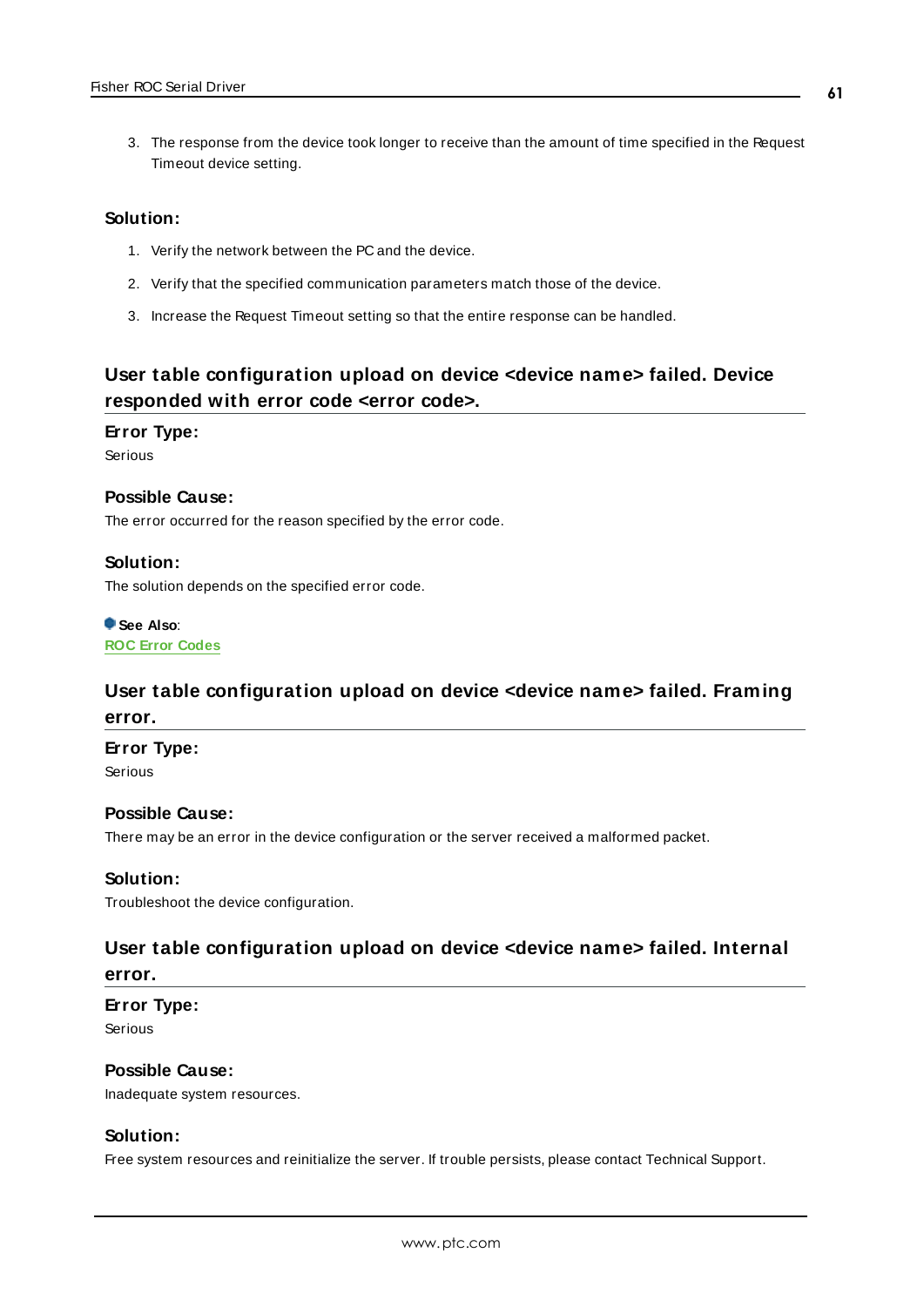3. The response from the device took longer to receive than the amount of time specified in the Request Timeout device setting.

**Solution:**

1. Verify the network between the PC and the device.
2. Verify that the specified communication parameters match those of the device.
3. Increase the Request Timeout setting so that the entire response can be handled.

## User table configuration upload on device <device name> failed. Device responded with error code <error code>.

**Error Type:**
Serious

**Possible Cause:**
The error occurred for the reason specified by the error code.

**Solution:**
The solution depends on the specified error code.

**See Also**:
ROC Error Codes

## User table configuration upload on device <device name> failed. Framing error.

**Error Type:**
Serious

**Possible Cause:**
There may be an error in the device configuration or the server received a malformed packet.

**Solution:**
Troubleshoot the device configuration.

## User table configuration upload on device <device name> failed. Internal error.

**Error Type:**
Serious

**Possible Cause:**
Inadequate system resources.

**Solution:**
Free system resources and reinitialize the server. If trouble persists, please contact Technical Support.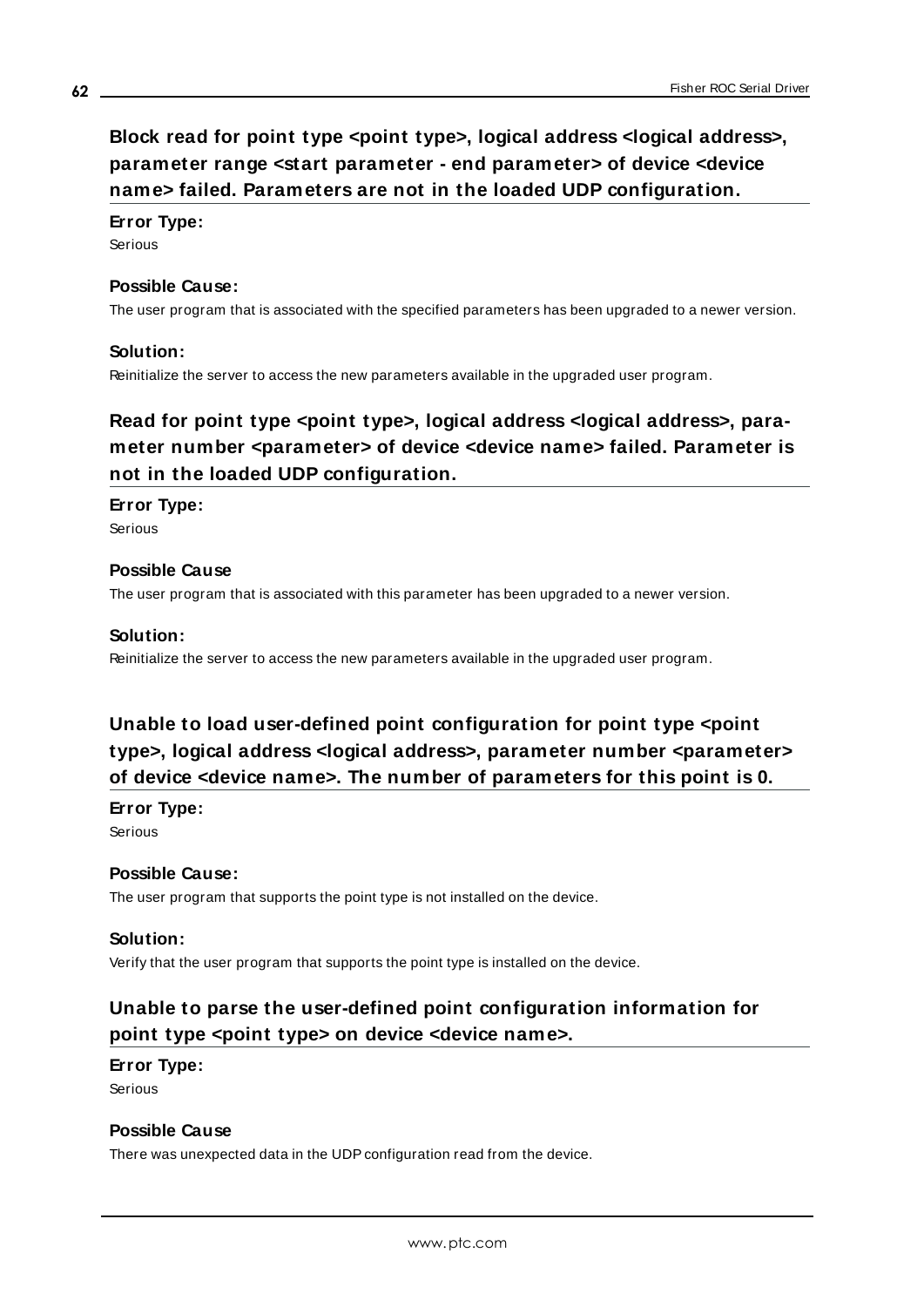## Block read for point type <point type>, logical address <logical address>, parameter range <start parameter - end parameter> of device <device name> failed. Parameters are not in the loaded UDP configuration.

**Error Type:**

Serious

**Possible Cause:**

The user program that is associated with the specified parameters has been upgraded to a newer version.

**Solution:**

Reinitialize the server to access the new parameters available in the upgraded user program.

## Read for point type <point type>, logical address <logical address>, parameter number <parameter> of device <device name> failed. Parameter is not in the loaded UDP configuration.

**Error Type:**

Serious

**Possible Cause**

The user program that is associated with this parameter has been upgraded to a newer version.

**Solution:**

Reinitialize the server to access the new parameters available in the upgraded user program.

## Unable to load user-defined point configuration for point type <point type>, logical address <logical address>, parameter number <parameter> of device <device name>. The number of parameters for this point is 0.

**Error Type:**

Serious

**Possible Cause:**

The user program that supports the point type is not installed on the device.

**Solution:**

Verify that the user program that supports the point type is installed on the device.

## Unable to parse the user-defined point configuration information for point type <point type> on device <device name>.

**Error Type:**

Serious

**Possible Cause**

There was unexpected data in the UDP configuration read from the device.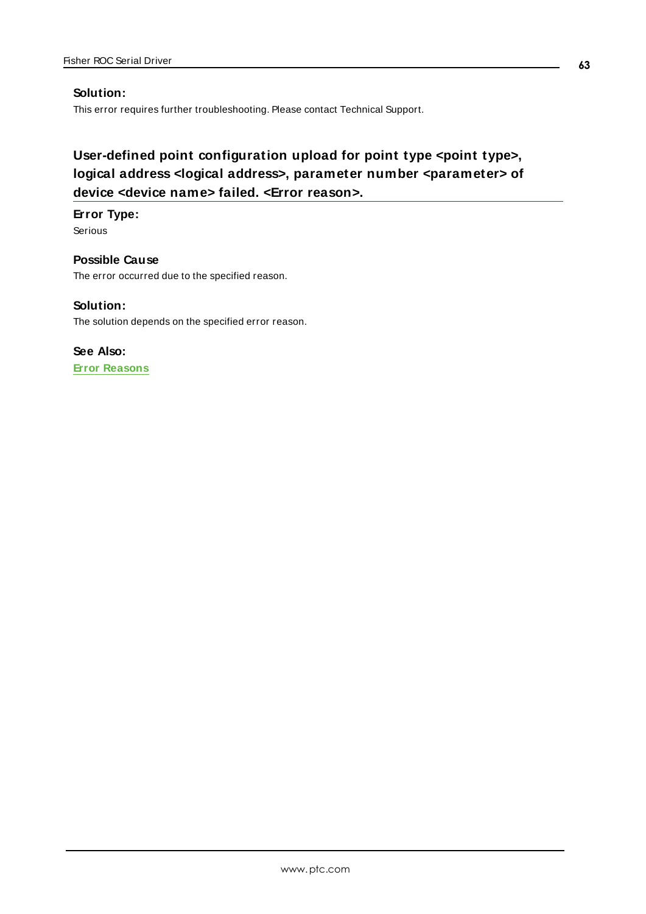**Solution:**
This error requires further troubleshooting. Please contact Technical Support.

## User-defined point configuration upload for point type <point type>, logical address <logical address>, parameter number <parameter> of device <device name> failed. <Error reason>.

**Error Type:**
Serious

**Possible Cause**
The error occurred due to the specified reason.

**Solution:**
The solution depends on the specified error reason.

**See Also:**
**Error Reasons**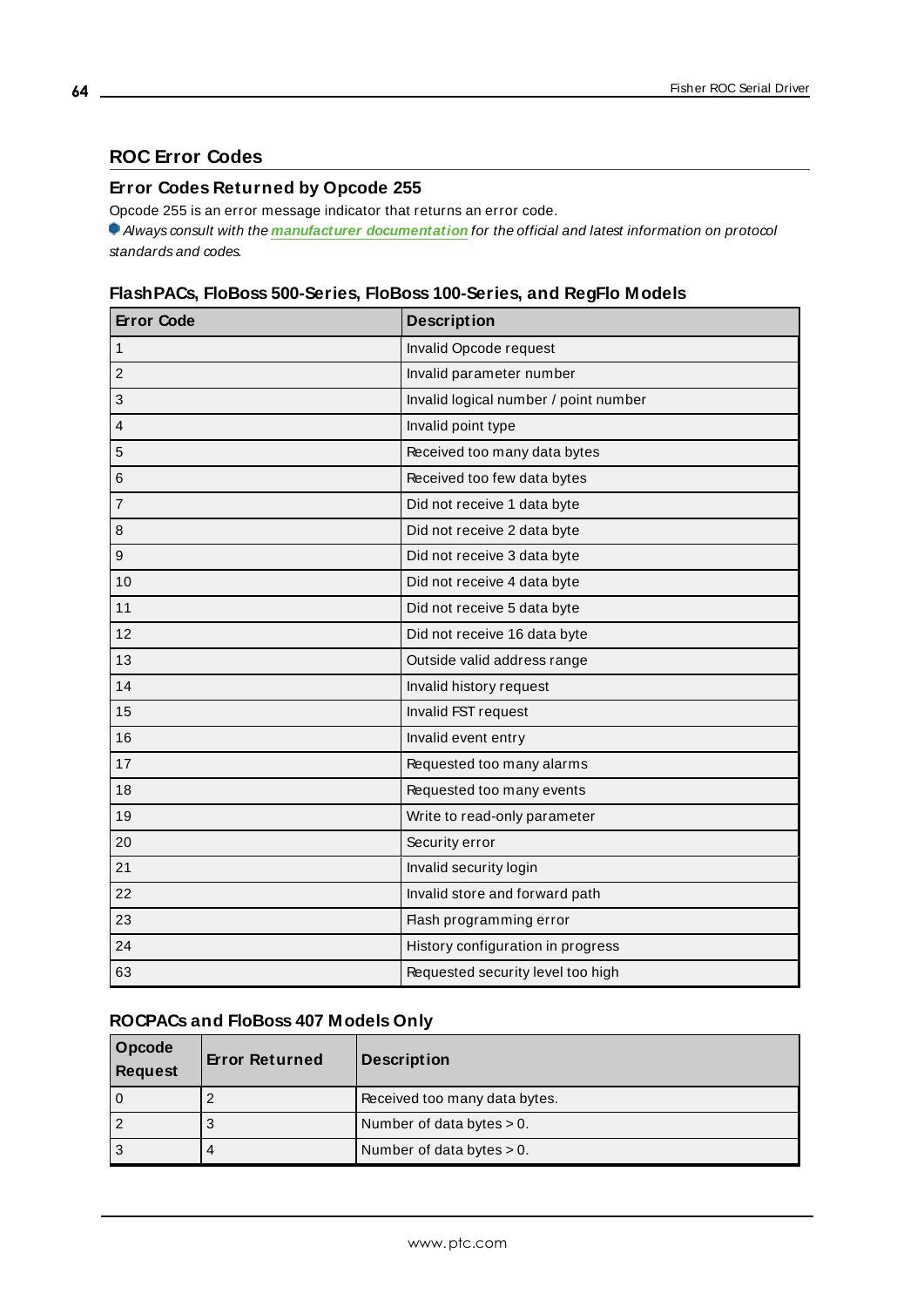## ROC Error Codes

### Error Codes Returned by Opcode 255

Opcode 255 is an error message indicator that returns an error code.

*Always consult with the **manufacturer documentation** for the official and latest information on protocol standards and codes.*

#### FlashPACs, FloBoss 500-Series, FloBoss 100-Series, and RegFlo Models

| Error Code | Description |
|---|---|
| 1 | Invalid Opcode request |
| 2 | Invalid parameter number |
| 3 | Invalid logical number / point number |
| 4 | Invalid point type |
| 5 | Received too many data bytes |
| 6 | Received too few data bytes |
| 7 | Did not receive 1 data byte |
| 8 | Did not receive 2 data byte |
| 9 | Did not receive 3 data byte |
| 10 | Did not receive 4 data byte |
| 11 | Did not receive 5 data byte |
| 12 | Did not receive 16 data byte |
| 13 | Outside valid address range |
| 14 | Invalid history request |
| 15 | Invalid FST request |
| 16 | Invalid event entry |
| 17 | Requested too many alarms |
| 18 | Requested too many events |
| 19 | Write to read-only parameter |
| 20 | Security error |
| 21 | Invalid security login |
| 22 | Invalid store and forward path |
| 23 | Flash programming error |
| 24 | History configuration in progress |
| 63 | Requested security level too high |

#### ROCPACs and FloBoss 407 Models Only

| Opcode Request | Error Returned | Description |
|---|---|---|
| 0 | 2 | Received too many data bytes. |
| 2 | 3 | Number of data bytes > 0. |
| 3 | 4 | Number of data bytes > 0. |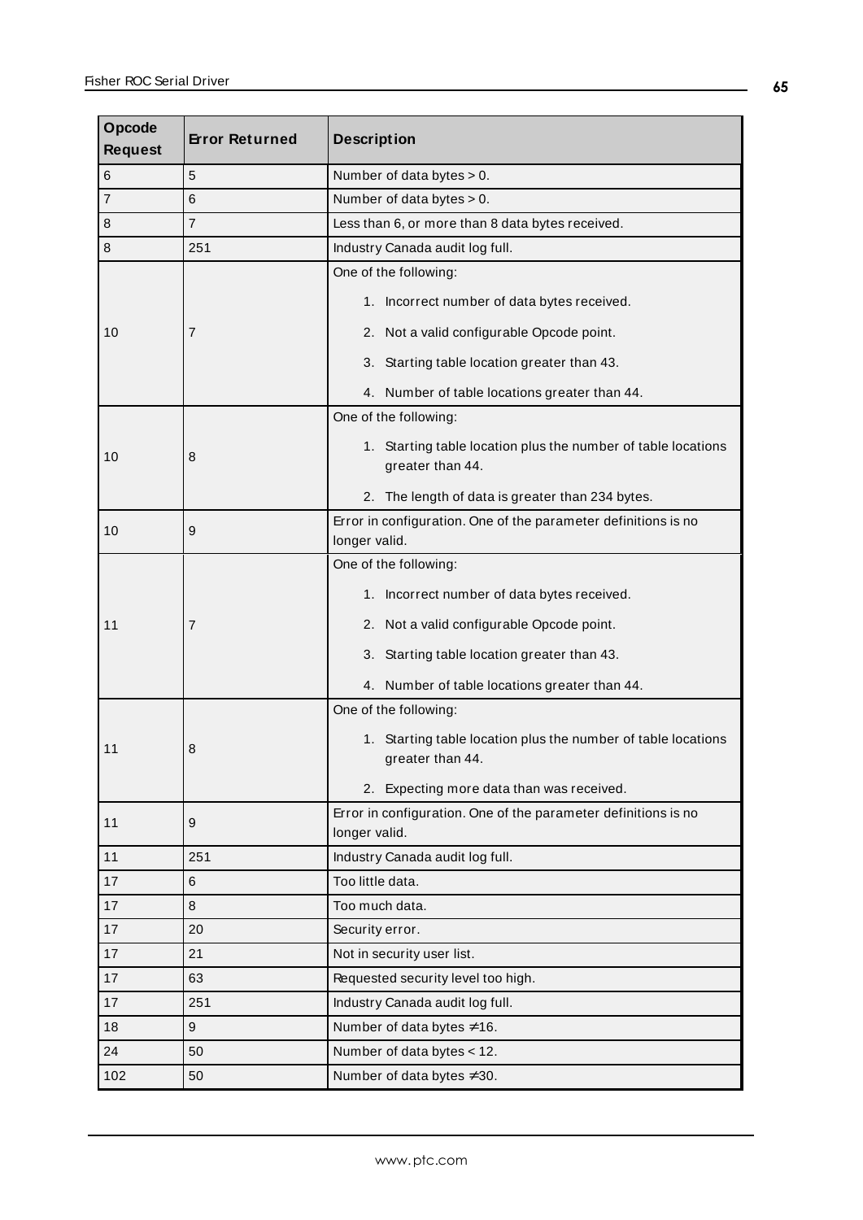| Opcode Request | Error Returned | Description |
|---|---|---|
| 6 | 5 | Number of data bytes > 0. |
| 7 | 6 | Number of data bytes > 0. |
| 8 | 7 | Less than 6, or more than 8 data bytes received. |
| 8 | 251 | Industry Canada audit log full. |
| 10 | 7 | One of the following:<br>1. Incorrect number of data bytes received.<br>2. Not a valid configurable Opcode point.<br>3. Starting table location greater than 43.<br>4. Number of table locations greater than 44. |
| 10 | 8 | One of the following:<br>1. Starting table location plus the number of table locations greater than 44.<br>2. The length of data is greater than 234 bytes. |
| 10 | 9 | Error in configuration. One of the parameter definitions is no longer valid. |
| 11 | 7 | One of the following:<br>1. Incorrect number of data bytes received.<br>2. Not a valid configurable Opcode point.<br>3. Starting table location greater than 43.<br>4. Number of table locations greater than 44. |
| 11 | 8 | One of the following:<br>1. Starting table location plus the number of table locations greater than 44.<br>2. Expecting more data than was received. |
| 11 | 9 | Error in configuration. One of the parameter definitions is no longer valid. |
| 11 | 251 | Industry Canada audit log full. |
| 17 | 6 | Too little data. |
| 17 | 8 | Too much data. |
| 17 | 20 | Security error. |
| 17 | 21 | Not in security user list. |
| 17 | 63 | Requested security level too high. |
| 17 | 251 | Industry Canada audit log full. |
| 18 | 9 | Number of data bytes ≠16. |
| 24 | 50 | Number of data bytes < 12. |
| 102 | 50 | Number of data bytes ≠30. |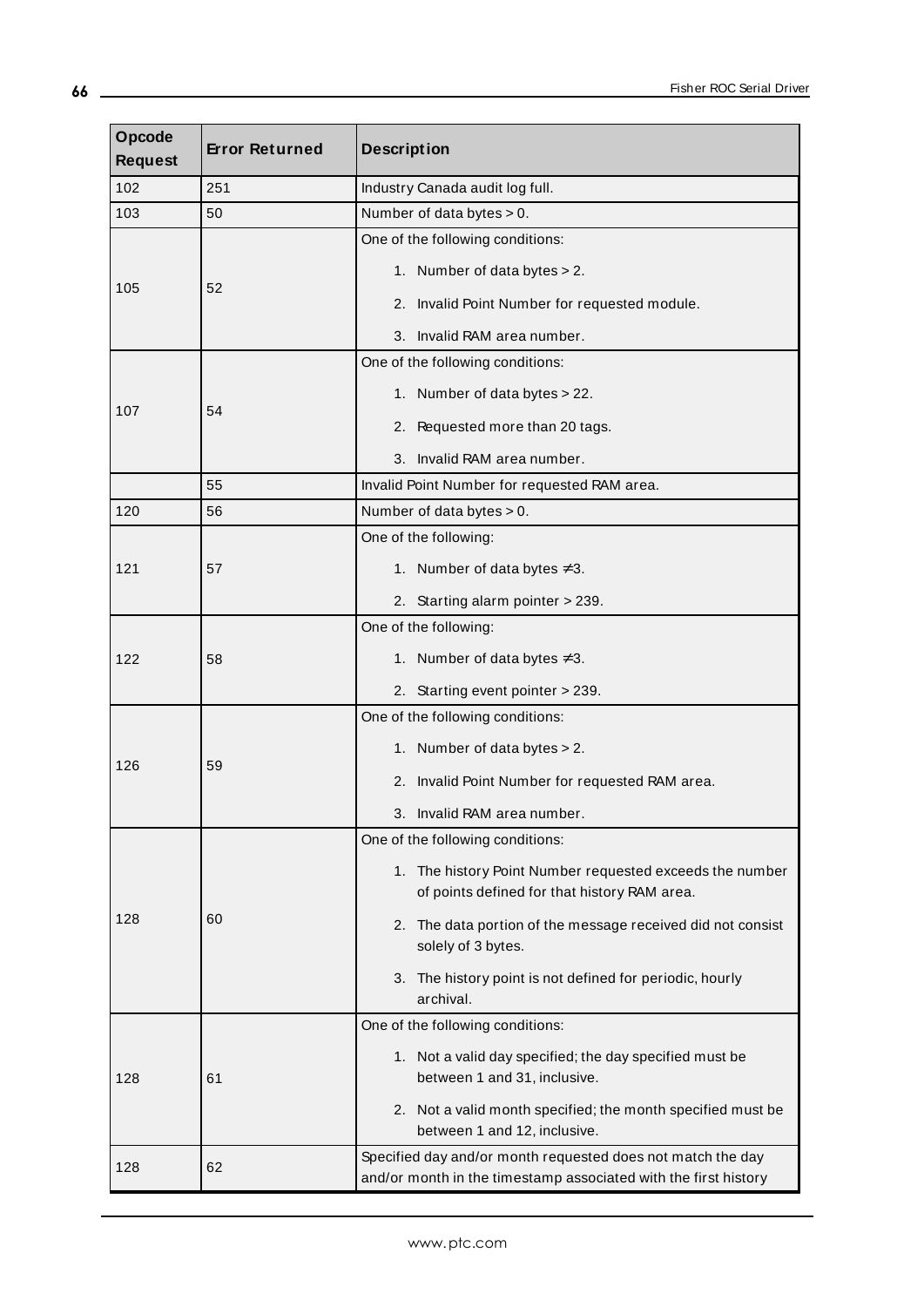| Opcode Request | Error Returned | Description |
|---|---|---|
| 102 | 251 | Industry Canada audit log full. |
| 103 | 50 | Number of data bytes > 0. |
| 105 | 52 | One of the following conditions:<br>1. Number of data bytes > 2.<br>2. Invalid Point Number for requested module.<br>3. Invalid RAM area number. |
| 107 | 54 | One of the following conditions:<br>1. Number of data bytes > 22.<br>2. Requested more than 20 tags.<br>3. Invalid RAM area number. |
| | 55 | Invalid Point Number for requested RAM area. |
| 120 | 56 | Number of data bytes > 0. |
| 121 | 57 | One of the following:<br>1. Number of data bytes ≠3.<br>2. Starting alarm pointer > 239. |
| 122 | 58 | One of the following:<br>1. Number of data bytes ≠3.<br>2. Starting event pointer > 239. |
| 126 | 59 | One of the following conditions:<br>1. Number of data bytes > 2.<br>2. Invalid Point Number for requested RAM area.<br>3. Invalid RAM area number. |
| 128 | 60 | One of the following conditions:<br>1. The history Point Number requested exceeds the number of points defined for that history RAM area.<br>2. The data portion of the message received did not consist solely of 3 bytes.<br>3. The history point is not defined for periodic, hourly archival. |
| 128 | 61 | One of the following conditions:<br>1. Not a valid day specified; the day specified must be between 1 and 31, inclusive.<br>2. Not a valid month specified; the month specified must be between 1 and 12, inclusive. |
| 128 | 62 | Specified day and/or month requested does not match the day and/or month in the timestamp associated with the first history |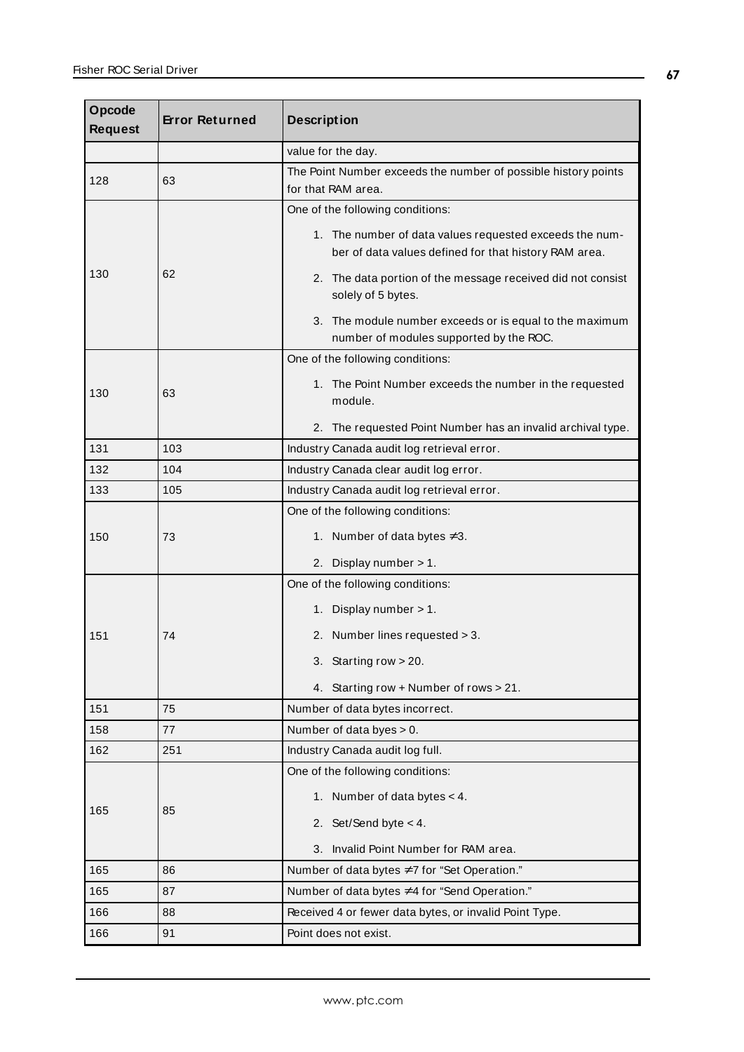| Opcode Request | Error Returned | Description |
|---|---|---|
| | | value for the day. |
| 128 | 63 | The Point Number exceeds the number of possible history points for that RAM area. |
| 130 | 62 | One of the following conditions:<br>1. The number of data values requested exceeds the number of data values defined for that history RAM area.<br>2. The data portion of the message received did not consist solely of 5 bytes.<br>3. The module number exceeds or is equal to the maximum number of modules supported by the ROC. |
| 130 | 63 | One of the following conditions:<br>1. The Point Number exceeds the number in the requested module.<br>2. The requested Point Number has an invalid archival type. |
| 131 | 103 | Industry Canada audit log retrieval error. |
| 132 | 104 | Industry Canada clear audit log error. |
| 133 | 105 | Industry Canada audit log retrieval error. |
| 150 | 73 | One of the following conditions:<br>1. Number of data bytes ≠3.<br>2. Display number > 1. |
| 151 | 74 | One of the following conditions:<br>1. Display number > 1.<br>2. Number lines requested > 3.<br>3. Starting row > 20.<br>4. Starting row + Number of rows > 21. |
| 151 | 75 | Number of data bytes incorrect. |
| 158 | 77 | Number of data byes > 0. |
| 162 | 251 | Industry Canada audit log full. |
| 165 | 85 | One of the following conditions:<br>1. Number of data bytes < 4.<br>2. Set/Send byte < 4.<br>3. Invalid Point Number for RAM area. |
| 165 | 86 | Number of data bytes ≠7 for "Set Operation." |
| 165 | 87 | Number of data bytes ≠4 for "Send Operation." |
| 166 | 88 | Received 4 or fewer data bytes, or invalid Point Type. |
| 166 | 91 | Point does not exist. |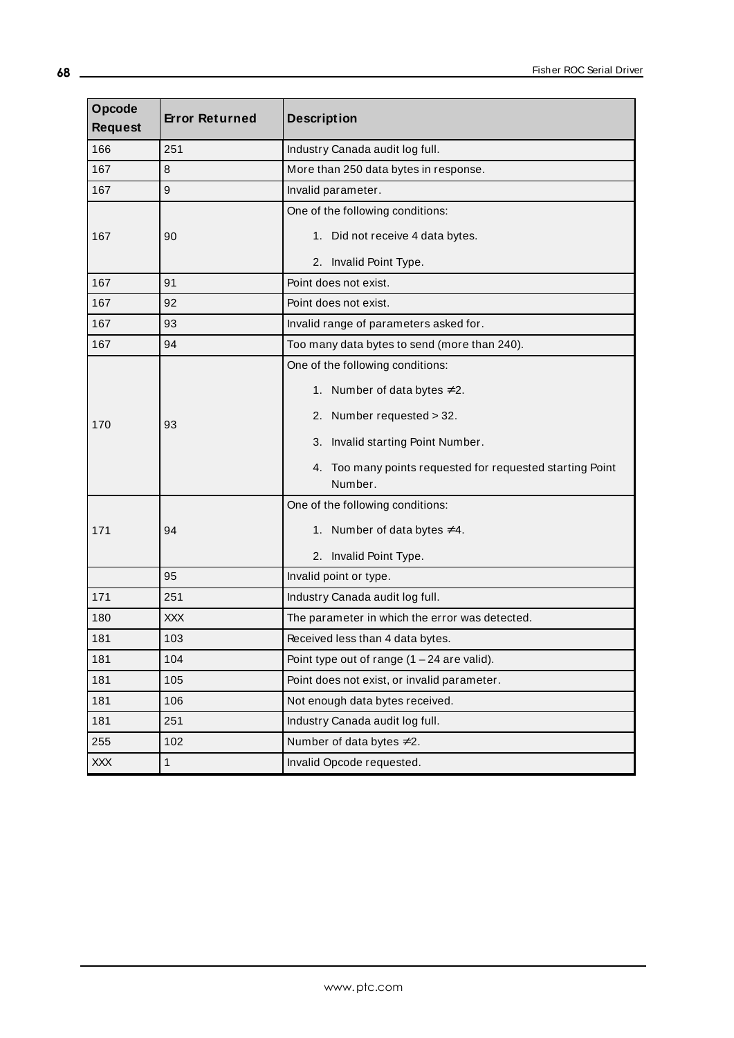| Opcode Request | Error Returned | Description |
|---|---|---|
| 166 | 251 | Industry Canada audit log full. |
| 167 | 8 | More than 250 data bytes in response. |
| 167 | 9 | Invalid parameter. |
| 167 | 90 | One of the following conditions:<br>1. Did not receive 4 data bytes.<br>2. Invalid Point Type. |
| 167 | 91 | Point does not exist. |
| 167 | 92 | Point does not exist. |
| 167 | 93 | Invalid range of parameters asked for. |
| 167 | 94 | Too many data bytes to send (more than 240). |
| 170 | 93 | One of the following conditions:<br>1. Number of data bytes ≠2.<br>2. Number requested > 32.<br>3. Invalid starting Point Number.<br>4. Too many points requested for requested starting Point Number. |
| 171 | 94 | One of the following conditions:<br>1. Number of data bytes ≠4.<br>2. Invalid Point Type. |
| | 95 | Invalid point or type. |
| 171 | 251 | Industry Canada audit log full. |
| 180 | XXX | The parameter in which the error was detected. |
| 181 | 103 | Received less than 4 data bytes. |
| 181 | 104 | Point type out of range (1 – 24 are valid). |
| 181 | 105 | Point does not exist, or invalid parameter. |
| 181 | 106 | Not enough data bytes received. |
| 181 | 251 | Industry Canada audit log full. |
| 255 | 102 | Number of data bytes ≠2. |
| XXX | 1 | Invalid Opcode requested. |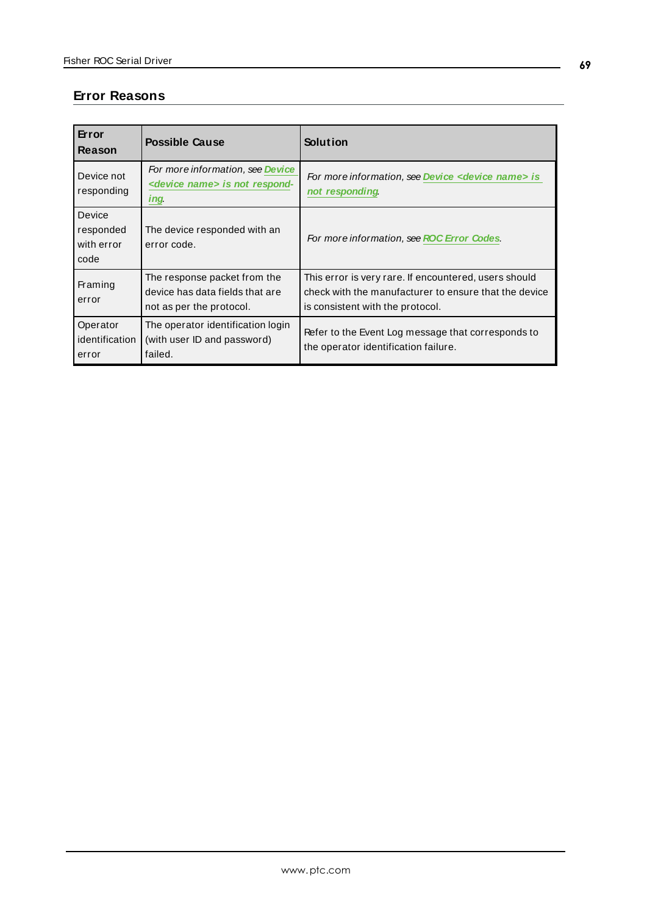## Error Reasons

| Error Reason | Possible Cause | Solution |
|---|---|---|
| Device not responding | *For more information, see* ***Device <device name> is not responding***. | *For more information, see* ***Device <device name> is not responding***. |
| Device responded with error code | The device responded with an error code. | *For more information, see* ***ROC Error Codes***. |
| Framing error | The response packet from the device has data fields that are not as per the protocol. | This error is very rare. If encountered, users should check with the manufacturer to ensure that the device is consistent with the protocol. |
| Operator identification error | The operator identification login (with user ID and password) failed. | Refer to the Event Log message that corresponds to the operator identification failure. |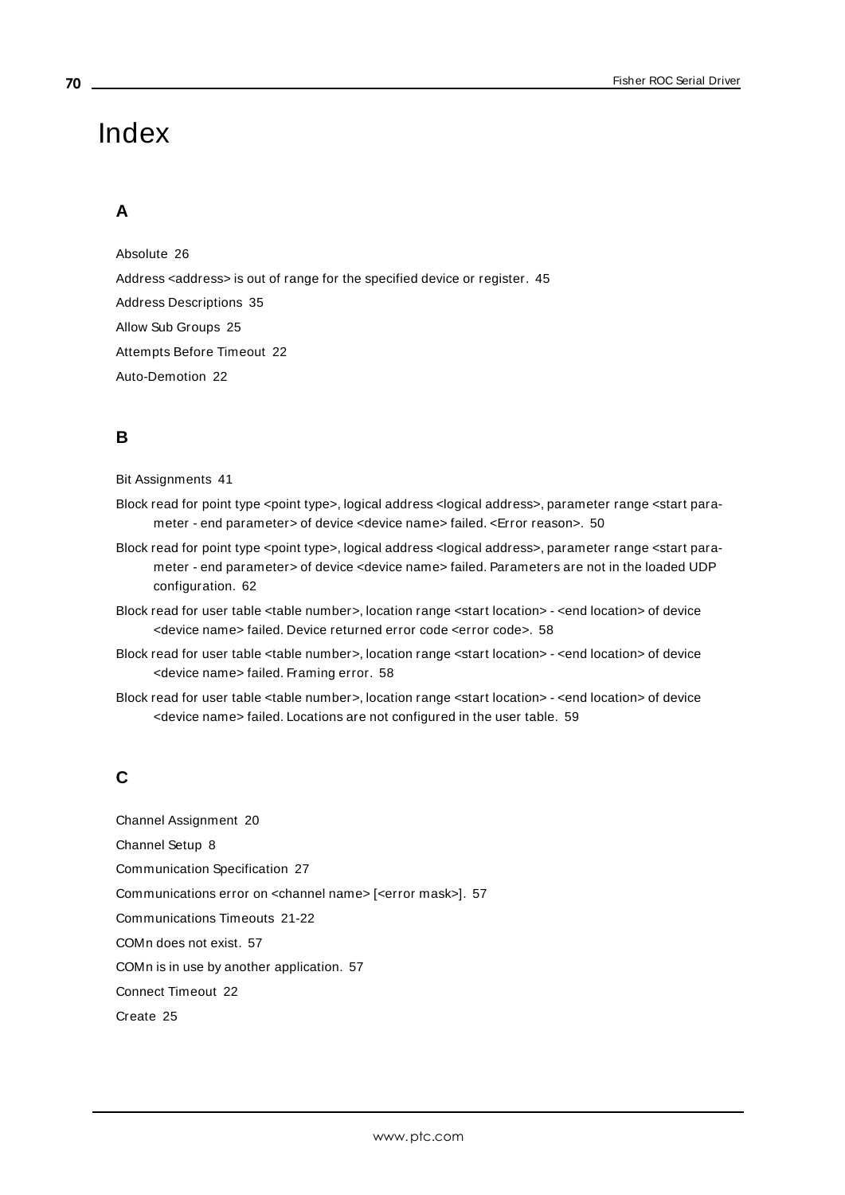# Index

## A

Absolute 26

Address <address> is out of range for the specified device or register. 45

Address Descriptions 35

Allow Sub Groups 25

Attempts Before Timeout 22

Auto-Demotion 22

## B

Bit Assignments 41

Block read for point type <point type>, logical address <logical address>, parameter range <start parameter - end parameter> of device <device name> failed. <Error reason>. 50

Block read for point type <point type>, logical address <logical address>, parameter range <start parameter - end parameter> of device <device name> failed. Parameters are not in the loaded UDP configuration. 62

Block read for user table <table number>, location range <start location> - <end location> of device <device name> failed. Device returned error code <error code>. 58

Block read for user table <table number>, location range <start location> - <end location> of device <device name> failed. Framing error. 58

Block read for user table <table number>, location range <start location> - <end location> of device <device name> failed. Locations are not configured in the user table. 59

## C

Channel Assignment 20

Channel Setup 8

Communication Specification 27

Communications error on <channel name> [<error mask>]. 57

Communications Timeouts 21-22

COMn does not exist. 57

COMn is in use by another application. 57

Connect Timeout 22

Create 25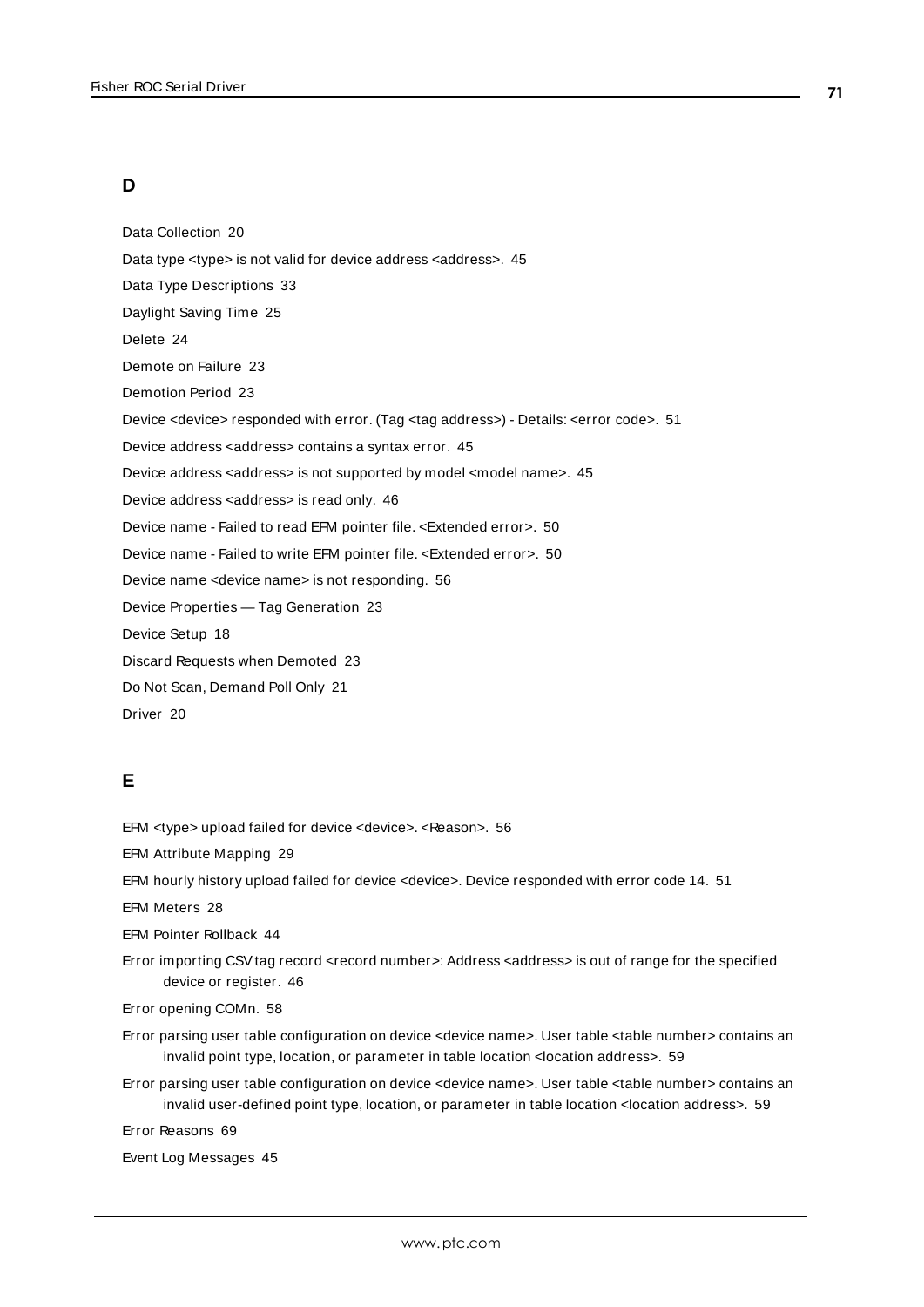## D

Data Collection 20

Data type <type> is not valid for device address <address>. 45

Data Type Descriptions 33

Daylight Saving Time 25

Delete 24

Demote on Failure 23

Demotion Period 23

Device <device> responded with error. (Tag <tag address>) - Details: <error code>. 51

Device address <address> contains a syntax error. 45

Device address <address> is not supported by model <model name>. 45

Device address <address> is read only. 46

Device name - Failed to read EFM pointer file. <Extended error>. 50

Device name - Failed to write EFM pointer file. <Extended error>. 50

Device name <device name> is not responding. 56

Device Properties — Tag Generation 23

Device Setup 18

Discard Requests when Demoted 23

Do Not Scan, Demand Poll Only 21

Driver 20

## E

EFM <type> upload failed for device <device>. <Reason>. 56

EFM Attribute Mapping 29

EFM hourly history upload failed for device <device>. Device responded with error code 14. 51

EFM Meters 28

EFM Pointer Rollback 44

Error importing CSV tag record <record number>: Address <address> is out of range for the specified device or register. 46

Error opening COMn. 58

Error parsing user table configuration on device <device name>. User table <table number> contains an invalid point type, location, or parameter in table location <location address>. 59

Error parsing user table configuration on device <device name>. User table <table number> contains an invalid user-defined point type, location, or parameter in table location <location address>. 59

Error Reasons 69

Event Log Messages 45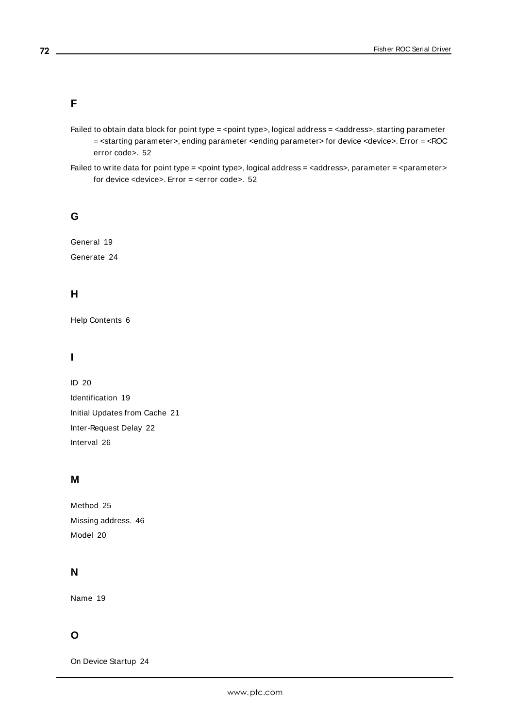## F

Failed to obtain data block for point type = <point type>, logical address = <address>, starting parameter = <starting parameter>, ending parameter <ending parameter> for device <device>. Error = <ROC error code>. 52

Failed to write data for point type = <point type>, logical address = <address>, parameter = <parameter> for device <device>. Error = <error code>. 52

## G

General 19

Generate 24

## H

Help Contents 6

## I

ID 20

Identification 19

Initial Updates from Cache 21

Inter-Request Delay 22

Interval 26

## M

Method 25

Missing address. 46

Model 20

## N

Name 19

## O

On Device Startup 24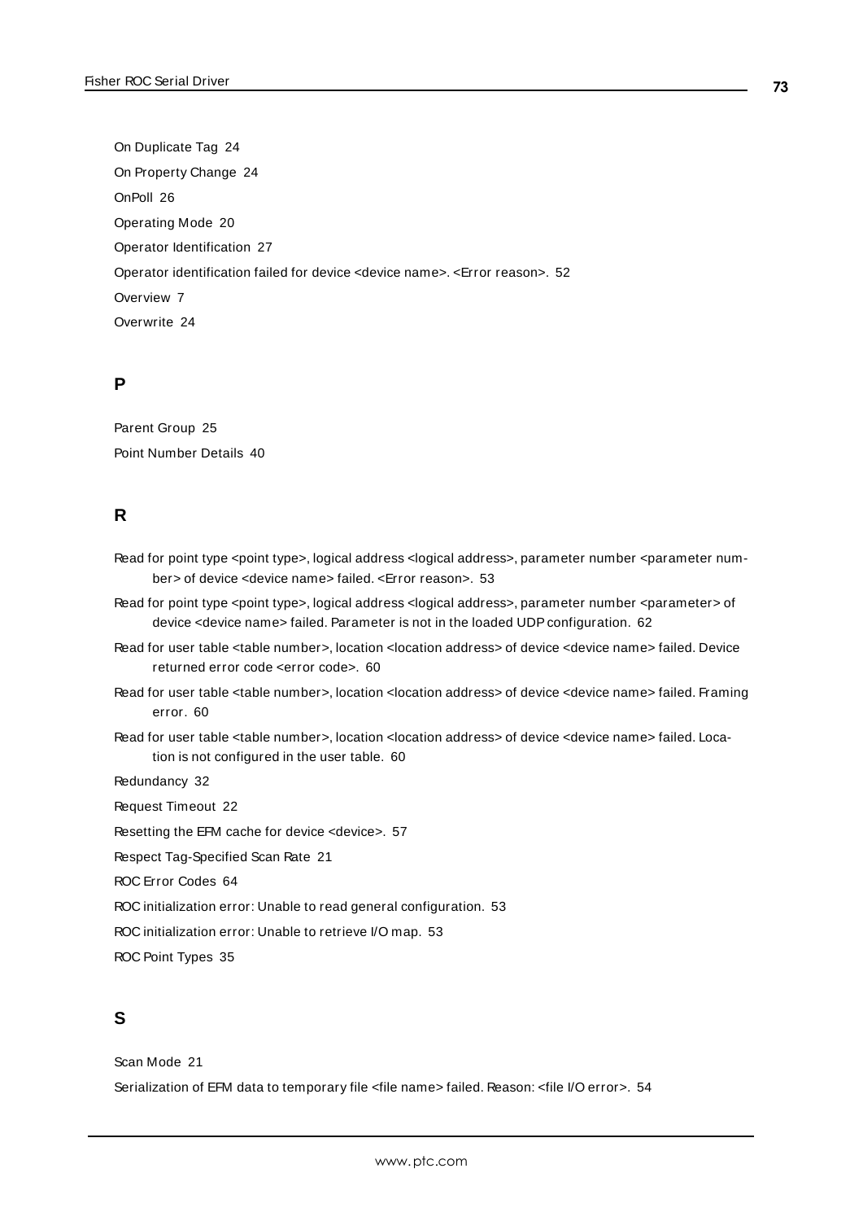On Duplicate Tag 24

On Property Change 24

OnPoll 26

Operating Mode 20

Operator Identification 27

Operator identification failed for device <device name>. <Error reason>. 52

Overview 7

Overwrite 24

## P

Parent Group 25

Point Number Details 40

## R

Read for point type <point type>, logical address <logical address>, parameter number <parameter number> of device <device name> failed. <Error reason>. 53

Read for point type <point type>, logical address <logical address>, parameter number <parameter> of device <device name> failed. Parameter is not in the loaded UDP configuration. 62

Read for user table <table number>, location <location address> of device <device name> failed. Device returned error code <error code>. 60

Read for user table <table number>, location <location address> of device <device name> failed. Framing error. 60

Read for user table <table number>, location <location address> of device <device name> failed. Location is not configured in the user table. 60

Redundancy 32

Request Timeout 22

Resetting the EFM cache for device <device>. 57

Respect Tag-Specified Scan Rate 21

ROC Error Codes 64

ROC initialization error: Unable to read general configuration. 53

ROC initialization error: Unable to retrieve I/O map. 53

ROC Point Types 35

## S

Scan Mode 21

Serialization of EFM data to temporary file <file name> failed. Reason: <file I/O error>. 54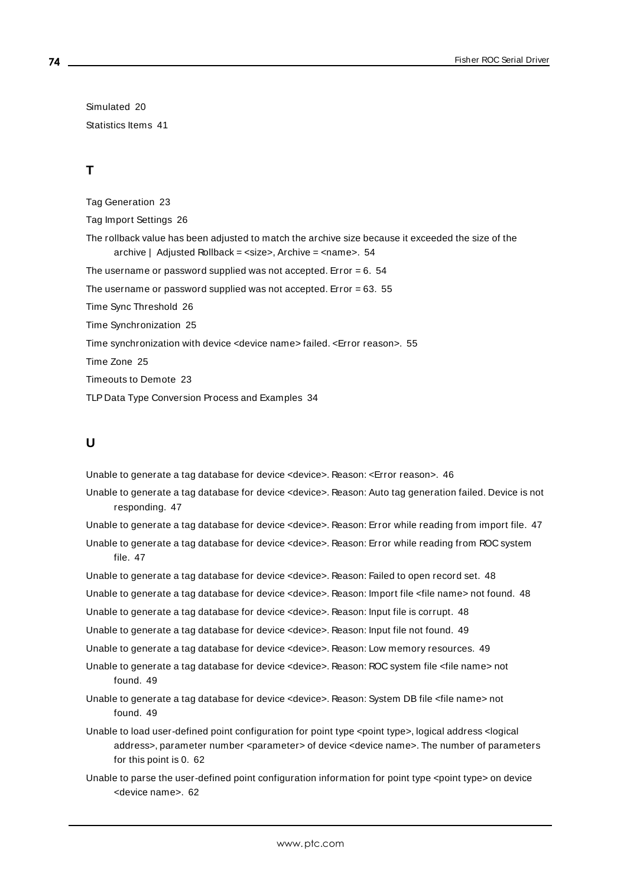Simulated 20

Statistics Items 41

## T

Tag Generation 23

Tag Import Settings 26

The rollback value has been adjusted to match the archive size because it exceeded the size of the archive | Adjusted Rollback = <size>, Archive = <name>. 54

The username or password supplied was not accepted. Error = 6. 54

The username or password supplied was not accepted. Error = 63. 55

Time Sync Threshold 26

Time Synchronization 25

Time synchronization with device <device name> failed. <Error reason>. 55

Time Zone 25

Timeouts to Demote 23

TLP Data Type Conversion Process and Examples 34

## U

Unable to generate a tag database for device <device>. Reason: <Error reason>. 46

Unable to generate a tag database for device <device>. Reason: Auto tag generation failed. Device is not responding. 47

Unable to generate a tag database for device <device>. Reason: Error while reading from import file. 47

Unable to generate a tag database for device <device>. Reason: Error while reading from ROC system file. 47

Unable to generate a tag database for device <device>. Reason: Failed to open record set. 48

Unable to generate a tag database for device <device>. Reason: Import file <file name> not found. 48

Unable to generate a tag database for device <device>. Reason: Input file is corrupt. 48

Unable to generate a tag database for device <device>. Reason: Input file not found. 49

Unable to generate a tag database for device <device>. Reason: Low memory resources. 49

Unable to generate a tag database for device <device>. Reason: ROC system file <file name> not found. 49

Unable to generate a tag database for device <device>. Reason: System DB file <file name> not found. 49

Unable to load user-defined point configuration for point type <point type>, logical address <logical address>, parameter number <parameter> of device <device name>. The number of parameters for this point is 0. 62

Unable to parse the user-defined point configuration information for point type <point type> on device <device name>. 62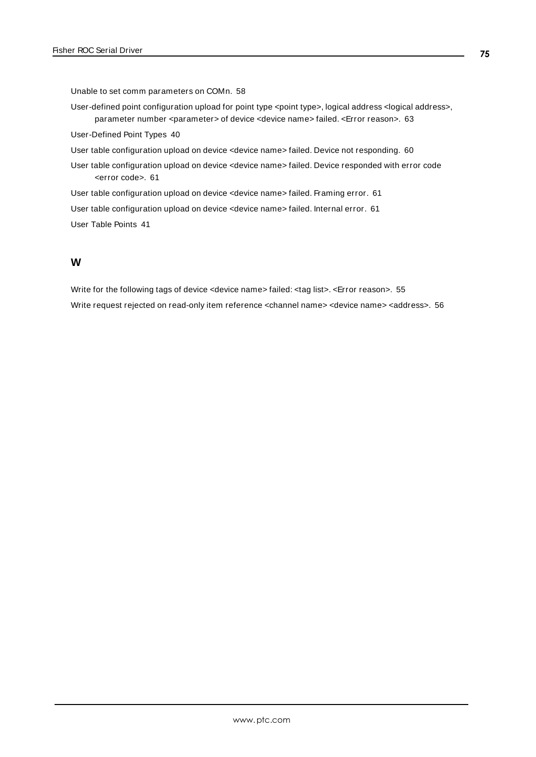Unable to set comm parameters on COMn. 58

User-defined point configuration upload for point type <point type>, logical address <logical address>, parameter number <parameter> of device <device name> failed. <Error reason>. 63

User-Defined Point Types 40

User table configuration upload on device <device name> failed. Device not responding. 60

User table configuration upload on device <device name> failed. Device responded with error code <error code>. 61

User table configuration upload on device <device name> failed. Framing error. 61

User table configuration upload on device <device name> failed. Internal error. 61

User Table Points 41

## W

Write for the following tags of device <device name> failed: <tag list>. <Error reason>. 55

Write request rejected on read-only item reference <channel name> <device name> <address>. 56